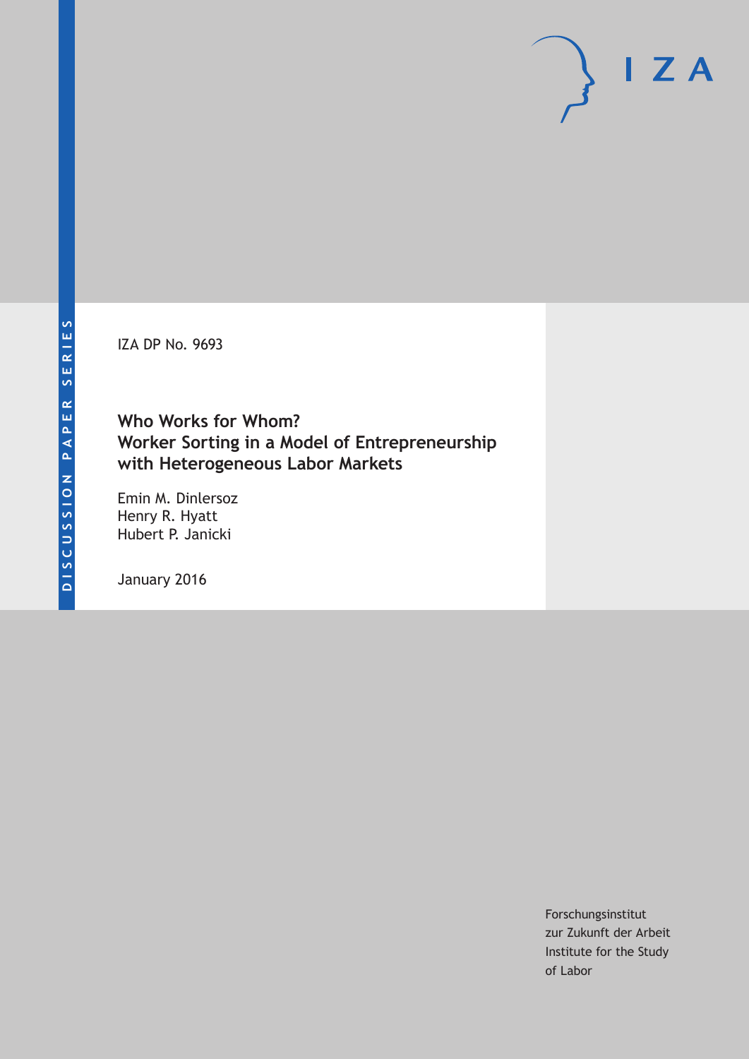DISCUSSION PAPER SERIES

IZA DP No. 9693

# Who Works for Whom? Worker Sorting in a Model of Entrepreneurship with Heterogeneous Labor Markets

Emin M. Dinlersoz
Henry R. Hyatt
Hubert P. Janicki

January 2016

Forschungsinstitut
zur Zukunft der Arbeit
Institute for the Study
of Labor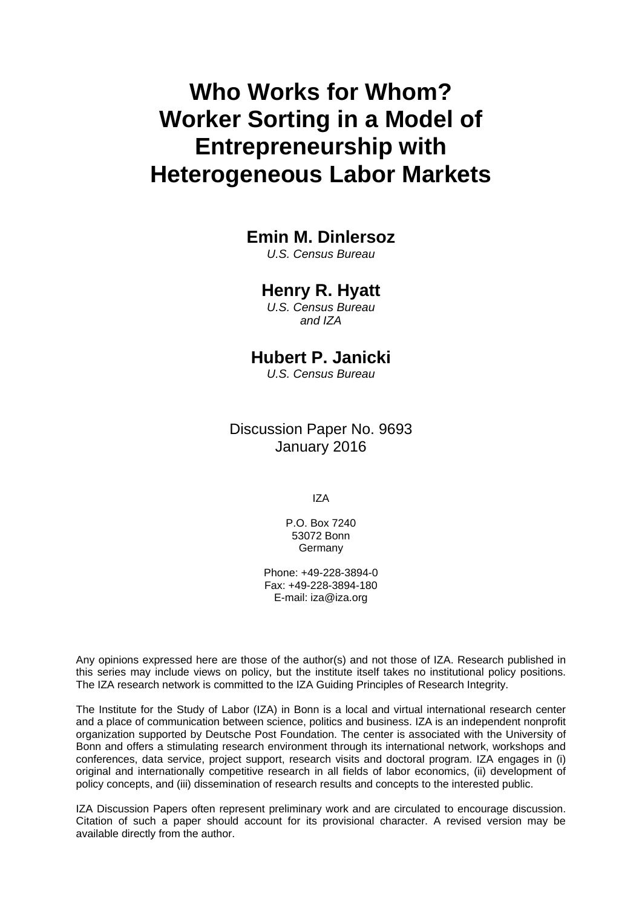# Who Works for Whom? Worker Sorting in a Model of Entrepreneurship with Heterogeneous Labor Markets

**Emin M. Dinlersoz**
*U.S. Census Bureau*

**Henry R. Hyatt**
*U.S. Census Bureau and IZA*

**Hubert P. Janicki**
*U.S. Census Bureau*

Discussion Paper No. 9693
January 2016

IZA

P.O. Box 7240
53072 Bonn
Germany

Phone: +49-228-3894-0
Fax: +49-228-3894-180
E-mail: iza@iza.org

Any opinions expressed here are those of the author(s) and not those of IZA. Research published in this series may include views on policy, but the institute itself takes no institutional policy positions. The IZA research network is committed to the IZA Guiding Principles of Research Integrity.

The Institute for the Study of Labor (IZA) in Bonn is a local and virtual international research center and a place of communication between science, politics and business. IZA is an independent nonprofit organization supported by Deutsche Post Foundation. The center is associated with the University of Bonn and offers a stimulating research environment through its international network, workshops and conferences, data service, project support, research visits and doctoral program. IZA engages in (i) original and internationally competitive research in all fields of labor economics, (ii) development of policy concepts, and (iii) dissemination of research results and concepts to the interested public.

IZA Discussion Papers often represent preliminary work and are circulated to encourage discussion. Citation of such a paper should account for its provisional character. A revised version may be available directly from the author.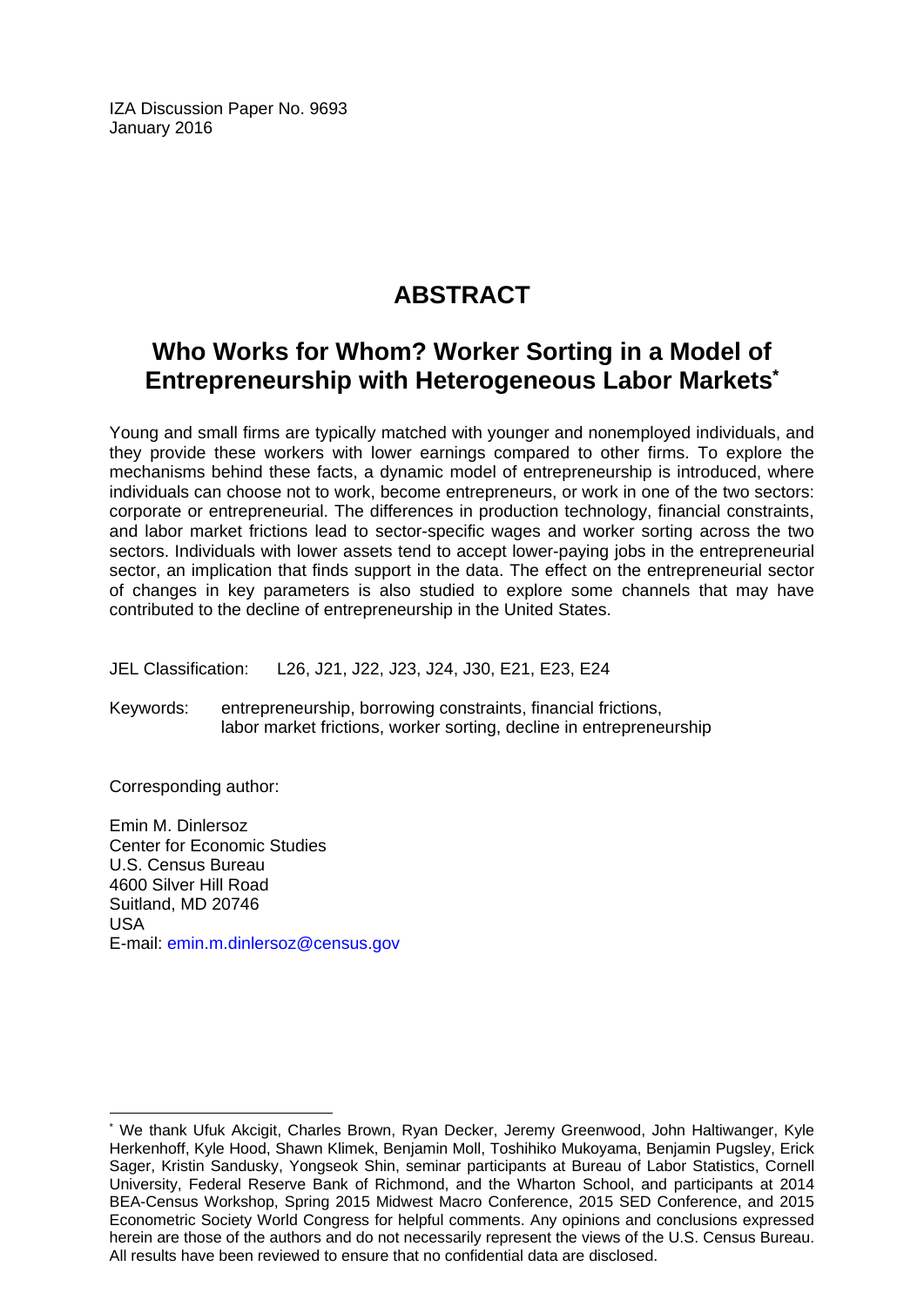IZA Discussion Paper No. 9693
January 2016

# ABSTRACT

## Who Works for Whom? Worker Sorting in a Model of Entrepreneurship with Heterogeneous Labor Markets*

Young and small firms are typically matched with younger and nonemployed individuals, and they provide these workers with lower earnings compared to other firms. To explore the mechanisms behind these facts, a dynamic model of entrepreneurship is introduced, where individuals can choose not to work, become entrepreneurs, or work in one of the two sectors: corporate or entrepreneurial. The differences in production technology, financial constraints, and labor market frictions lead to sector-specific wages and worker sorting across the two sectors. Individuals with lower assets tend to accept lower-paying jobs in the entrepreneurial sector, an implication that finds support in the data. The effect on the entrepreneurial sector of changes in key parameters is also studied to explore some channels that may have contributed to the decline of entrepreneurship in the United States.

JEL Classification: L26, J21, J22, J23, J24, J30, E21, E23, E24

Keywords: entrepreneurship, borrowing constraints, financial frictions, labor market frictions, worker sorting, decline in entrepreneurship

Corresponding author:

Emin M. Dinlersoz
Center for Economic Studies
U.S. Census Bureau
4600 Silver Hill Road
Suitland, MD 20746
USA
E-mail: emin.m.dinlersoz@census.gov

---

* We thank Ufuk Akcigit, Charles Brown, Ryan Decker, Jeremy Greenwood, John Haltiwanger, Kyle Herkenhoff, Kyle Hood, Shawn Klimek, Benjamin Moll, Toshihiko Mukoyama, Benjamin Pugsley, Erick Sager, Kristin Sandusky, Yongseok Shin, seminar participants at Bureau of Labor Statistics, Cornell University, Federal Reserve Bank of Richmond, and the Wharton School, and participants at 2014 BEA-Census Workshop, Spring 2015 Midwest Macro Conference, 2015 SED Conference, and 2015 Econometric Society World Congress for helpful comments. Any opinions and conclusions expressed herein are those of the authors and do not necessarily represent the views of the U.S. Census Bureau. All results have been reviewed to ensure that no confidential data are disclosed.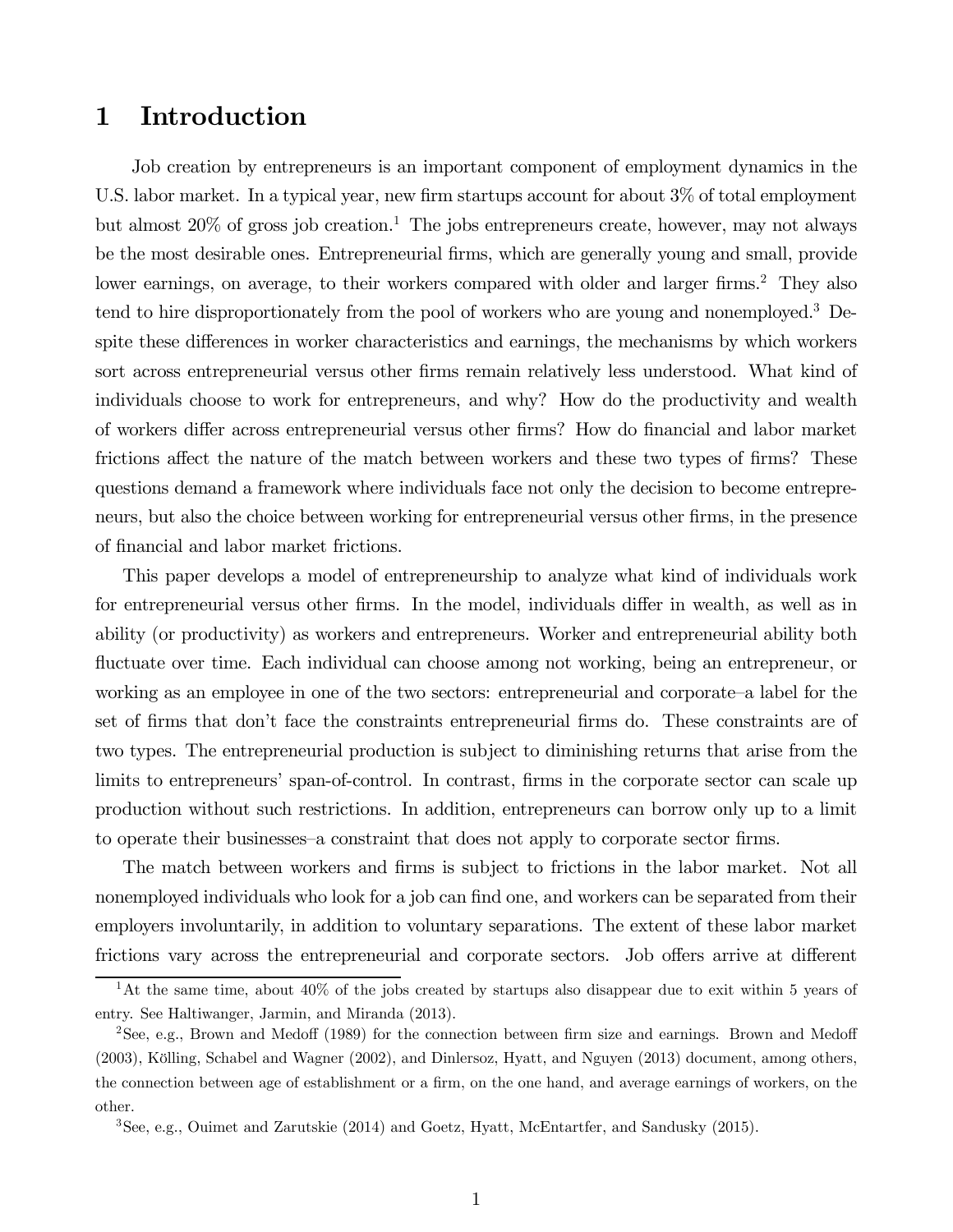# 1 Introduction

Job creation by entrepreneurs is an important component of employment dynamics in the U.S. labor market. In a typical year, new firm startups account for about 3% of total employment but almost 20% of gross job creation.[1] The jobs entrepreneurs create, however, may not always be the most desirable ones. Entrepreneurial firms, which are generally young and small, provide lower earnings, on average, to their workers compared with older and larger firms.[2] They also tend to hire disproportionately from the pool of workers who are young and nonemployed.[3] Despite these differences in worker characteristics and earnings, the mechanisms by which workers sort across entrepreneurial versus other firms remain relatively less understood. What kind of individuals choose to work for entrepreneurs, and why? How do the productivity and wealth of workers differ across entrepreneurial versus other firms? How do financial and labor market frictions affect the nature of the match between workers and these two types of firms? These questions demand a framework where individuals face not only the decision to become entrepreneurs, but also the choice between working for entrepreneurial versus other firms, in the presence of financial and labor market frictions.

This paper develops a model of entrepreneurship to analyze what kind of individuals work for entrepreneurial versus other firms. In the model, individuals differ in wealth, as well as in ability (or productivity) as workers and entrepreneurs. Worker and entrepreneurial ability both fluctuate over time. Each individual can choose among not working, being an entrepreneur, or working as an employee in one of the two sectors: entrepreneurial and corporate–a label for the set of firms that don't face the constraints entrepreneurial firms do. These constraints are of two types. The entrepreneurial production is subject to diminishing returns that arise from the limits to entrepreneurs' span-of-control. In contrast, firms in the corporate sector can scale up production without such restrictions. In addition, entrepreneurs can borrow only up to a limit to operate their businesses–a constraint that does not apply to corporate sector firms.

The match between workers and firms is subject to frictions in the labor market. Not all nonemployed individuals who look for a job can find one, and workers can be separated from their employers involuntarily, in addition to voluntary separations. The extent of these labor market frictions vary across the entrepreneurial and corporate sectors. Job offers arrive at different

[1] At the same time, about 40% of the jobs created by startups also disappear due to exit within 5 years of entry. See Haltiwanger, Jarmin, and Miranda (2013).

[2] See, e.g., Brown and Medoff (1989) for the connection between firm size and earnings. Brown and Medoff (2003), Kölling, Schabel and Wagner (2002), and Dinlersoz, Hyatt, and Nguyen (2013) document, among others, the connection between age of establishment or a firm, on the one hand, and average earnings of workers, on the other.

[3] See, e.g., Ouimet and Zarutskie (2014) and Goetz, Hyatt, McEntarfer, and Sandusky (2015).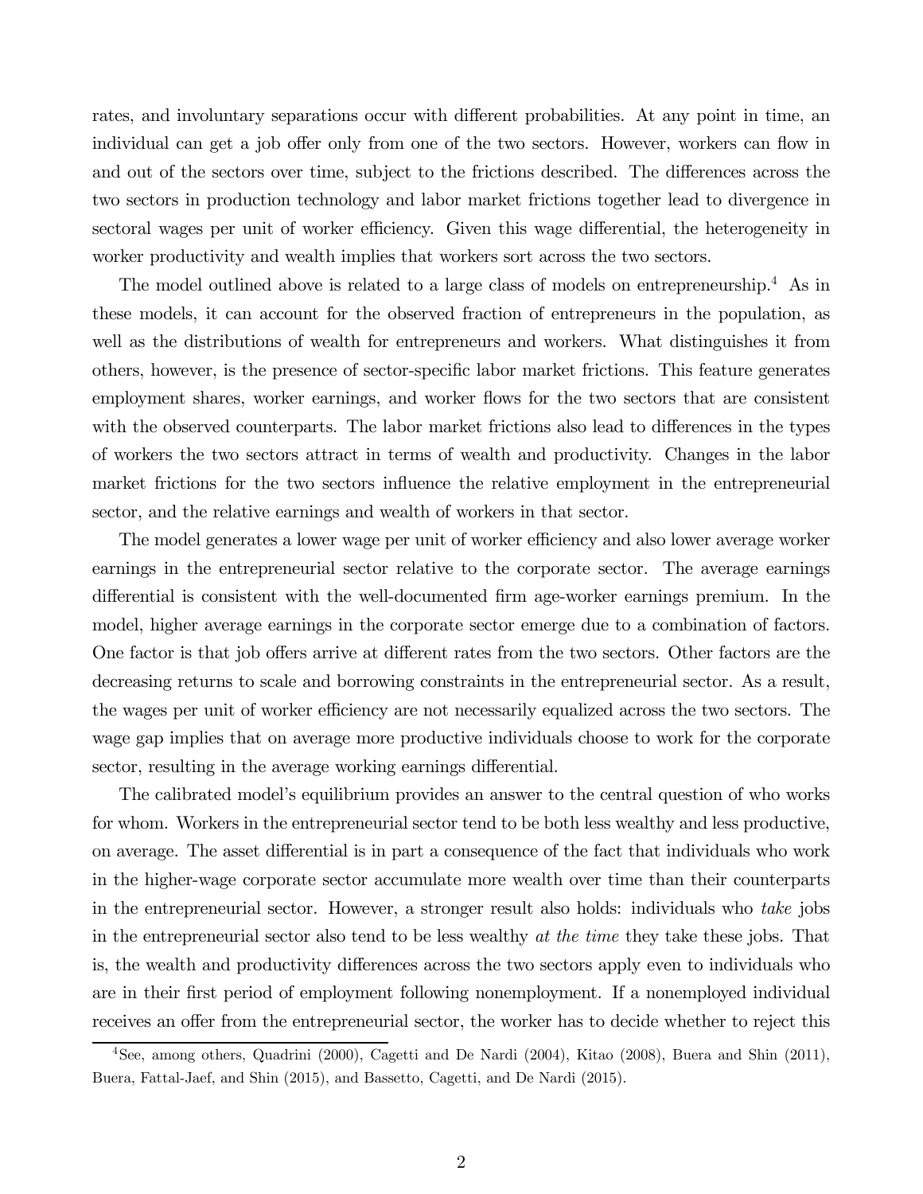rates, and involuntary separations occur with different probabilities. At any point in time, an individual can get a job offer only from one of the two sectors. However, workers can flow in and out of the sectors over time, subject to the frictions described. The differences across the two sectors in production technology and labor market frictions together lead to divergence in sectoral wages per unit of worker efficiency. Given this wage differential, the heterogeneity in worker productivity and wealth implies that workers sort across the two sectors.

The model outlined above is related to a large class of models on entrepreneurship.[4] As in these models, it can account for the observed fraction of entrepreneurs in the population, as well as the distributions of wealth for entrepreneurs and workers. What distinguishes it from others, however, is the presence of sector-specific labor market frictions. This feature generates employment shares, worker earnings, and worker flows for the two sectors that are consistent with the observed counterparts. The labor market frictions also lead to differences in the types of workers the two sectors attract in terms of wealth and productivity. Changes in the labor market frictions for the two sectors influence the relative employment in the entrepreneurial sector, and the relative earnings and wealth of workers in that sector.

The model generates a lower wage per unit of worker efficiency and also lower average worker earnings in the entrepreneurial sector relative to the corporate sector. The average earnings differential is consistent with the well-documented firm age-worker earnings premium. In the model, higher average earnings in the corporate sector emerge due to a combination of factors. One factor is that job offers arrive at different rates from the two sectors. Other factors are the decreasing returns to scale and borrowing constraints in the entrepreneurial sector. As a result, the wages per unit of worker efficiency are not necessarily equalized across the two sectors. The wage gap implies that on average more productive individuals choose to work for the corporate sector, resulting in the average working earnings differential.

The calibrated model's equilibrium provides an answer to the central question of who works for whom. Workers in the entrepreneurial sector tend to be both less wealthy and less productive, on average. The asset differential is in part a consequence of the fact that individuals who work in the higher-wage corporate sector accumulate more wealth over time than their counterparts in the entrepreneurial sector. However, a stronger result also holds: individuals who *take* jobs in the entrepreneurial sector also tend to be less wealthy *at the time* they take these jobs. That is, the wealth and productivity differences across the two sectors apply even to individuals who are in their first period of employment following nonemployment. If a nonemployed individual receives an offer from the entrepreneurial sector, the worker has to decide whether to reject this

[4] See, among others, Quadrini (2000), Cagetti and De Nardi (2004), Kitao (2008), Buera and Shin (2011), Buera, Fattal-Jaef, and Shin (2015), and Bassetto, Cagetti, and De Nardi (2015).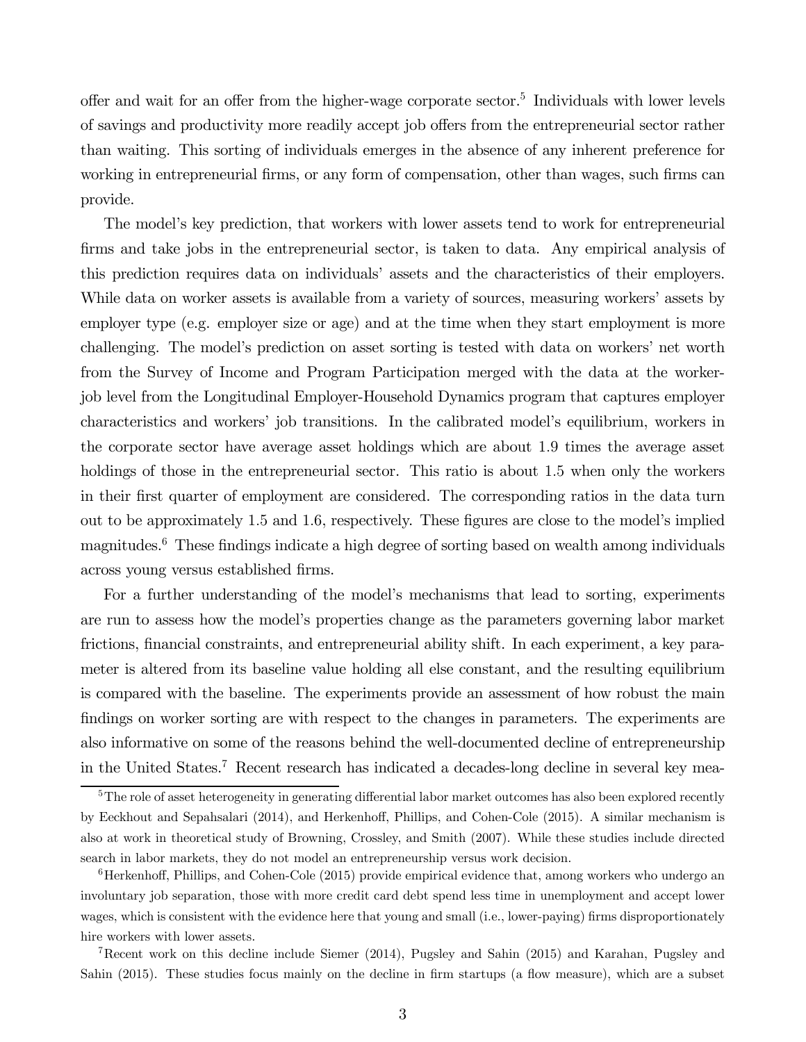offer and wait for an offer from the higher-wage corporate sector.[5] Individuals with lower levels of savings and productivity more readily accept job offers from the entrepreneurial sector rather than waiting. This sorting of individuals emerges in the absence of any inherent preference for working in entrepreneurial firms, or any form of compensation, other than wages, such firms can provide.

The model's key prediction, that workers with lower assets tend to work for entrepreneurial firms and take jobs in the entrepreneurial sector, is taken to data. Any empirical analysis of this prediction requires data on individuals' assets and the characteristics of their employers. While data on worker assets is available from a variety of sources, measuring workers' assets by employer type (e.g. employer size or age) and at the time when they start employment is more challenging. The model's prediction on asset sorting is tested with data on workers' net worth from the Survey of Income and Program Participation merged with the data at the worker-job level from the Longitudinal Employer-Household Dynamics program that captures employer characteristics and workers' job transitions. In the calibrated model's equilibrium, workers in the corporate sector have average asset holdings which are about 1.9 times the average asset holdings of those in the entrepreneurial sector. This ratio is about 1.5 when only the workers in their first quarter of employment are considered. The corresponding ratios in the data turn out to be approximately 1.5 and 1.6, respectively. These figures are close to the model's implied magnitudes.[6] These findings indicate a high degree of sorting based on wealth among individuals across young versus established firms.

For a further understanding of the model's mechanisms that lead to sorting, experiments are run to assess how the model's properties change as the parameters governing labor market frictions, financial constraints, and entrepreneurial ability shift. In each experiment, a key parameter is altered from its baseline value holding all else constant, and the resulting equilibrium is compared with the baseline. The experiments provide an assessment of how robust the main findings on worker sorting are with respect to the changes in parameters. The experiments are also informative on some of the reasons behind the well-documented decline of entrepreneurship in the United States.[7] Recent research has indicated a decades-long decline in several key mea-

[5] The role of asset heterogeneity in generating differential labor market outcomes has also been explored recently by Eeckhout and Sepahsalari (2014), and Herkenhoff, Phillips, and Cohen-Cole (2015). A similar mechanism is also at work in theoretical study of Browning, Crossley, and Smith (2007). While these studies include directed search in labor markets, they do not model an entrepreneurship versus work decision.

[6] Herkenhoff, Phillips, and Cohen-Cole (2015) provide empirical evidence that, among workers who undergo an involuntary job separation, those with more credit card debt spend less time in unemployment and accept lower wages, which is consistent with the evidence here that young and small (i.e., lower-paying) firms disproportionately hire workers with lower assets.

[7] Recent work on this decline include Siemer (2014), Pugsley and Sahin (2015) and Karahan, Pugsley and Sahin (2015). These studies focus mainly on the decline in firm startups (a flow measure), which are a subset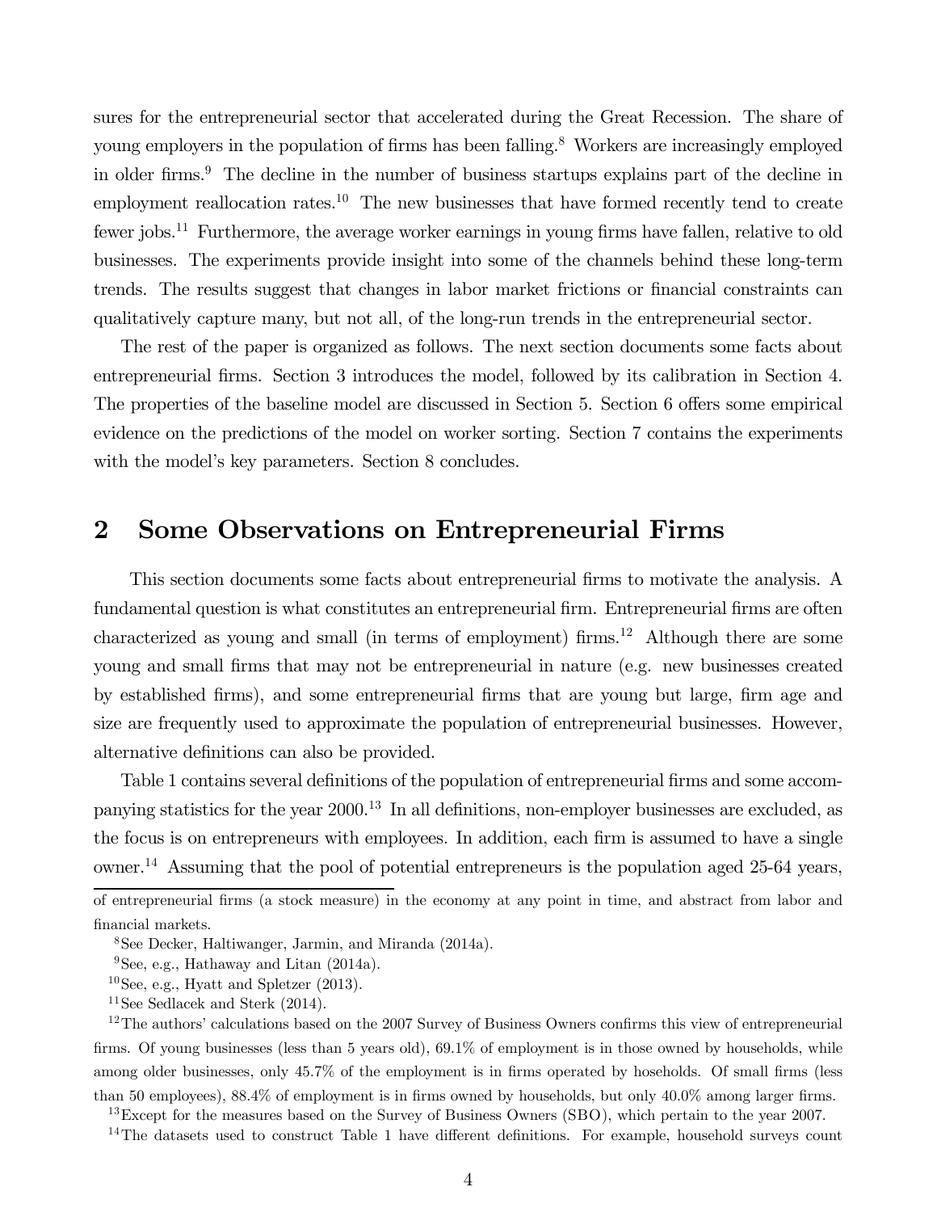sures for the entrepreneurial sector that accelerated during the Great Recession. The share of young employers in the population of firms has been falling.[8] Workers are increasingly employed in older firms.[9] The decline in the number of business startups explains part of the decline in employment reallocation rates.[10] The new businesses that have formed recently tend to create fewer jobs.[11] Furthermore, the average worker earnings in young firms have fallen, relative to old businesses. The experiments provide insight into some of the channels behind these long-term trends. The results suggest that changes in labor market frictions or financial constraints can qualitatively capture many, but not all, of the long-run trends in the entrepreneurial sector.

The rest of the paper is organized as follows. The next section documents some facts about entrepreneurial firms. Section 3 introduces the model, followed by its calibration in Section 4. The properties of the baseline model are discussed in Section 5. Section 6 offers some empirical evidence on the predictions of the model on worker sorting. Section 7 contains the experiments with the model's key parameters. Section 8 concludes.

## 2 Some Observations on Entrepreneurial Firms

This section documents some facts about entrepreneurial firms to motivate the analysis. A fundamental question is what constitutes an entrepreneurial firm. Entrepreneurial firms are often characterized as young and small (in terms of employment) firms.[12] Although there are some young and small firms that may not be entrepreneurial in nature (e.g. new businesses created by established firms), and some entrepreneurial firms that are young but large, firm age and size are frequently used to approximate the population of entrepreneurial businesses. However, alternative definitions can also be provided.

Table 1 contains several definitions of the population of entrepreneurial firms and some accompanying statistics for the year 2000.[13] In all definitions, non-employer businesses are excluded, as the focus is on entrepreneurs with employees. In addition, each firm is assumed to have a single owner.[14] Assuming that the pool of potential entrepreneurs is the population aged 25-64 years,

---

of entrepreneurial firms (a stock measure) in the economy at any point in time, and abstract from labor and financial markets.

[8] See Decker, Haltiwanger, Jarmin, and Miranda (2014a).

[9] See, e.g., Hathaway and Litan (2014a).

[10] See, e.g., Hyatt and Spletzer (2013).

[11] See Sedlacek and Sterk (2014).

[12] The authors' calculations based on the 2007 Survey of Business Owners confirms this view of entrepreneurial firms. Of young businesses (less than 5 years old), 69.1% of employment is in those owned by households, while among older businesses, only 45.7% of the employment is in firms operated by hoseholds. Of small firms (less than 50 employees), 88.4% of employment is in firms owned by households, but only 40.0% among larger firms.

[13] Except for the measures based on the Survey of Business Owners (SBO), which pertain to the year 2007.

[14] The datasets used to construct Table 1 have different definitions. For example, household surveys count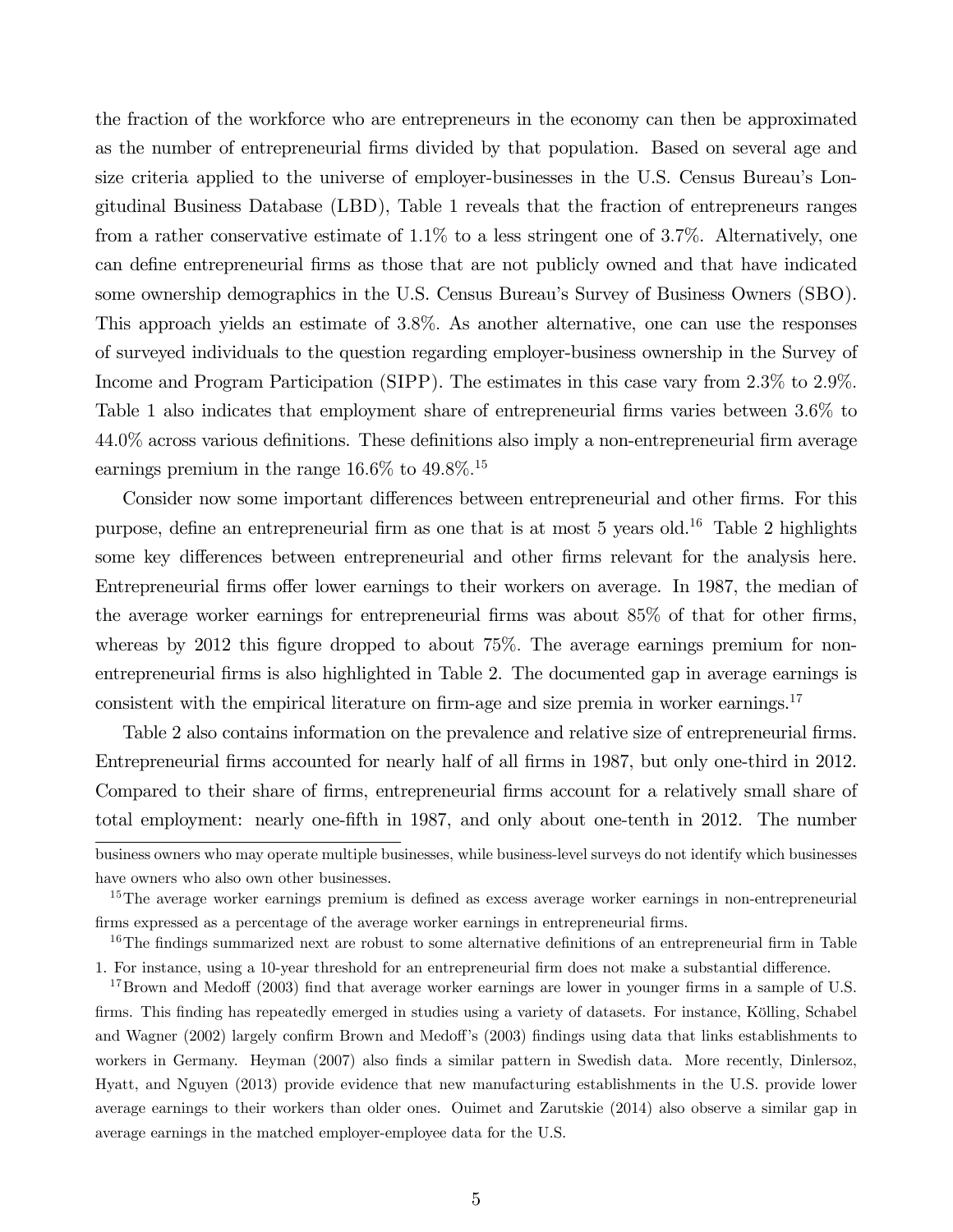the fraction of the workforce who are entrepreneurs in the economy can then be approximated as the number of entrepreneurial firms divided by that population. Based on several age and size criteria applied to the universe of employer-businesses in the U.S. Census Bureau's Longitudinal Business Database (LBD), Table 1 reveals that the fraction of entrepreneurs ranges from a rather conservative estimate of 1.1% to a less stringent one of 3.7%. Alternatively, one can define entrepreneurial firms as those that are not publicly owned and that have indicated some ownership demographics in the U.S. Census Bureau's Survey of Business Owners (SBO). This approach yields an estimate of 3.8%. As another alternative, one can use the responses of surveyed individuals to the question regarding employer-business ownership in the Survey of Income and Program Participation (SIPP). The estimates in this case vary from 2.3% to 2.9%. Table 1 also indicates that employment share of entrepreneurial firms varies between 3.6% to 44.0% across various definitions. These definitions also imply a non-entrepreneurial firm average earnings premium in the range 16.6% to 49.8%.[15]

Consider now some important differences between entrepreneurial and other firms. For this purpose, define an entrepreneurial firm as one that is at most 5 years old.[16] Table 2 highlights some key differences between entrepreneurial and other firms relevant for the analysis here. Entrepreneurial firms offer lower earnings to their workers on average. In 1987, the median of the average worker earnings for entrepreneurial firms was about 85% of that for other firms, whereas by 2012 this figure dropped to about 75%. The average earnings premium for non-entrepreneurial firms is also highlighted in Table 2. The documented gap in average earnings is consistent with the empirical literature on firm-age and size premia in worker earnings.[17]

Table 2 also contains information on the prevalence and relative size of entrepreneurial firms. Entrepreneurial firms accounted for nearly half of all firms in 1987, but only one-third in 2012. Compared to their share of firms, entrepreneurial firms account for a relatively small share of total employment: nearly one-fifth in 1987, and only about one-tenth in 2012. The number

business owners who may operate multiple businesses, while business-level surveys do not identify which businesses have owners who also own other businesses.

[15] The average worker earnings premium is defined as excess average worker earnings in non-entrepreneurial firms expressed as a percentage of the average worker earnings in entrepreneurial firms.

[16] The findings summarized next are robust to some alternative definitions of an entrepreneurial firm in Table 1. For instance, using a 10-year threshold for an entrepreneurial firm does not make a substantial difference.

[17] Brown and Medoff (2003) find that average worker earnings are lower in younger firms in a sample of U.S. firms. This finding has repeatedly emerged in studies using a variety of datasets. For instance, Kölling, Schabel and Wagner (2002) largely confirm Brown and Medoff's (2003) findings using data that links establishments to workers in Germany. Heyman (2007) also finds a similar pattern in Swedish data. More recently, Dinlersoz, Hyatt, and Nguyen (2013) provide evidence that new manufacturing establishments in the U.S. provide lower average earnings to their workers than older ones. Ouimet and Zarutskie (2014) also observe a similar gap in average earnings in the matched employer-employee data for the U.S.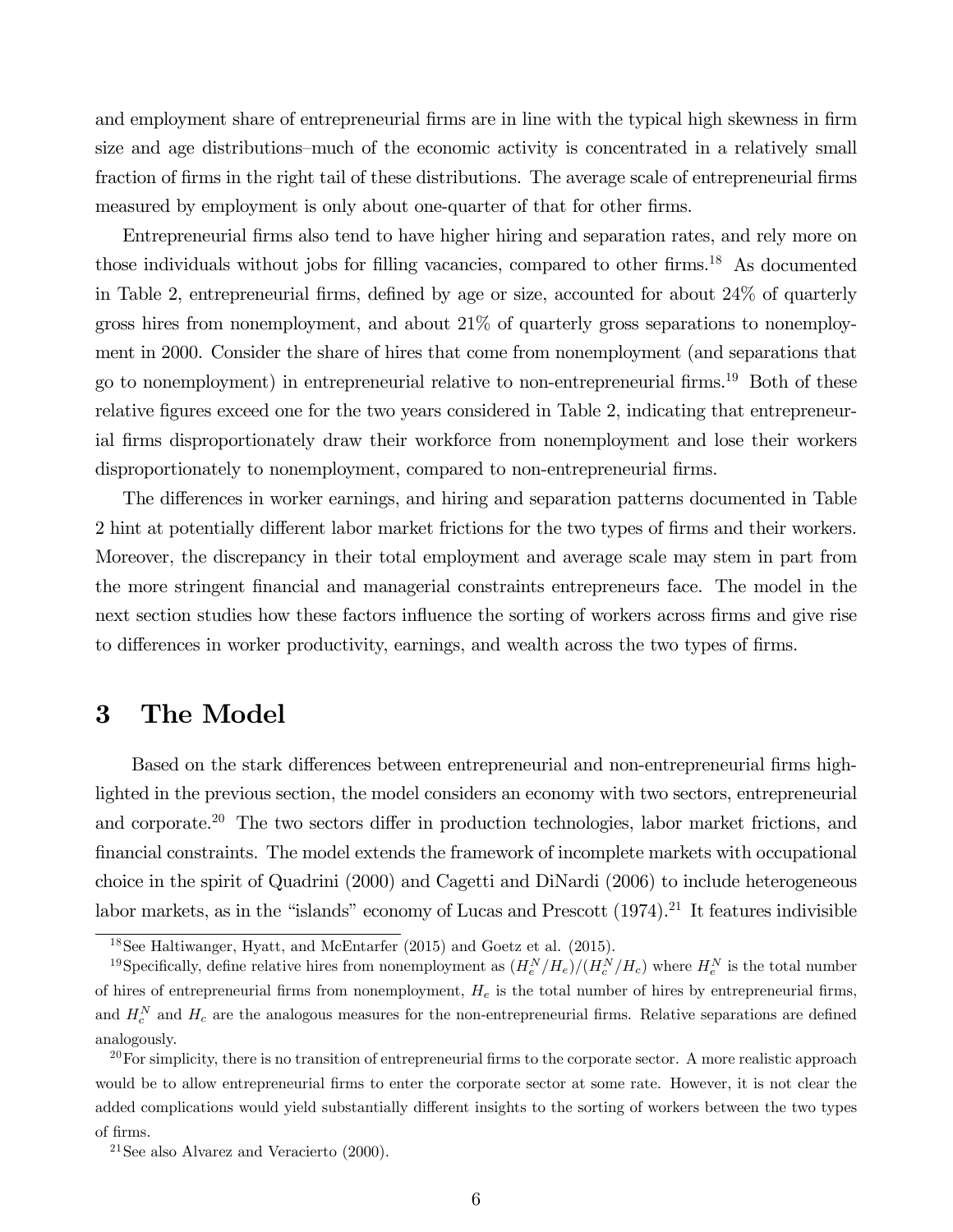and employment share of entrepreneurial firms are in line with the typical high skewness in firm size and age distributions–much of the economic activity is concentrated in a relatively small fraction of firms in the right tail of these distributions. The average scale of entrepreneurial firms measured by employment is only about one-quarter of that for other firms.

Entrepreneurial firms also tend to have higher hiring and separation rates, and rely more on those individuals without jobs for filling vacancies, compared to other firms.[18] As documented in Table 2, entrepreneurial firms, defined by age or size, accounted for about 24% of quarterly gross hires from nonemployment, and about 21% of quarterly gross separations to nonemployment in 2000. Consider the share of hires that come from nonemployment (and separations that go to nonemployment) in entrepreneurial relative to non-entrepreneurial firms.[19] Both of these relative figures exceed one for the two years considered in Table 2, indicating that entrepreneurial firms disproportionately draw their workforce from nonemployment and lose their workers disproportionately to nonemployment, compared to non-entrepreneurial firms.

The differences in worker earnings, and hiring and separation patterns documented in Table 2 hint at potentially different labor market frictions for the two types of firms and their workers. Moreover, the discrepancy in their total employment and average scale may stem in part from the more stringent financial and managerial constraints entrepreneurs face. The model in the next section studies how these factors influence the sorting of workers across firms and give rise to differences in worker productivity, earnings, and wealth across the two types of firms.

# 3 The Model

Based on the stark differences between entrepreneurial and non-entrepreneurial firms highlighted in the previous section, the model considers an economy with two sectors, entrepreneurial and corporate.[20] The two sectors differ in production technologies, labor market frictions, and financial constraints. The model extends the framework of incomplete markets with occupational choice in the spirit of Quadrini (2000) and Cagetti and DiNardi (2006) to include heterogeneous labor markets, as in the "islands" economy of Lucas and Prescott (1974).[21] It features indivisible

[18] See Haltiwanger, Hyatt, and McEntarfer (2015) and Goetz et al. (2015).

[19] Specifically, define relative hires from nonemployment as $(H_e^N/H_e)/(H_c^N/H_c)$ where $H_e^N$ is the total number of hires of entrepreneurial firms from nonemployment, $H_e$ is the total number of hires by entrepreneurial firms, and $H_c^N$ and $H_c$ are the analogous measures for the non-entrepreneurial firms. Relative separations are defined analogously.

[20] For simplicity, there is no transition of entrepreneurial firms to the corporate sector. A more realistic approach would be to allow entrepreneurial firms to enter the corporate sector at some rate. However, it is not clear the added complications would yield substantially different insights to the sorting of workers between the two types of firms.

[21] See also Alvarez and Veracierto (2000).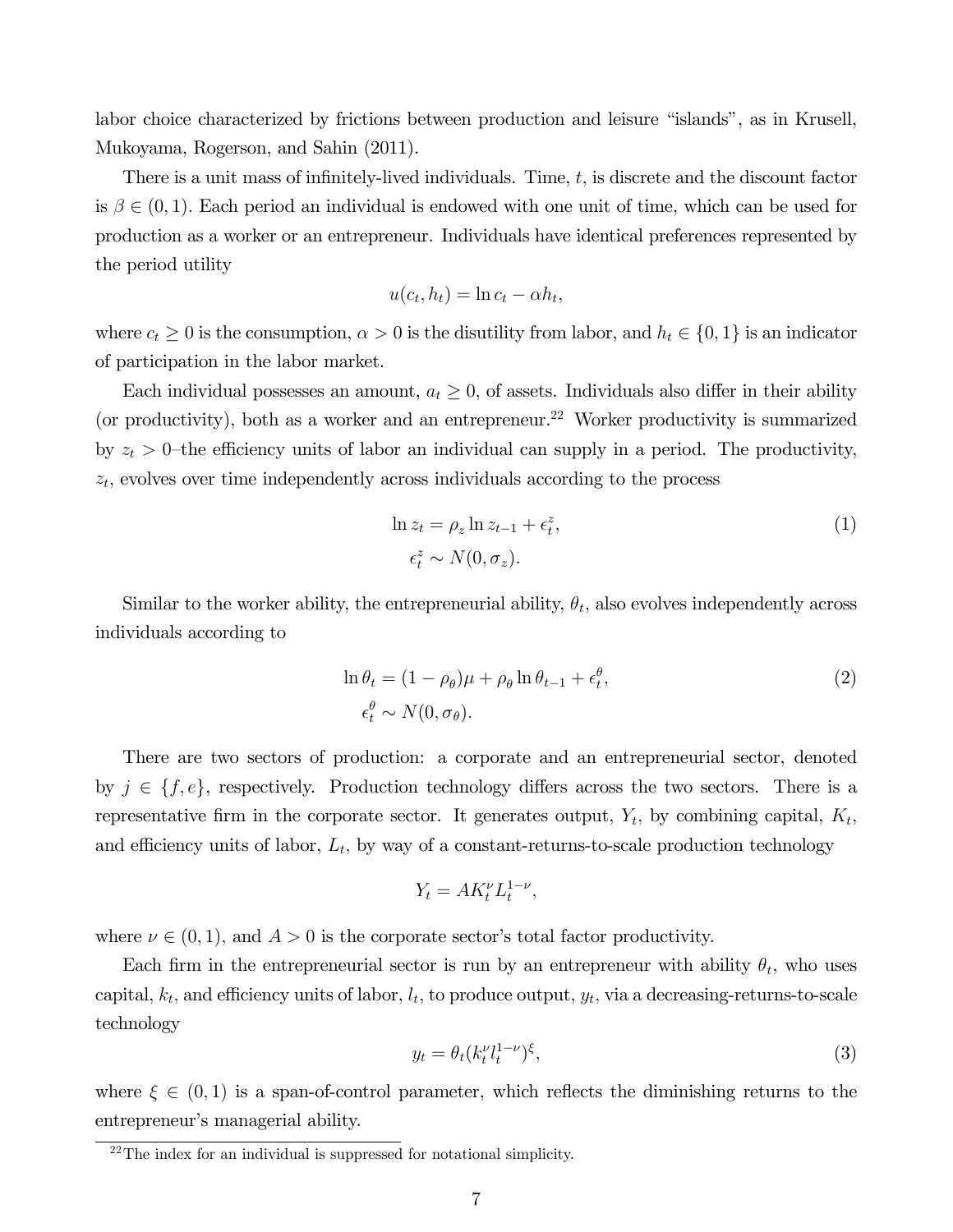labor choice characterized by frictions between production and leisure "islands", as in Krusell, Mukoyama, Rogerson, and Sahin (2011).

There is a unit mass of infinitely-lived individuals. Time, $t$, is discrete and the discount factor is $\beta \in (0, 1)$. Each period an individual is endowed with one unit of time, which can be used for production as a worker or an entrepreneur. Individuals have identical preferences represented by the period utility

$$u(c_t, h_t) = \ln c_t - \alpha h_t,$$

where $c_t \geq 0$ is the consumption, $\alpha > 0$ is the disutility from labor, and $h_t \in \{0, 1\}$ is an indicator of participation in the labor market.

Each individual possesses an amount, $a_t \geq 0$, of assets. Individuals also differ in their ability (or productivity), both as a worker and an entrepreneur.[22] Worker productivity is summarized by $z_t > 0$–the efficiency units of labor an individual can supply in a period. The productivity, $z_t$, evolves over time independently across individuals according to the process

$$\begin{aligned} \ln z_t &= \rho_z \ln z_{t-1} + \epsilon_t^z, \\ \epsilon_t^z &\sim N(0, \sigma_z). \end{aligned} \tag{1}$$

Similar to the worker ability, the entrepreneurial ability, $\theta_t$, also evolves independently across individuals according to

$$\begin{aligned} \ln \theta_t &= (1 - \rho_\theta)\mu + \rho_\theta \ln \theta_{t-1} + \epsilon_t^\theta, \\ \epsilon_t^\theta &\sim N(0, \sigma_\theta). \end{aligned} \tag{2}$$

There are two sectors of production: a corporate and an entrepreneurial sector, denoted by $j \in \{f, e\}$, respectively. Production technology differs across the two sectors. There is a representative firm in the corporate sector. It generates output, $Y_t$, by combining capital, $K_t$, and efficiency units of labor, $L_t$, by way of a constant-returns-to-scale production technology

$$Y_t = AK_t^\nu L_t^{1-\nu},$$

where $\nu \in (0, 1)$, and $A > 0$ is the corporate sector's total factor productivity.

Each firm in the entrepreneurial sector is run by an entrepreneur with ability $\theta_t$, who uses capital, $k_t$, and efficiency units of labor, $l_t$, to produce output, $y_t$, via a decreasing-returns-to-scale technology

$$y_t = \theta_t (k_t^\nu l_t^{1-\nu})^\xi, \tag{3}$$

where $\xi \in (0, 1)$ is a span-of-control parameter, which reflects the diminishing returns to the entrepreneur's managerial ability.

[22] The index for an individual is suppressed for notational simplicity.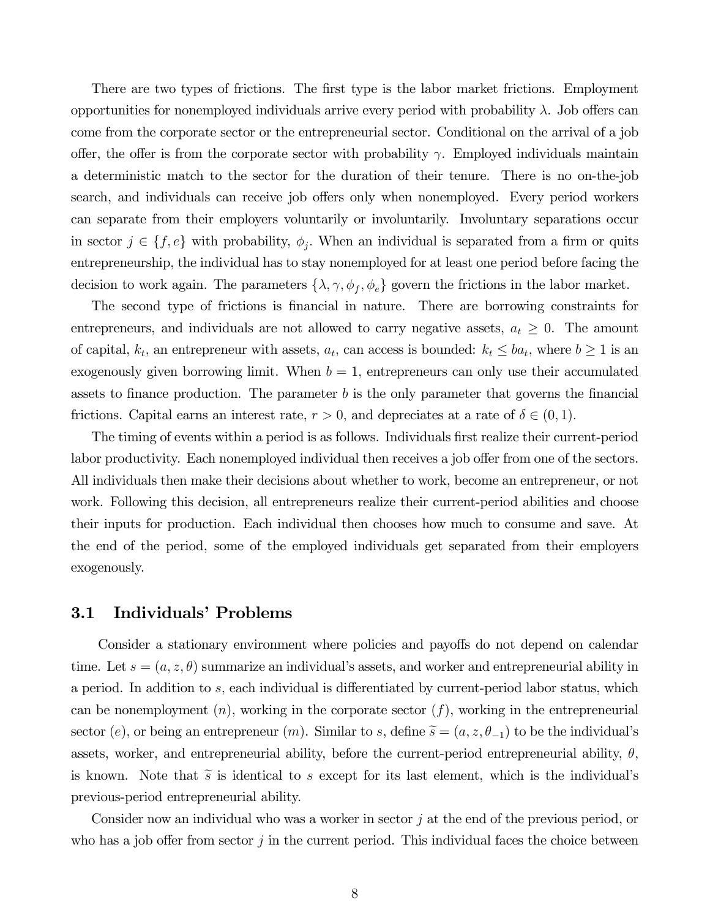There are two types of frictions. The first type is the labor market frictions. Employment opportunities for nonemployed individuals arrive every period with probability $\lambda$. Job offers can come from the corporate sector or the entrepreneurial sector. Conditional on the arrival of a job offer, the offer is from the corporate sector with probability $\gamma$. Employed individuals maintain a deterministic match to the sector for the duration of their tenure. There is no on-the-job search, and individuals can receive job offers only when nonemployed. Every period workers can separate from their employers voluntarily or involuntarily. Involuntary separations occur in sector $j \in \{f, e\}$ with probability, $\phi_j$. When an individual is separated from a firm or quits entrepreneurship, the individual has to stay nonemployed for at least one period before facing the decision to work again. The parameters $\{\lambda, \gamma, \phi_f, \phi_e\}$ govern the frictions in the labor market.

The second type of frictions is financial in nature. There are borrowing constraints for entrepreneurs, and individuals are not allowed to carry negative assets, $a_t \geq 0$. The amount of capital, $k_t$, an entrepreneur with assets, $a_t$, can access is bounded: $k_t \leq ba_t$, where $b \geq 1$ is an exogenously given borrowing limit. When $b = 1$, entrepreneurs can only use their accumulated assets to finance production. The parameter $b$ is the only parameter that governs the financial frictions. Capital earns an interest rate, $r > 0$, and depreciates at a rate of $\delta \in (0, 1)$.

The timing of events within a period is as follows. Individuals first realize their current-period labor productivity. Each nonemployed individual then receives a job offer from one of the sectors. All individuals then make their decisions about whether to work, become an entrepreneur, or not work. Following this decision, all entrepreneurs realize their current-period abilities and choose their inputs for production. Each individual then chooses how much to consume and save. At the end of the period, some of the employed individuals get separated from their employers exogenously.

## 3.1 Individuals' Problems

Consider a stationary environment where policies and payoffs do not depend on calendar time. Let $s = (a, z, \theta)$ summarize an individual's assets, and worker and entrepreneurial ability in a period. In addition to $s$, each individual is differentiated by current-period labor status, which can be nonemployment ($n$), working in the corporate sector ($f$), working in the entrepreneurial sector ($e$), or being an entrepreneur ($m$). Similar to $s$, define $\widetilde{s} = (a, z, \theta_{-1})$ to be the individual's assets, worker, and entrepreneurial ability, before the current-period entrepreneurial ability, $\theta$, is known. Note that $\widetilde{s}$ is identical to $s$ except for its last element, which is the individual's previous-period entrepreneurial ability.

Consider now an individual who was a worker in sector $j$ at the end of the previous period, or who has a job offer from sector $j$ in the current period. This individual faces the choice between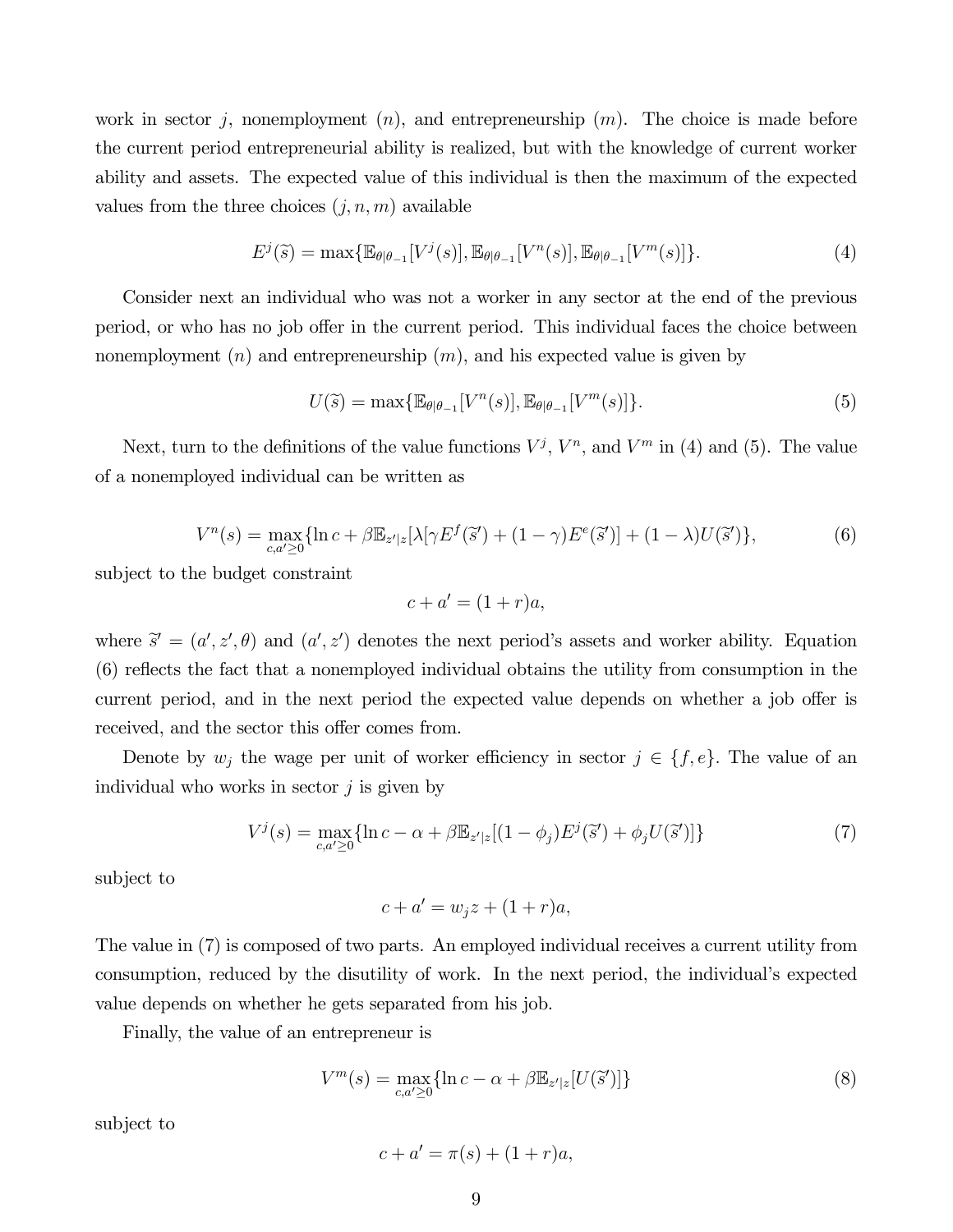work in sector $j$, nonemployment ($n$), and entrepreneurship ($m$). The choice is made before the current period entrepreneurial ability is realized, but with the knowledge of current worker ability and assets. The expected value of this individual is then the maximum of the expected values from the three choices $(j, n, m)$ available

$$E^j(\widetilde{s}) = \max\{\mathbb{E}_{\theta|\theta_{-1}}[V^j(s)], \mathbb{E}_{\theta|\theta_{-1}}[V^n(s)], \mathbb{E}_{\theta|\theta_{-1}}[V^m(s)]\}. \tag{4}$$

Consider next an individual who was not a worker in any sector at the end of the previous period, or who has no job offer in the current period. This individual faces the choice between nonemployment ($n$) and entrepreneurship ($m$), and his expected value is given by

$$U(\widetilde{s}) = \max\{\mathbb{E}_{\theta|\theta_{-1}}[V^n(s)], \mathbb{E}_{\theta|\theta_{-1}}[V^m(s)]\}. \tag{5}$$

Next, turn to the definitions of the value functions $V^j$, $V^n$, and $V^m$ in (4) and (5). The value of a nonemployed individual can be written as

$$V^n(s) = \max_{c,a'\geq 0}\{\ln c + \beta\mathbb{E}_{z'|z}[\lambda[\gamma E^f(\widetilde{s}') + (1-\gamma)E^e(\widetilde{s}')] + (1-\lambda)U(\widetilde{s}')\}, \tag{6}$$

subject to the budget constraint

$$c + a' = (1+r)a,$$

where $\widetilde{s}' = (a', z', \theta)$ and $(a', z')$ denotes the next period's assets and worker ability. Equation (6) reflects the fact that a nonemployed individual obtains the utility from consumption in the current period, and in the next period the expected value depends on whether a job offer is received, and the sector this offer comes from.

Denote by $w_j$ the wage per unit of worker efficiency in sector $j \in \{f, e\}$. The value of an individual who works in sector $j$ is given by

$$V^j(s) = \max_{c,a'\geq 0}\{\ln c - \alpha + \beta\mathbb{E}_{z'|z}[(1-\phi_j)E^j(\widetilde{s}') + \phi_j U(\widetilde{s}')]\} \tag{7}$$

subject to

$$c + a' = w_j z + (1+r)a,$$

The value in (7) is composed of two parts. An employed individual receives a current utility from consumption, reduced by the disutility of work. In the next period, the individual's expected value depends on whether he gets separated from his job.

Finally, the value of an entrepreneur is

$$V^m(s) = \max_{c,a'\geq 0}\{\ln c - \alpha + \beta\mathbb{E}_{z'|z}[U(\widetilde{s}')]\} \tag{8}$$

subject to

$$c + a' = \pi(s) + (1+r)a,$$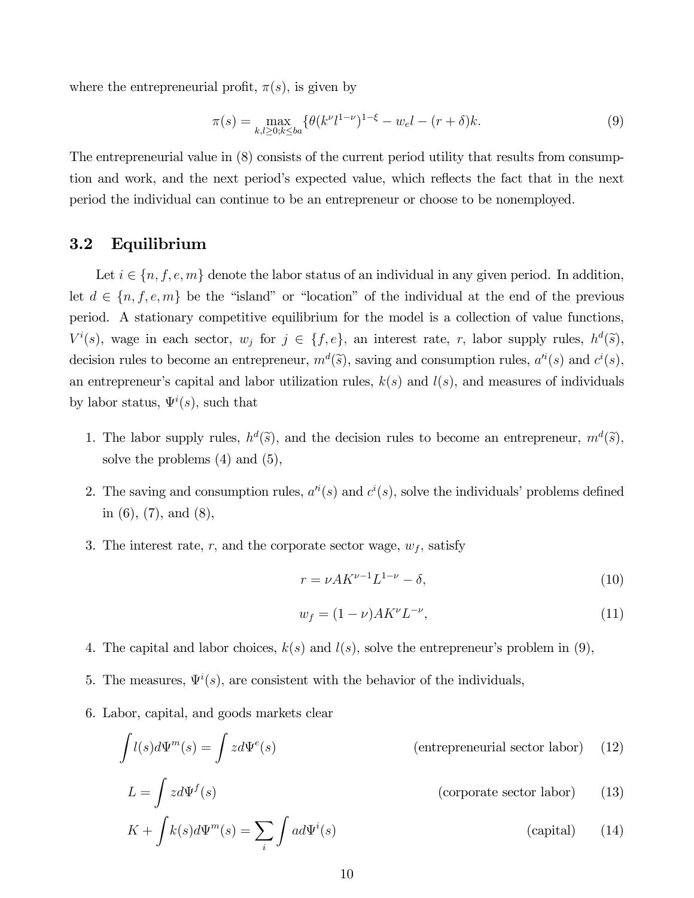where the entrepreneurial profit, $\pi(s)$, is given by

$$\pi(s) = \max_{k,l \geq 0; k \leq ba} \{\theta(k^{\nu} l^{1-\nu})^{1-\xi} - w_e l - (r+\delta)k. \tag{9}$$

The entrepreneurial value in (8) consists of the current period utility that results from consumption and work, and the next period's expected value, which reflects the fact that in the next period the individual can continue to be an entrepreneur or choose to be nonemployed.

## 3.2 Equilibrium

Let $i \in \{n, f, e, m\}$ denote the labor status of an individual in any given period. In addition, let $d \in \{n, f, e, m\}$ be the "island" or "location" of the individual at the end of the previous period. A stationary competitive equilibrium for the model is a collection of value functions, $V^i(s)$, wage in each sector, $w_j$ for $j \in \{f, e\}$, an interest rate, $r$, labor supply rules, $h^d(\widetilde{s})$, decision rules to become an entrepreneur, $m^d(\widetilde{s})$, saving and consumption rules, $a'^i(s)$ and $c^i(s)$, an entrepreneur's capital and labor utilization rules, $k(s)$ and $l(s)$, and measures of individuals by labor status, $\Psi^i(s)$, such that

1. The labor supply rules, $h^d(\widetilde{s})$, and the decision rules to become an entrepreneur, $m^d(\widetilde{s})$, solve the problems (4) and (5),
2. The saving and consumption rules, $a'^i(s)$ and $c^i(s)$, solve the individuals' problems defined in (6), (7), and (8),
3. The interest rate, $r$, and the corporate sector wage, $w_f$, satisfy

$$r = \nu A K^{\nu-1} L^{1-\nu} - \delta, \tag{10}$$

$$w_f = (1-\nu) A K^{\nu} L^{-\nu}, \tag{11}$$

4. The capital and labor choices, $k(s)$ and $l(s)$, solve the entrepreneur's problem in (9),
5. The measures, $\Psi^i(s)$, are consistent with the behavior of the individuals,
6. Labor, capital, and goods markets clear

$$\int l(s) d\Psi^m(s) = \int z d\Psi^e(s) \qquad \text{(entrepreneurial sector labor)} \tag{12}$$

$$L = \int z d\Psi^f(s) \qquad \text{(corporate sector labor)} \tag{13}$$

$$K + \int k(s) d\Psi^m(s) = \sum_i \int a d\Psi^i(s) \qquad \text{(capital)} \tag{14}$$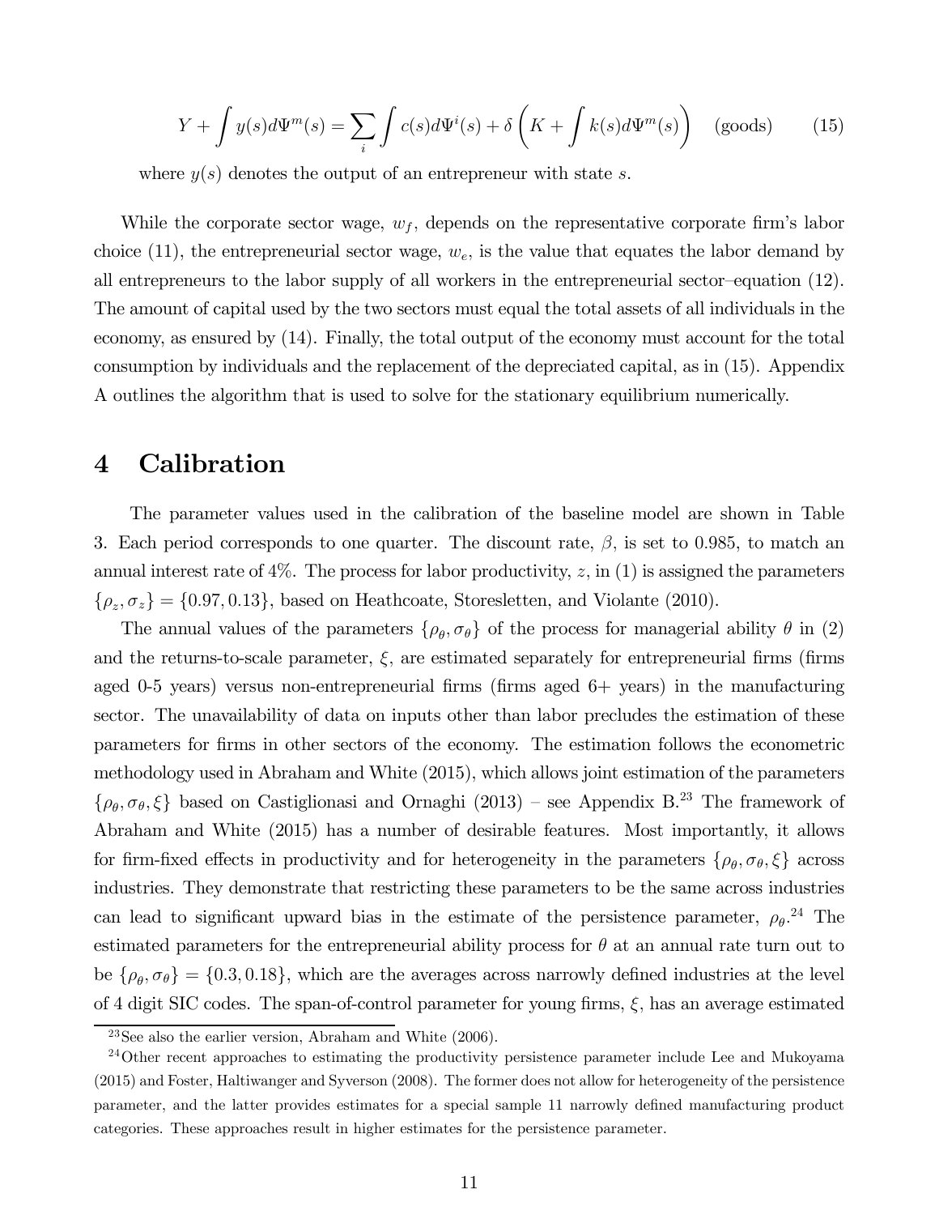$$Y + \int y(s) d\Psi^m(s) = \sum_i \int c(s) d\Psi^i(s) + \delta \left( K + \int k(s) d\Psi^m(s) \right) \quad \text{(goods)} \qquad (15)$$

where $y(s)$ denotes the output of an entrepreneur with state $s$.

While the corporate sector wage, $w_f$, depends on the representative corporate firm's labor choice (11), the entrepreneurial sector wage, $w_e$, is the value that equates the labor demand by all entrepreneurs to the labor supply of all workers in the entrepreneurial sector–equation (12). The amount of capital used by the two sectors must equal the total assets of all individuals in the economy, as ensured by (14). Finally, the total output of the economy must account for the total consumption by individuals and the replacement of the depreciated capital, as in (15). Appendix A outlines the algorithm that is used to solve for the stationary equilibrium numerically.

# 4 Calibration

The parameter values used in the calibration of the baseline model are shown in Table 3. Each period corresponds to one quarter. The discount rate, $\beta$, is set to 0.985, to match an annual interest rate of 4%. The process for labor productivity, $z$, in (1) is assigned the parameters $\{\rho_z, \sigma_z\} = \{0.97, 0.13\}$, based on Heathcoate, Storesletten, and Violante (2010).

The annual values of the parameters $\{\rho_\theta, \sigma_\theta\}$ of the process for managerial ability $\theta$ in (2) and the returns-to-scale parameter, $\xi$, are estimated separately for entrepreneurial firms (firms aged 0-5 years) versus non-entrepreneurial firms (firms aged 6+ years) in the manufacturing sector. The unavailability of data on inputs other than labor precludes the estimation of these parameters for firms in other sectors of the economy. The estimation follows the econometric methodology used in Abraham and White (2015), which allows joint estimation of the parameters $\{\rho_\theta, \sigma_\theta, \xi\}$ based on Castiglionasi and Ornaghi (2013) – see Appendix B.[23] The framework of Abraham and White (2015) has a number of desirable features. Most importantly, it allows for firm-fixed effects in productivity and for heterogeneity in the parameters $\{\rho_\theta, \sigma_\theta, \xi\}$ across industries. They demonstrate that restricting these parameters to be the same across industries can lead to significant upward bias in the estimate of the persistence parameter, $\rho_\theta$.[24] The estimated parameters for the entrepreneurial ability process for $\theta$ at an annual rate turn out to be $\{\rho_\theta, \sigma_\theta\} = \{0.3, 0.18\}$, which are the averages across narrowly defined industries at the level of 4 digit SIC codes. The span-of-control parameter for young firms, $\xi$, has an average estimated

[23] See also the earlier version, Abraham and White (2006).

[24] Other recent approaches to estimating the productivity persistence parameter include Lee and Mukoyama (2015) and Foster, Haltiwanger and Syverson (2008). The former does not allow for heterogeneity of the persistence parameter, and the latter provides estimates for a special sample 11 narrowly defined manufacturing product categories. These approaches result in higher estimates for the persistence parameter.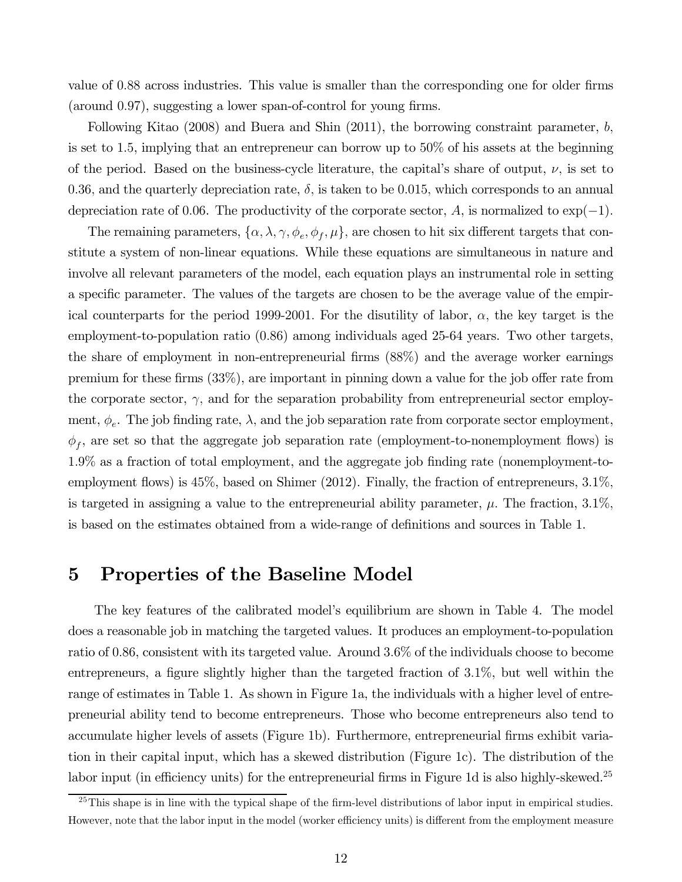value of 0.88 across industries. This value is smaller than the corresponding one for older firms (around 0.97), suggesting a lower span-of-control for young firms.

Following Kitao (2008) and Buera and Shin (2011), the borrowing constraint parameter, $b$, is set to 1.5, implying that an entrepreneur can borrow up to 50% of his assets at the beginning of the period. Based on the business-cycle literature, the capital's share of output, $\nu$, is set to 0.36, and the quarterly depreciation rate, $\delta$, is taken to be 0.015, which corresponds to an annual depreciation rate of 0.06. The productivity of the corporate sector, $A$, is normalized to $\exp(-1)$.

The remaining parameters, $\{\alpha, \lambda, \gamma, \phi_e, \phi_f, \mu\}$, are chosen to hit six different targets that constitute a system of non-linear equations. While these equations are simultaneous in nature and involve all relevant parameters of the model, each equation plays an instrumental role in setting a specific parameter. The values of the targets are chosen to be the average value of the empirical counterparts for the period 1999-2001. For the disutility of labor, $\alpha$, the key target is the employment-to-population ratio (0.86) among individuals aged 25-64 years. Two other targets, the share of employment in non-entrepreneurial firms (88%) and the average worker earnings premium for these firms (33%), are important in pinning down a value for the job offer rate from the corporate sector, $\gamma$, and for the separation probability from entrepreneurial sector employment, $\phi_e$. The job finding rate, $\lambda$, and the job separation rate from corporate sector employment, $\phi_f$, are set so that the aggregate job separation rate (employment-to-nonemployment flows) is 1.9% as a fraction of total employment, and the aggregate job finding rate (nonemployment-to-employment flows) is 45%, based on Shimer (2012). Finally, the fraction of entrepreneurs, 3.1%, is targeted in assigning a value to the entrepreneurial ability parameter, $\mu$. The fraction, 3.1%, is based on the estimates obtained from a wide-range of definitions and sources in Table 1.

# 5 Properties of the Baseline Model

The key features of the calibrated model's equilibrium are shown in Table 4. The model does a reasonable job in matching the targeted values. It produces an employment-to-population ratio of 0.86, consistent with its targeted value. Around 3.6% of the individuals choose to become entrepreneurs, a figure slightly higher than the targeted fraction of 3.1%, but well within the range of estimates in Table 1. As shown in Figure 1a, the individuals with a higher level of entrepreneurial ability tend to become entrepreneurs. Those who become entrepreneurs also tend to accumulate higher levels of assets (Figure 1b). Furthermore, entrepreneurial firms exhibit variation in their capital input, which has a skewed distribution (Figure 1c). The distribution of the labor input (in efficiency units) for the entrepreneurial firms in Figure 1d is also highly-skewed.[25]

[25] This shape is in line with the typical shape of the firm-level distributions of labor input in empirical studies. However, note that the labor input in the model (worker efficiency units) is different from the employment measure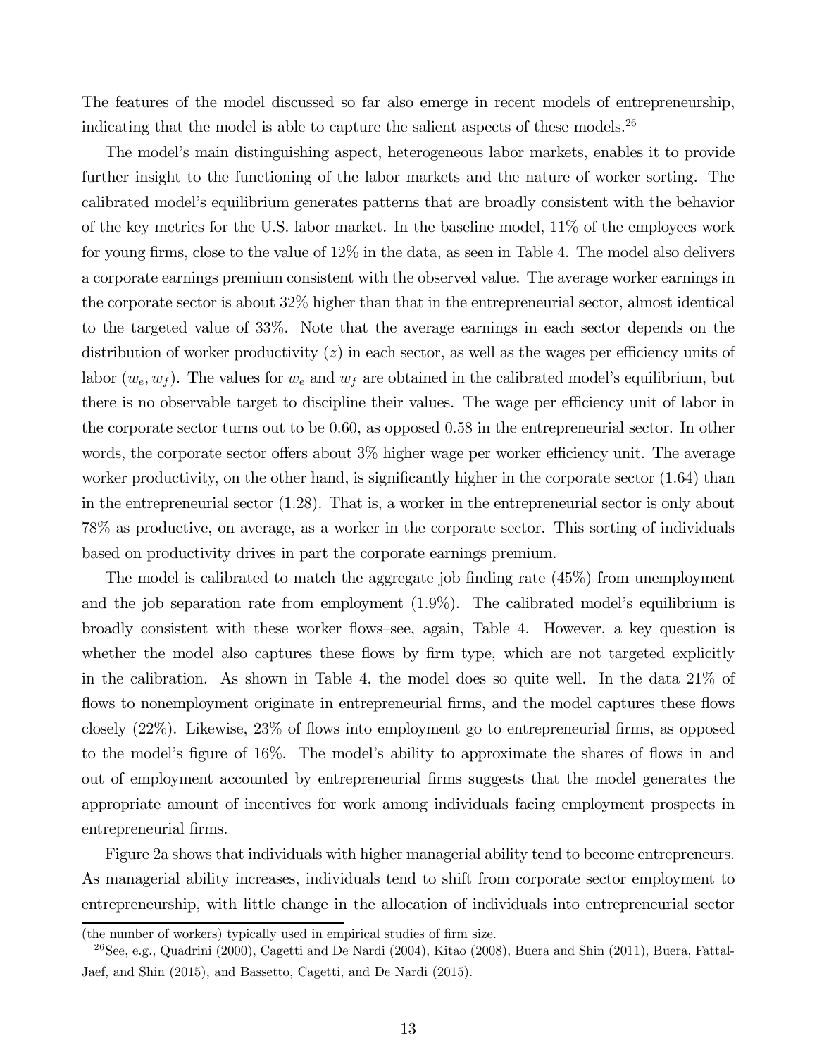The features of the model discussed so far also emerge in recent models of entrepreneurship, indicating that the model is able to capture the salient aspects of these models.[26]

The model's main distinguishing aspect, heterogeneous labor markets, enables it to provide further insight to the functioning of the labor markets and the nature of worker sorting. The calibrated model's equilibrium generates patterns that are broadly consistent with the behavior of the key metrics for the U.S. labor market. In the baseline model, 11% of the employees work for young firms, close to the value of 12% in the data, as seen in Table 4. The model also delivers a corporate earnings premium consistent with the observed value. The average worker earnings in the corporate sector is about 32% higher than that in the entrepreneurial sector, almost identical to the targeted value of 33%. Note that the average earnings in each sector depends on the distribution of worker productivity ($z$) in each sector, as well as the wages per efficiency units of labor ($w_e, w_f$). The values for $w_e$ and $w_f$ are obtained in the calibrated model's equilibrium, but there is no observable target to discipline their values. The wage per efficiency unit of labor in the corporate sector turns out to be 0.60, as opposed 0.58 in the entrepreneurial sector. In other words, the corporate sector offers about 3% higher wage per worker efficiency unit. The average worker productivity, on the other hand, is significantly higher in the corporate sector (1.64) than in the entrepreneurial sector (1.28). That is, a worker in the entrepreneurial sector is only about 78% as productive, on average, as a worker in the corporate sector. This sorting of individuals based on productivity drives in part the corporate earnings premium.

The model is calibrated to match the aggregate job finding rate (45%) from unemployment and the job separation rate from employment (1.9%). The calibrated model's equilibrium is broadly consistent with these worker flows–see, again, Table 4. However, a key question is whether the model also captures these flows by firm type, which are not targeted explicitly in the calibration. As shown in Table 4, the model does so quite well. In the data 21% of flows to nonemployment originate in entrepreneurial firms, and the model captures these flows closely (22%). Likewise, 23% of flows into employment go to entrepreneurial firms, as opposed to the model's figure of 16%. The model's ability to approximate the shares of flows in and out of employment accounted by entrepreneurial firms suggests that the model generates the appropriate amount of incentives for work among individuals facing employment prospects in entrepreneurial firms.

Figure 2a shows that individuals with higher managerial ability tend to become entrepreneurs. As managerial ability increases, individuals tend to shift from corporate sector employment to entrepreneurship, with little change in the allocation of individuals into entrepreneurial sector

(the number of workers) typically used in empirical studies of firm size.

[26] See, e.g., Quadrini (2000), Cagetti and De Nardi (2004), Kitao (2008), Buera and Shin (2011), Buera, Fattal-Jaef, and Shin (2015), and Bassetto, Cagetti, and De Nardi (2015).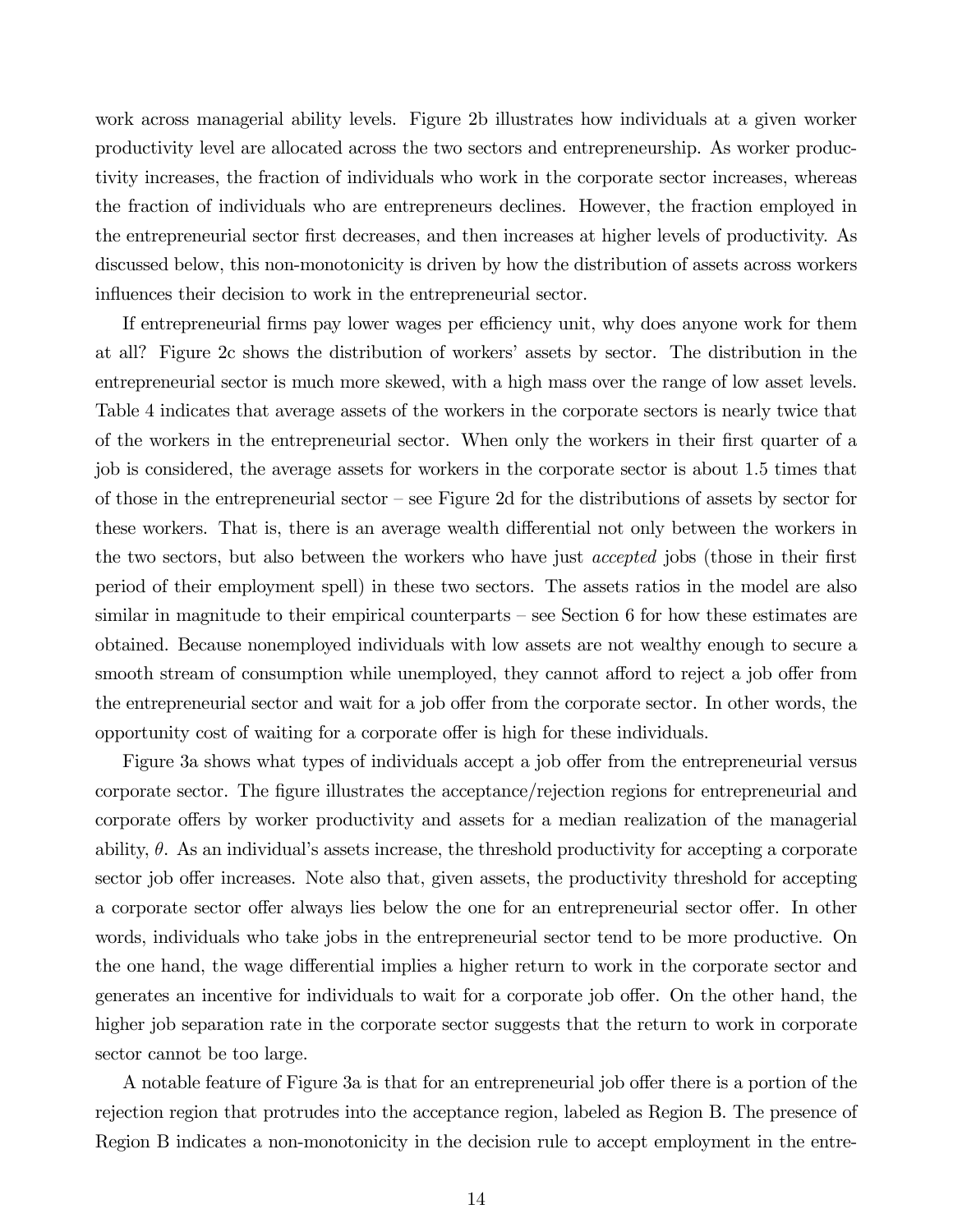work across managerial ability levels. Figure 2b illustrates how individuals at a given worker productivity level are allocated across the two sectors and entrepreneurship. As worker productivity increases, the fraction of individuals who work in the corporate sector increases, whereas the fraction of individuals who are entrepreneurs declines. However, the fraction employed in the entrepreneurial sector first decreases, and then increases at higher levels of productivity. As discussed below, this non-monotonicity is driven by how the distribution of assets across workers influences their decision to work in the entrepreneurial sector.

If entrepreneurial firms pay lower wages per efficiency unit, why does anyone work for them at all? Figure 2c shows the distribution of workers' assets by sector. The distribution in the entrepreneurial sector is much more skewed, with a high mass over the range of low asset levels. Table 4 indicates that average assets of the workers in the corporate sectors is nearly twice that of the workers in the entrepreneurial sector. When only the workers in their first quarter of a job is considered, the average assets for workers in the corporate sector is about 1.5 times that of those in the entrepreneurial sector – see Figure 2d for the distributions of assets by sector for these workers. That is, there is an average wealth differential not only between the workers in the two sectors, but also between the workers who have just *accepted* jobs (those in their first period of their employment spell) in these two sectors. The assets ratios in the model are also similar in magnitude to their empirical counterparts – see Section 6 for how these estimates are obtained. Because nonemployed individuals with low assets are not wealthy enough to secure a smooth stream of consumption while unemployed, they cannot afford to reject a job offer from the entrepreneurial sector and wait for a job offer from the corporate sector. In other words, the opportunity cost of waiting for a corporate offer is high for these individuals.

Figure 3a shows what types of individuals accept a job offer from the entrepreneurial versus corporate sector. The figure illustrates the acceptance/rejection regions for entrepreneurial and corporate offers by worker productivity and assets for a median realization of the managerial ability, $\theta$. As an individual's assets increase, the threshold productivity for accepting a corporate sector job offer increases. Note also that, given assets, the productivity threshold for accepting a corporate sector offer always lies below the one for an entrepreneurial sector offer. In other words, individuals who take jobs in the entrepreneurial sector tend to be more productive. On the one hand, the wage differential implies a higher return to work in the corporate sector and generates an incentive for individuals to wait for a corporate job offer. On the other hand, the higher job separation rate in the corporate sector suggests that the return to work in corporate sector cannot be too large.

A notable feature of Figure 3a is that for an entrepreneurial job offer there is a portion of the rejection region that protrudes into the acceptance region, labeled as Region B. The presence of Region B indicates a non-monotonicity in the decision rule to accept employment in the entre-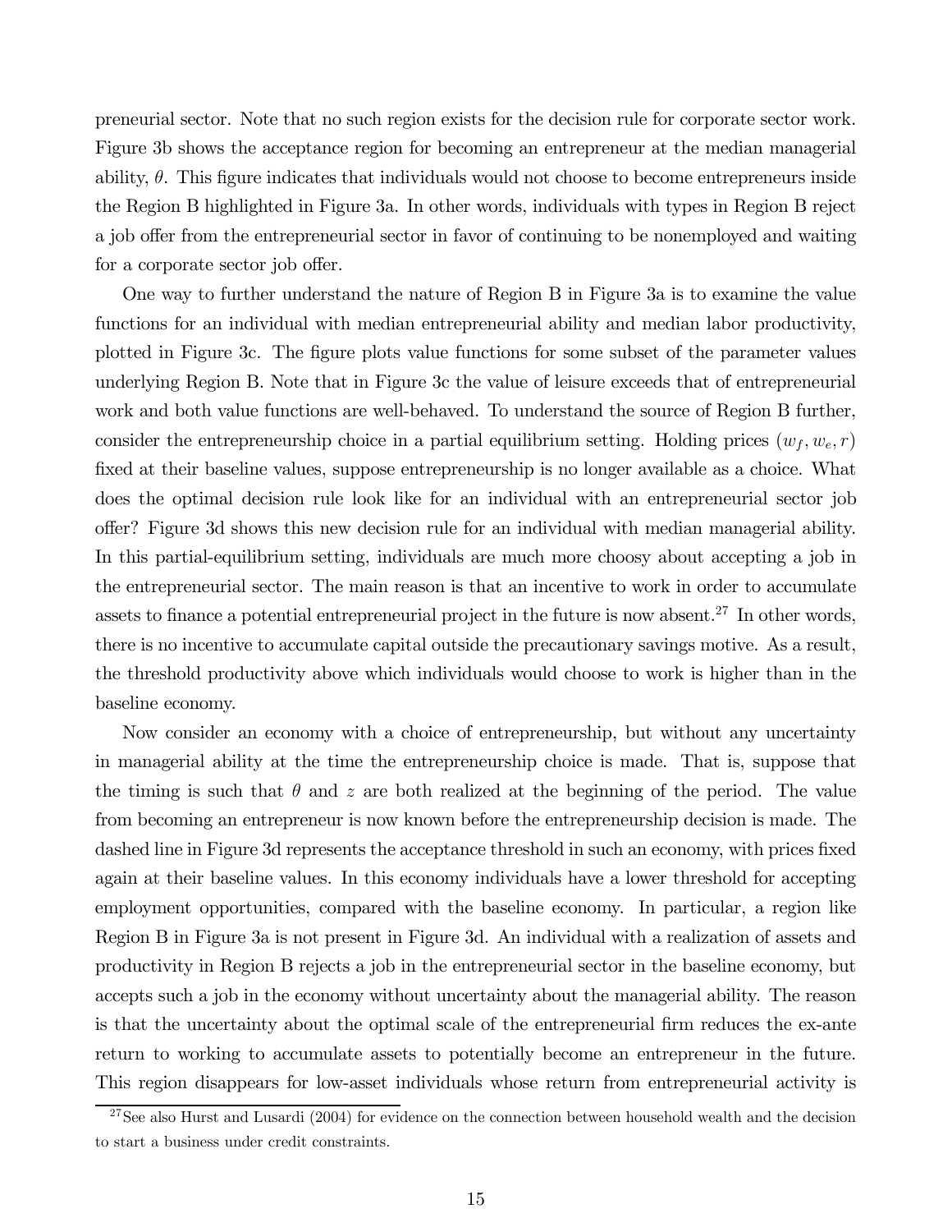preneurial sector. Note that no such region exists for the decision rule for corporate sector work. Figure 3b shows the acceptance region for becoming an entrepreneur at the median managerial ability, $\theta$. This figure indicates that individuals would not choose to become entrepreneurs inside the Region B highlighted in Figure 3a. In other words, individuals with types in Region B reject a job offer from the entrepreneurial sector in favor of continuing to be nonemployed and waiting for a corporate sector job offer.

One way to further understand the nature of Region B in Figure 3a is to examine the value functions for an individual with median entrepreneurial ability and median labor productivity, plotted in Figure 3c. The figure plots value functions for some subset of the parameter values underlying Region B. Note that in Figure 3c the value of leisure exceeds that of entrepreneurial work and both value functions are well-behaved. To understand the source of Region B further, consider the entrepreneurship choice in a partial equilibrium setting. Holding prices $(w_f, w_e, r)$ fixed at their baseline values, suppose entrepreneurship is no longer available as a choice. What does the optimal decision rule look like for an individual with an entrepreneurial sector job offer? Figure 3d shows this new decision rule for an individual with median managerial ability. In this partial-equilibrium setting, individuals are much more choosy about accepting a job in the entrepreneurial sector. The main reason is that an incentive to work in order to accumulate assets to finance a potential entrepreneurial project in the future is now absent.[27] In other words, there is no incentive to accumulate capital outside the precautionary savings motive. As a result, the threshold productivity above which individuals would choose to work is higher than in the baseline economy.

Now consider an economy with a choice of entrepreneurship, but without any uncertainty in managerial ability at the time the entrepreneurship choice is made. That is, suppose that the timing is such that $\theta$ and $z$ are both realized at the beginning of the period. The value from becoming an entrepreneur is now known before the entrepreneurship decision is made. The dashed line in Figure 3d represents the acceptance threshold in such an economy, with prices fixed again at their baseline values. In this economy individuals have a lower threshold for accepting employment opportunities, compared with the baseline economy. In particular, a region like Region B in Figure 3a is not present in Figure 3d. An individual with a realization of assets and productivity in Region B rejects a job in the entrepreneurial sector in the baseline economy, but accepts such a job in the economy without uncertainty about the managerial ability. The reason is that the uncertainty about the optimal scale of the entrepreneurial firm reduces the ex-ante return to working to accumulate assets to potentially become an entrepreneur in the future. This region disappears for low-asset individuals whose return from entrepreneurial activity is

[27] See also Hurst and Lusardi (2004) for evidence on the connection between household wealth and the decision to start a business under credit constraints.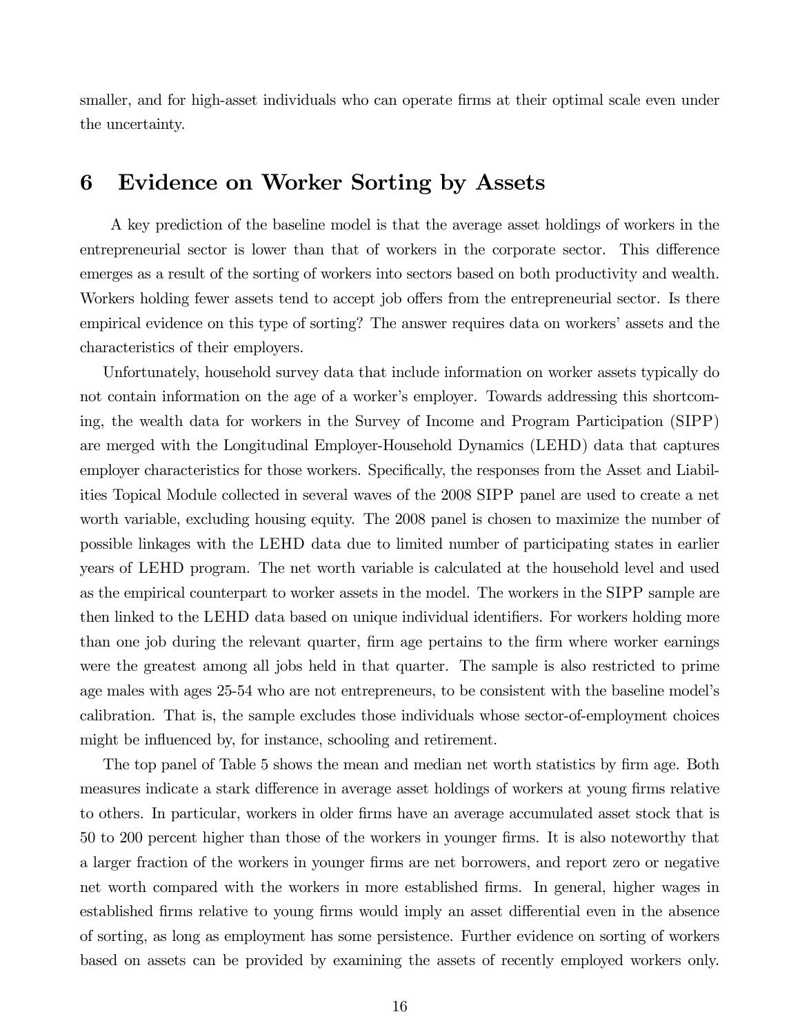smaller, and for high-asset individuals who can operate firms at their optimal scale even under the uncertainty.

# 6 Evidence on Worker Sorting by Assets

A key prediction of the baseline model is that the average asset holdings of workers in the entrepreneurial sector is lower than that of workers in the corporate sector. This difference emerges as a result of the sorting of workers into sectors based on both productivity and wealth. Workers holding fewer assets tend to accept job offers from the entrepreneurial sector. Is there empirical evidence on this type of sorting? The answer requires data on workers' assets and the characteristics of their employers.

Unfortunately, household survey data that include information on worker assets typically do not contain information on the age of a worker's employer. Towards addressing this shortcoming, the wealth data for workers in the Survey of Income and Program Participation (SIPP) are merged with the Longitudinal Employer-Household Dynamics (LEHD) data that captures employer characteristics for those workers. Specifically, the responses from the Asset and Liabilities Topical Module collected in several waves of the 2008 SIPP panel are used to create a net worth variable, excluding housing equity. The 2008 panel is chosen to maximize the number of possible linkages with the LEHD data due to limited number of participating states in earlier years of LEHD program. The net worth variable is calculated at the household level and used as the empirical counterpart to worker assets in the model. The workers in the SIPP sample are then linked to the LEHD data based on unique individual identifiers. For workers holding more than one job during the relevant quarter, firm age pertains to the firm where worker earnings were the greatest among all jobs held in that quarter. The sample is also restricted to prime age males with ages 25-54 who are not entrepreneurs, to be consistent with the baseline model's calibration. That is, the sample excludes those individuals whose sector-of-employment choices might be influenced by, for instance, schooling and retirement.

The top panel of Table 5 shows the mean and median net worth statistics by firm age. Both measures indicate a stark difference in average asset holdings of workers at young firms relative to others. In particular, workers in older firms have an average accumulated asset stock that is 50 to 200 percent higher than those of the workers in younger firms. It is also noteworthy that a larger fraction of the workers in younger firms are net borrowers, and report zero or negative net worth compared with the workers in more established firms. In general, higher wages in established firms relative to young firms would imply an asset differential even in the absence of sorting, as long as employment has some persistence. Further evidence on sorting of workers based on assets can be provided by examining the assets of recently employed workers only.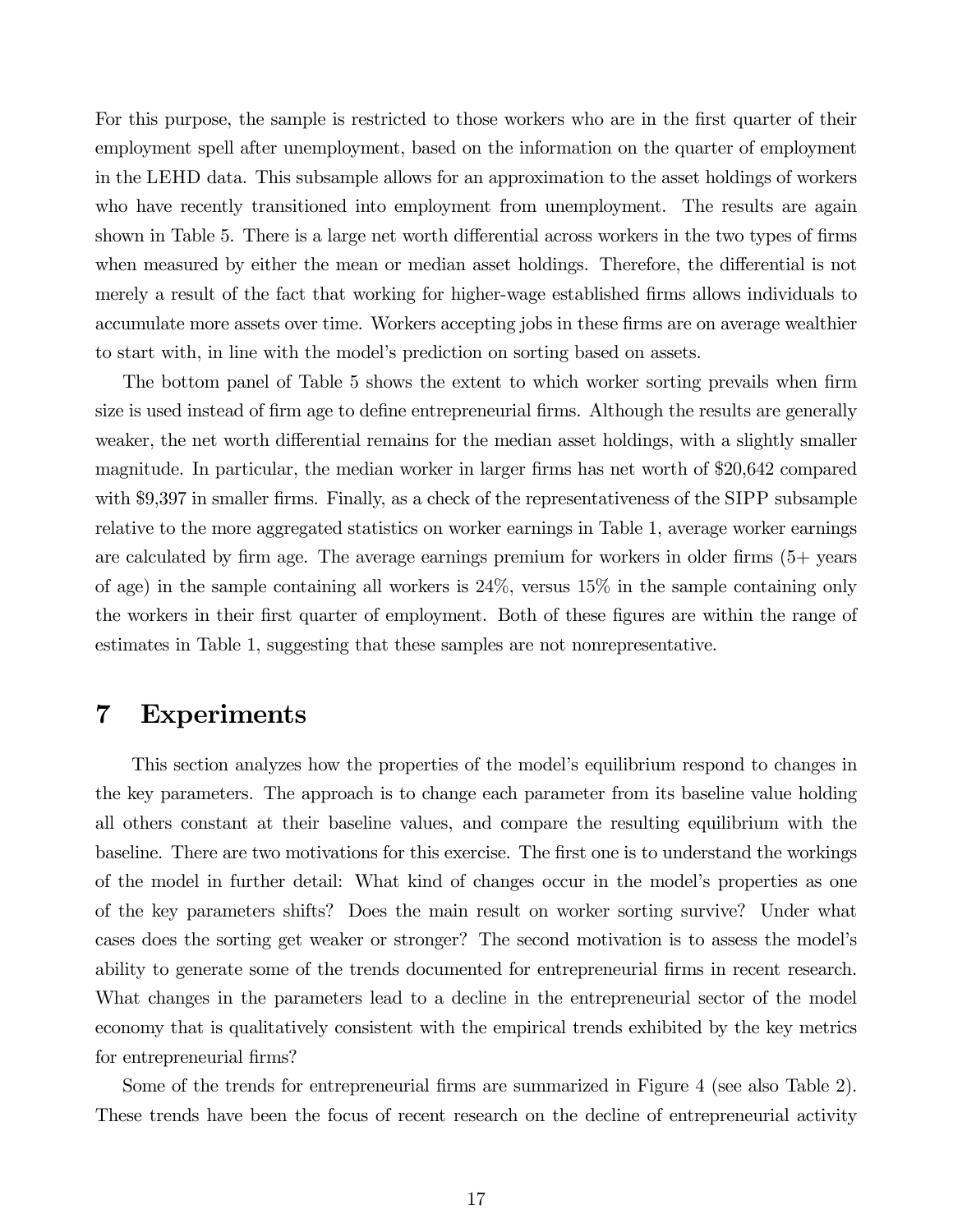For this purpose, the sample is restricted to those workers who are in the first quarter of their employment spell after unemployment, based on the information on the quarter of employment in the LEHD data. This subsample allows for an approximation to the asset holdings of workers who have recently transitioned into employment from unemployment. The results are again shown in Table 5. There is a large net worth differential across workers in the two types of firms when measured by either the mean or median asset holdings. Therefore, the differential is not merely a result of the fact that working for higher-wage established firms allows individuals to accumulate more assets over time. Workers accepting jobs in these firms are on average wealthier to start with, in line with the model's prediction on sorting based on assets.

The bottom panel of Table 5 shows the extent to which worker sorting prevails when firm size is used instead of firm age to define entrepreneurial firms. Although the results are generally weaker, the net worth differential remains for the median asset holdings, with a slightly smaller magnitude. In particular, the median worker in larger firms has net worth of $20,642 compared with $9,397 in smaller firms. Finally, as a check of the representativeness of the SIPP subsample relative to the more aggregated statistics on worker earnings in Table 1, average worker earnings are calculated by firm age. The average earnings premium for workers in older firms (5+ years of age) in the sample containing all workers is 24%, versus 15% in the sample containing only the workers in their first quarter of employment. Both of these figures are within the range of estimates in Table 1, suggesting that these samples are not nonrepresentative.

# 7 Experiments

This section analyzes how the properties of the model's equilibrium respond to changes in the key parameters. The approach is to change each parameter from its baseline value holding all others constant at their baseline values, and compare the resulting equilibrium with the baseline. There are two motivations for this exercise. The first one is to understand the workings of the model in further detail: What kind of changes occur in the model's properties as one of the key parameters shifts? Does the main result on worker sorting survive? Under what cases does the sorting get weaker or stronger? The second motivation is to assess the model's ability to generate some of the trends documented for entrepreneurial firms in recent research. What changes in the parameters lead to a decline in the entrepreneurial sector of the model economy that is qualitatively consistent with the empirical trends exhibited by the key metrics for entrepreneurial firms?

Some of the trends for entrepreneurial firms are summarized in Figure 4 (see also Table 2). These trends have been the focus of recent research on the decline of entrepreneurial activity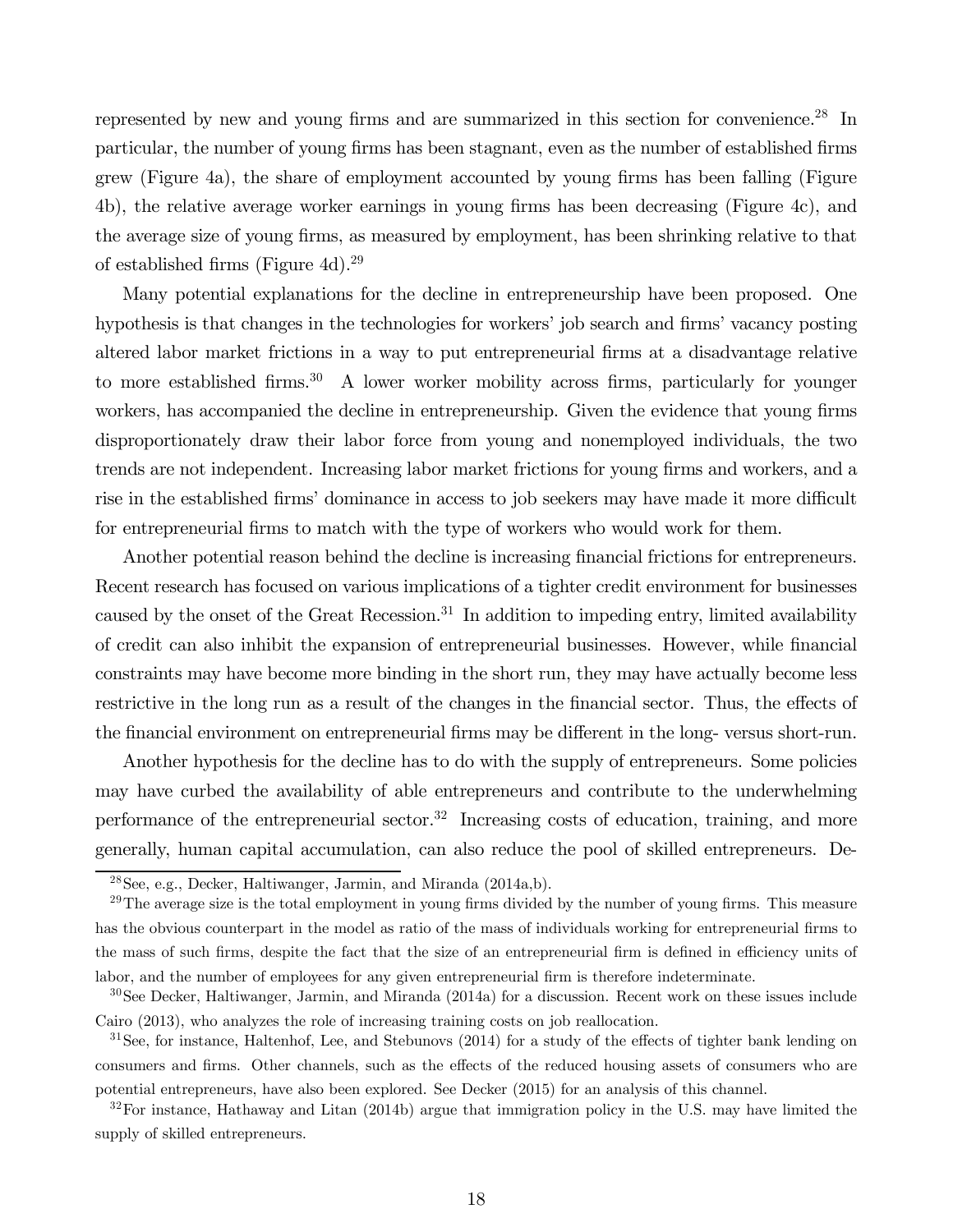represented by new and young firms and are summarized in this section for convenience.[28] In particular, the number of young firms has been stagnant, even as the number of established firms grew (Figure 4a), the share of employment accounted by young firms has been falling (Figure 4b), the relative average worker earnings in young firms has been decreasing (Figure 4c), and the average size of young firms, as measured by employment, has been shrinking relative to that of established firms (Figure 4d).[29]

Many potential explanations for the decline in entrepreneurship have been proposed. One hypothesis is that changes in the technologies for workers' job search and firms' vacancy posting altered labor market frictions in a way to put entrepreneurial firms at a disadvantage relative to more established firms.[30] A lower worker mobility across firms, particularly for younger workers, has accompanied the decline in entrepreneurship. Given the evidence that young firms disproportionately draw their labor force from young and nonemployed individuals, the two trends are not independent. Increasing labor market frictions for young firms and workers, and a rise in the established firms' dominance in access to job seekers may have made it more difficult for entrepreneurial firms to match with the type of workers who would work for them.

Another potential reason behind the decline is increasing financial frictions for entrepreneurs. Recent research has focused on various implications of a tighter credit environment for businesses caused by the onset of the Great Recession.[31] In addition to impeding entry, limited availability of credit can also inhibit the expansion of entrepreneurial businesses. However, while financial constraints may have become more binding in the short run, they may have actually become less restrictive in the long run as a result of the changes in the financial sector. Thus, the effects of the financial environment on entrepreneurial firms may be different in the long- versus short-run.

Another hypothesis for the decline has to do with the supply of entrepreneurs. Some policies may have curbed the availability of able entrepreneurs and contribute to the underwhelming performance of the entrepreneurial sector.[32] Increasing costs of education, training, and more generally, human capital accumulation, can also reduce the pool of skilled entrepreneurs. De-

---

[28] See, e.g., Decker, Haltiwanger, Jarmin, and Miranda (2014a,b).

[29] The average size is the total employment in young firms divided by the number of young firms. This measure has the obvious counterpart in the model as ratio of the mass of individuals working for entrepreneurial firms to the mass of such firms, despite the fact that the size of an entrepreneurial firm is defined in efficiency units of labor, and the number of employees for any given entrepreneurial firm is therefore indeterminate.

[30] See Decker, Haltiwanger, Jarmin, and Miranda (2014a) for a discussion. Recent work on these issues include Cairo (2013), who analyzes the role of increasing training costs on job reallocation.

[31] See, for instance, Haltenhof, Lee, and Stebunovs (2014) for a study of the effects of tighter bank lending on consumers and firms. Other channels, such as the effects of the reduced housing assets of consumers who are potential entrepreneurs, have also been explored. See Decker (2015) for an analysis of this channel.

[32] For instance, Hathaway and Litan (2014b) argue that immigration policy in the U.S. may have limited the supply of skilled entrepreneurs.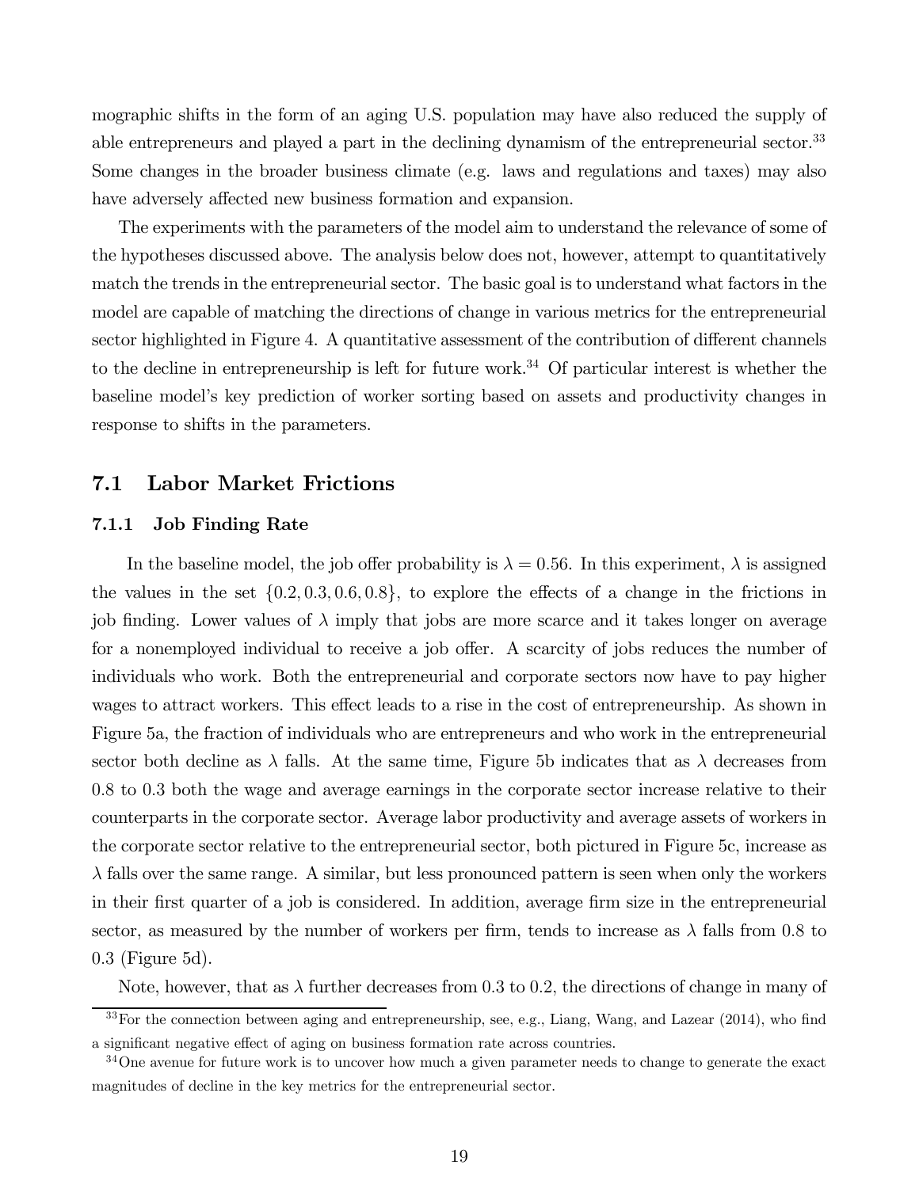mographic shifts in the form of an aging U.S. population may have also reduced the supply of able entrepreneurs and played a part in the declining dynamism of the entrepreneurial sector.[33] Some changes in the broader business climate (e.g. laws and regulations and taxes) may also have adversely affected new business formation and expansion.

The experiments with the parameters of the model aim to understand the relevance of some of the hypotheses discussed above. The analysis below does not, however, attempt to quantitatively match the trends in the entrepreneurial sector. The basic goal is to understand what factors in the model are capable of matching the directions of change in various metrics for the entrepreneurial sector highlighted in Figure 4. A quantitative assessment of the contribution of different channels to the decline in entrepreneurship is left for future work.[34] Of particular interest is whether the baseline model's key prediction of worker sorting based on assets and productivity changes in response to shifts in the parameters.

## 7.1 Labor Market Frictions

### 7.1.1 Job Finding Rate

In the baseline model, the job offer probability is $\lambda = 0.56$. In this experiment, $\lambda$ is assigned the values in the set $\{0.2, 0.3, 0.6, 0.8\}$, to explore the effects of a change in the frictions in job finding. Lower values of $\lambda$ imply that jobs are more scarce and it takes longer on average for a nonemployed individual to receive a job offer. A scarcity of jobs reduces the number of individuals who work. Both the entrepreneurial and corporate sectors now have to pay higher wages to attract workers. This effect leads to a rise in the cost of entrepreneurship. As shown in Figure 5a, the fraction of individuals who are entrepreneurs and who work in the entrepreneurial sector both decline as $\lambda$ falls. At the same time, Figure 5b indicates that as $\lambda$ decreases from 0.8 to 0.3 both the wage and average earnings in the corporate sector increase relative to their counterparts in the corporate sector. Average labor productivity and average assets of workers in the corporate sector relative to the entrepreneurial sector, both pictured in Figure 5c, increase as $\lambda$ falls over the same range. A similar, but less pronounced pattern is seen when only the workers in their first quarter of a job is considered. In addition, average firm size in the entrepreneurial sector, as measured by the number of workers per firm, tends to increase as $\lambda$ falls from 0.8 to 0.3 (Figure 5d).

Note, however, that as $\lambda$ further decreases from 0.3 to 0.2, the directions of change in many of

[33] For the connection between aging and entrepreneurship, see, e.g., Liang, Wang, and Lazear (2014), who find a significant negative effect of aging on business formation rate across countries.

[34] One avenue for future work is to uncover how much a given parameter needs to change to generate the exact magnitudes of decline in the key metrics for the entrepreneurial sector.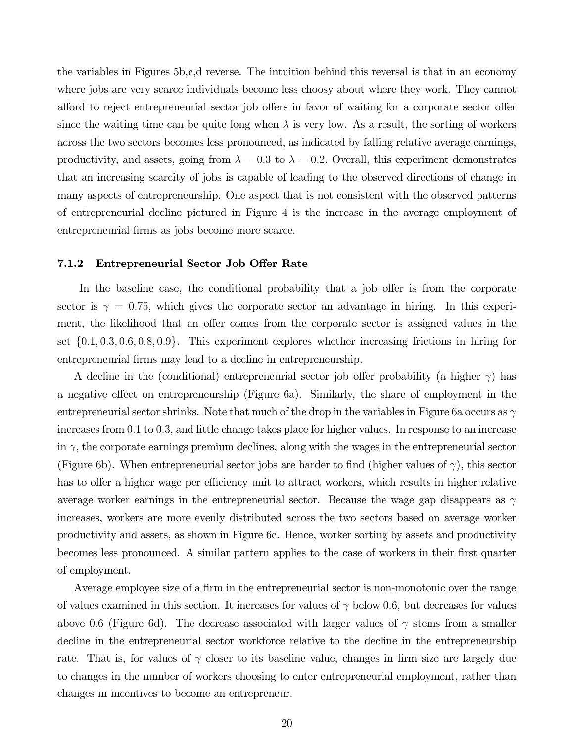the variables in Figures 5b,c,d reverse. The intuition behind this reversal is that in an economy where jobs are very scarce individuals become less choosy about where they work. They cannot afford to reject entrepreneurial sector job offers in favor of waiting for a corporate sector offer since the waiting time can be quite long when $\lambda$ is very low. As a result, the sorting of workers across the two sectors becomes less pronounced, as indicated by falling relative average earnings, productivity, and assets, going from $\lambda = 0.3$ to $\lambda = 0.2$. Overall, this experiment demonstrates that an increasing scarcity of jobs is capable of leading to the observed directions of change in many aspects of entrepreneurship. One aspect that is not consistent with the observed patterns of entrepreneurial decline pictured in Figure 4 is the increase in the average employment of entrepreneurial firms as jobs become more scarce.

### 7.1.2 Entrepreneurial Sector Job Offer Rate

In the baseline case, the conditional probability that a job offer is from the corporate sector is $\gamma = 0.75$, which gives the corporate sector an advantage in hiring. In this experiment, the likelihood that an offer comes from the corporate sector is assigned values in the set $\{0.1, 0.3, 0.6, 0.8, 0.9\}$. This experiment explores whether increasing frictions in hiring for entrepreneurial firms may lead to a decline in entrepreneurship.

A decline in the (conditional) entrepreneurial sector job offer probability (a higher $\gamma$) has a negative effect on entrepreneurship (Figure 6a). Similarly, the share of employment in the entrepreneurial sector shrinks. Note that much of the drop in the variables in Figure 6a occurs as $\gamma$ increases from 0.1 to 0.3, and little change takes place for higher values. In response to an increase in $\gamma$, the corporate earnings premium declines, along with the wages in the entrepreneurial sector (Figure 6b). When entrepreneurial sector jobs are harder to find (higher values of $\gamma$), this sector has to offer a higher wage per efficiency unit to attract workers, which results in higher relative average worker earnings in the entrepreneurial sector. Because the wage gap disappears as $\gamma$ increases, workers are more evenly distributed across the two sectors based on average worker productivity and assets, as shown in Figure 6c. Hence, worker sorting by assets and productivity becomes less pronounced. A similar pattern applies to the case of workers in their first quarter of employment.

Average employee size of a firm in the entrepreneurial sector is non-monotonic over the range of values examined in this section. It increases for values of $\gamma$ below 0.6, but decreases for values above 0.6 (Figure 6d). The decrease associated with larger values of $\gamma$ stems from a smaller decline in the entrepreneurial sector workforce relative to the decline in the entrepreneurship rate. That is, for values of $\gamma$ closer to its baseline value, changes in firm size are largely due to changes in the number of workers choosing to enter entrepreneurial employment, rather than changes in incentives to become an entrepreneur.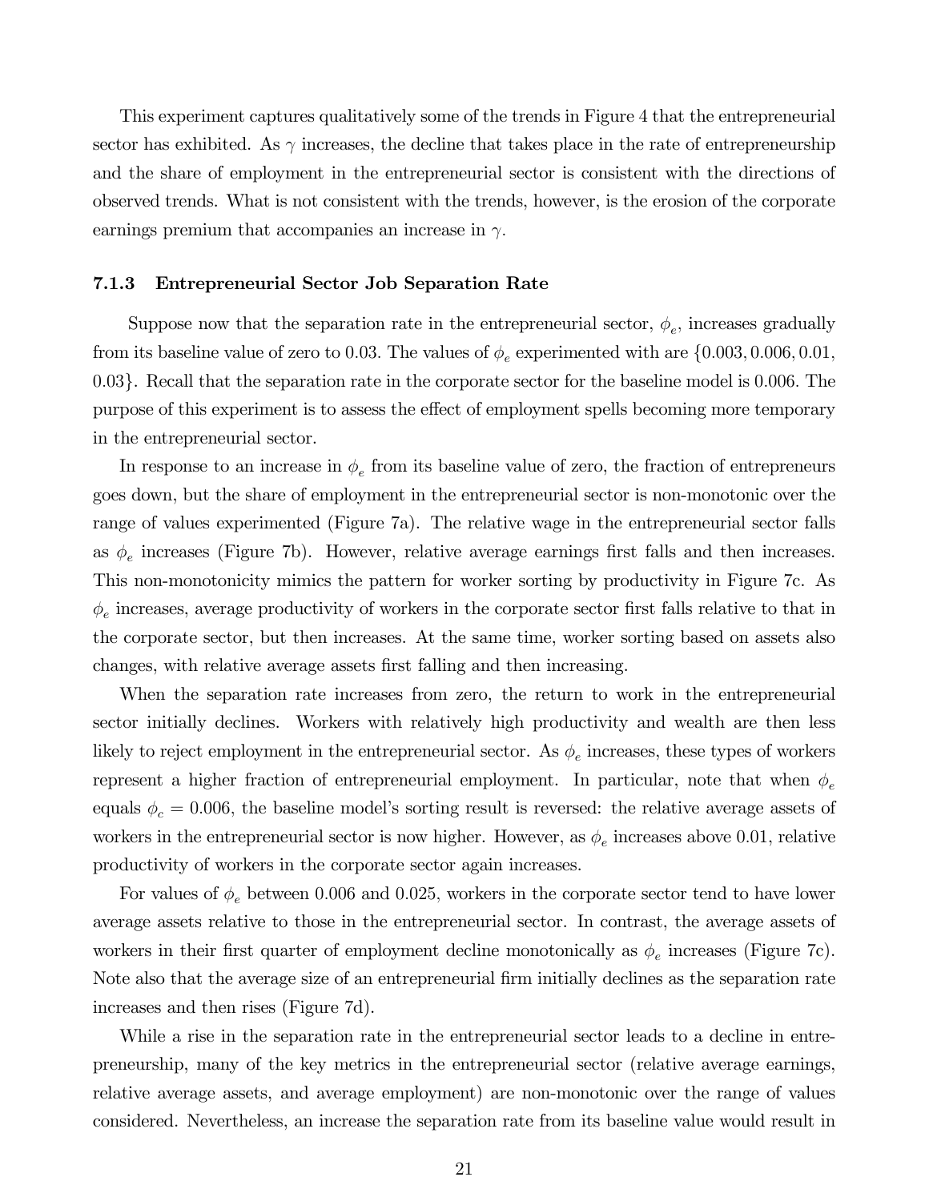This experiment captures qualitatively some of the trends in Figure 4 that the entrepreneurial sector has exhibited. As $\gamma$ increases, the decline that takes place in the rate of entrepreneurship and the share of employment in the entrepreneurial sector is consistent with the directions of observed trends. What is not consistent with the trends, however, is the erosion of the corporate earnings premium that accompanies an increase in $\gamma$.

### 7.1.3 Entrepreneurial Sector Job Separation Rate

Suppose now that the separation rate in the entrepreneurial sector, $\phi_e$, increases gradually from its baseline value of zero to 0.03. The values of $\phi_e$ experimented with are $\{0.003, 0.006, 0.01, 0.03\}$. Recall that the separation rate in the corporate sector for the baseline model is 0.006. The purpose of this experiment is to assess the effect of employment spells becoming more temporary in the entrepreneurial sector.

In response to an increase in $\phi_e$ from its baseline value of zero, the fraction of entrepreneurs goes down, but the share of employment in the entrepreneurial sector is non-monotonic over the range of values experimented (Figure 7a). The relative wage in the entrepreneurial sector falls as $\phi_e$ increases (Figure 7b). However, relative average earnings first falls and then increases. This non-monotonicity mimics the pattern for worker sorting by productivity in Figure 7c. As $\phi_e$ increases, average productivity of workers in the corporate sector first falls relative to that in the corporate sector, but then increases. At the same time, worker sorting based on assets also changes, with relative average assets first falling and then increasing.

When the separation rate increases from zero, the return to work in the entrepreneurial sector initially declines. Workers with relatively high productivity and wealth are then less likely to reject employment in the entrepreneurial sector. As $\phi_e$ increases, these types of workers represent a higher fraction of entrepreneurial employment. In particular, note that when $\phi_e$ equals $\phi_c = 0.006$, the baseline model's sorting result is reversed: the relative average assets of workers in the entrepreneurial sector is now higher. However, as $\phi_e$ increases above 0.01, relative productivity of workers in the corporate sector again increases.

For values of $\phi_e$ between 0.006 and 0.025, workers in the corporate sector tend to have lower average assets relative to those in the entrepreneurial sector. In contrast, the average assets of workers in their first quarter of employment decline monotonically as $\phi_e$ increases (Figure 7c). Note also that the average size of an entrepreneurial firm initially declines as the separation rate increases and then rises (Figure 7d).

While a rise in the separation rate in the entrepreneurial sector leads to a decline in entrepreneurship, many of the key metrics in the entrepreneurial sector (relative average earnings, relative average assets, and average employment) are non-monotonic over the range of values considered. Nevertheless, an increase the separation rate from its baseline value would result in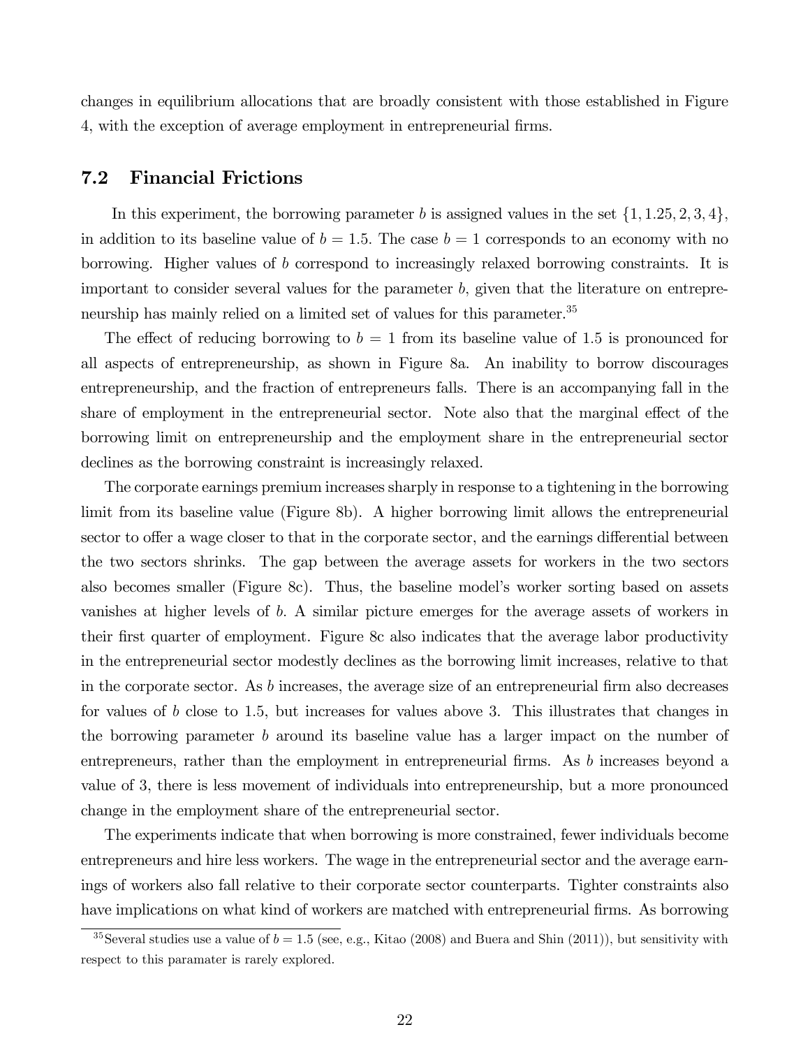changes in equilibrium allocations that are broadly consistent with those established in Figure 4, with the exception of average employment in entrepreneurial firms.

## 7.2 Financial Frictions

In this experiment, the borrowing parameter $b$ is assigned values in the set $\{1, 1.25, 2, 3, 4\}$, in addition to its baseline value of $b = 1.5$. The case $b = 1$ corresponds to an economy with no borrowing. Higher values of $b$ correspond to increasingly relaxed borrowing constraints. It is important to consider several values for the parameter $b$, given that the literature on entrepreneurship has mainly relied on a limited set of values for this parameter.[35]

The effect of reducing borrowing to $b = 1$ from its baseline value of 1.5 is pronounced for all aspects of entrepreneurship, as shown in Figure 8a. An inability to borrow discourages entrepreneurship, and the fraction of entrepreneurs falls. There is an accompanying fall in the share of employment in the entrepreneurial sector. Note also that the marginal effect of the borrowing limit on entrepreneurship and the employment share in the entrepreneurial sector declines as the borrowing constraint is increasingly relaxed.

The corporate earnings premium increases sharply in response to a tightening in the borrowing limit from its baseline value (Figure 8b). A higher borrowing limit allows the entrepreneurial sector to offer a wage closer to that in the corporate sector, and the earnings differential between the two sectors shrinks. The gap between the average assets for workers in the two sectors also becomes smaller (Figure 8c). Thus, the baseline model's worker sorting based on assets vanishes at higher levels of $b$. A similar picture emerges for the average assets of workers in their first quarter of employment. Figure 8c also indicates that the average labor productivity in the entrepreneurial sector modestly declines as the borrowing limit increases, relative to that in the corporate sector. As $b$ increases, the average size of an entrepreneurial firm also decreases for values of $b$ close to 1.5, but increases for values above 3. This illustrates that changes in the borrowing parameter $b$ around its baseline value has a larger impact on the number of entrepreneurs, rather than the employment in entrepreneurial firms. As $b$ increases beyond a value of 3, there is less movement of individuals into entrepreneurship, but a more pronounced change in the employment share of the entrepreneurial sector.

The experiments indicate that when borrowing is more constrained, fewer individuals become entrepreneurs and hire less workers. The wage in the entrepreneurial sector and the average earnings of workers also fall relative to their corporate sector counterparts. Tighter constraints also have implications on what kind of workers are matched with entrepreneurial firms. As borrowing

[35] Several studies use a value of $b = 1.5$ (see, e.g., Kitao (2008) and Buera and Shin (2011)), but sensitivity with respect to this paramater is rarely explored.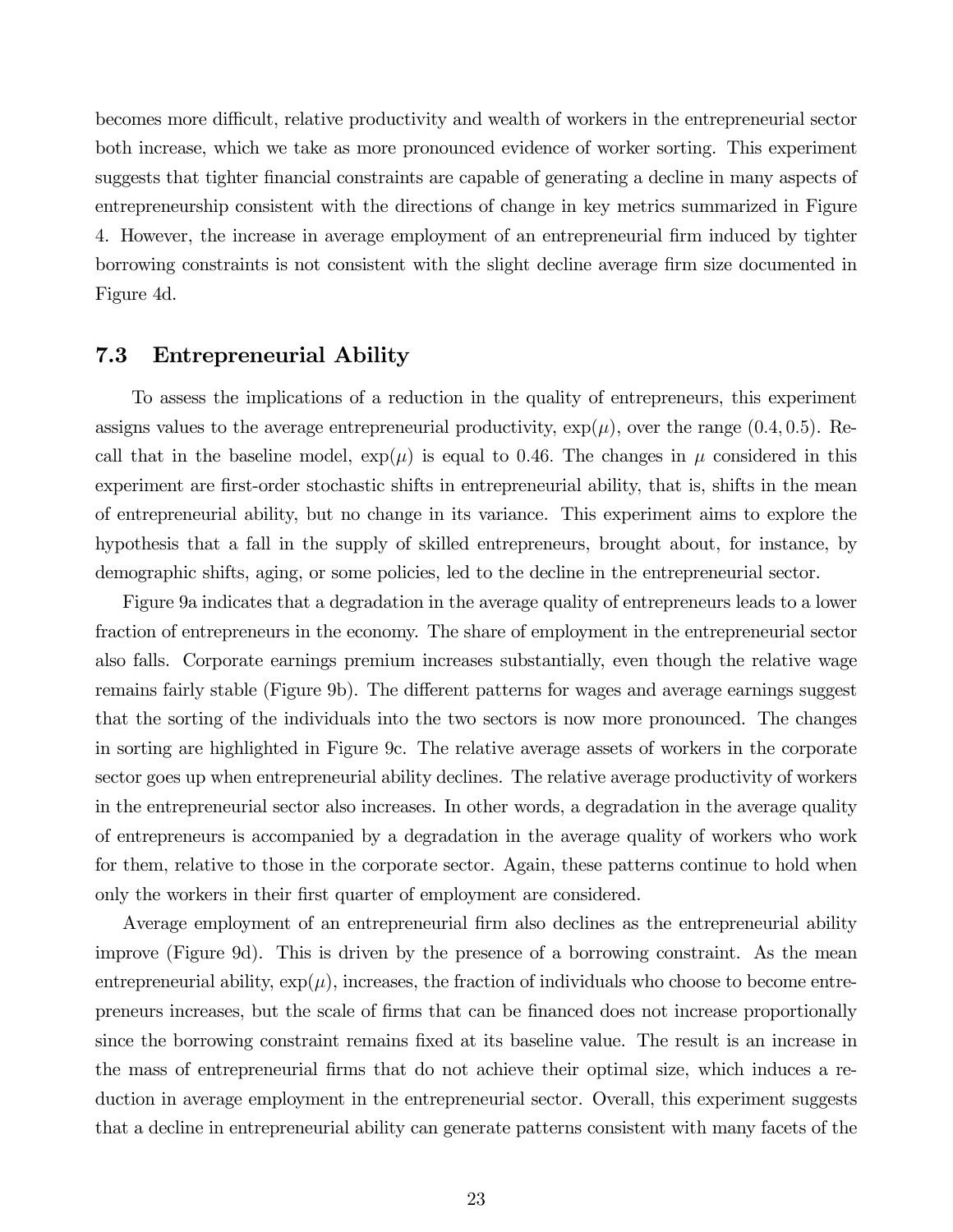becomes more difficult, relative productivity and wealth of workers in the entrepreneurial sector both increase, which we take as more pronounced evidence of worker sorting. This experiment suggests that tighter financial constraints are capable of generating a decline in many aspects of entrepreneurship consistent with the directions of change in key metrics summarized in Figure 4. However, the increase in average employment of an entrepreneurial firm induced by tighter borrowing constraints is not consistent with the slight decline average firm size documented in Figure 4d.

### 7.3 Entrepreneurial Ability

To assess the implications of a reduction in the quality of entrepreneurs, this experiment assigns values to the average entrepreneurial productivity, $\exp(\mu)$, over the range $(0.4, 0.5)$. Recall that in the baseline model, $\exp(\mu)$ is equal to 0.46. The changes in $\mu$ considered in this experiment are first-order stochastic shifts in entrepreneurial ability, that is, shifts in the mean of entrepreneurial ability, but no change in its variance. This experiment aims to explore the hypothesis that a fall in the supply of skilled entrepreneurs, brought about, for instance, by demographic shifts, aging, or some policies, led to the decline in the entrepreneurial sector.

Figure 9a indicates that a degradation in the average quality of entrepreneurs leads to a lower fraction of entrepreneurs in the economy. The share of employment in the entrepreneurial sector also falls. Corporate earnings premium increases substantially, even though the relative wage remains fairly stable (Figure 9b). The different patterns for wages and average earnings suggest that the sorting of the individuals into the two sectors is now more pronounced. The changes in sorting are highlighted in Figure 9c. The relative average assets of workers in the corporate sector goes up when entrepreneurial ability declines. The relative average productivity of workers in the entrepreneurial sector also increases. In other words, a degradation in the average quality of entrepreneurs is accompanied by a degradation in the average quality of workers who work for them, relative to those in the corporate sector. Again, these patterns continue to hold when only the workers in their first quarter of employment are considered.

Average employment of an entrepreneurial firm also declines as the entrepreneurial ability improve (Figure 9d). This is driven by the presence of a borrowing constraint. As the mean entrepreneurial ability, $\exp(\mu)$, increases, the fraction of individuals who choose to become entrepreneurs increases, but the scale of firms that can be financed does not increase proportionally since the borrowing constraint remains fixed at its baseline value. The result is an increase in the mass of entrepreneurial firms that do not achieve their optimal size, which induces a reduction in average employment in the entrepreneurial sector. Overall, this experiment suggests that a decline in entrepreneurial ability can generate patterns consistent with many facets of the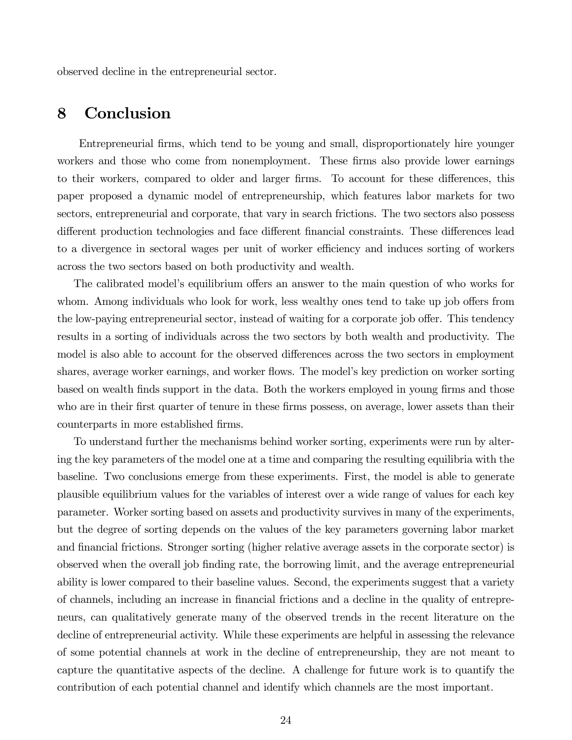observed decline in the entrepreneurial sector.

# 8 Conclusion

Entrepreneurial firms, which tend to be young and small, disproportionately hire younger workers and those who come from nonemployment. These firms also provide lower earnings to their workers, compared to older and larger firms. To account for these differences, this paper proposed a dynamic model of entrepreneurship, which features labor markets for two sectors, entrepreneurial and corporate, that vary in search frictions. The two sectors also possess different production technologies and face different financial constraints. These differences lead to a divergence in sectoral wages per unit of worker efficiency and induces sorting of workers across the two sectors based on both productivity and wealth.

The calibrated model's equilibrium offers an answer to the main question of who works for whom. Among individuals who look for work, less wealthy ones tend to take up job offers from the low-paying entrepreneurial sector, instead of waiting for a corporate job offer. This tendency results in a sorting of individuals across the two sectors by both wealth and productivity. The model is also able to account for the observed differences across the two sectors in employment shares, average worker earnings, and worker flows. The model's key prediction on worker sorting based on wealth finds support in the data. Both the workers employed in young firms and those who are in their first quarter of tenure in these firms possess, on average, lower assets than their counterparts in more established firms.

To understand further the mechanisms behind worker sorting, experiments were run by altering the key parameters of the model one at a time and comparing the resulting equilibria with the baseline. Two conclusions emerge from these experiments. First, the model is able to generate plausible equilibrium values for the variables of interest over a wide range of values for each key parameter. Worker sorting based on assets and productivity survives in many of the experiments, but the degree of sorting depends on the values of the key parameters governing labor market and financial frictions. Stronger sorting (higher relative average assets in the corporate sector) is observed when the overall job finding rate, the borrowing limit, and the average entrepreneurial ability is lower compared to their baseline values. Second, the experiments suggest that a variety of channels, including an increase in financial frictions and a decline in the quality of entrepreneurs, can qualitatively generate many of the observed trends in the recent literature on the decline of entrepreneurial activity. While these experiments are helpful in assessing the relevance of some potential channels at work in the decline of entrepreneurship, they are not meant to capture the quantitative aspects of the decline. A challenge for future work is to quantify the contribution of each potential channel and identify which channels are the most important.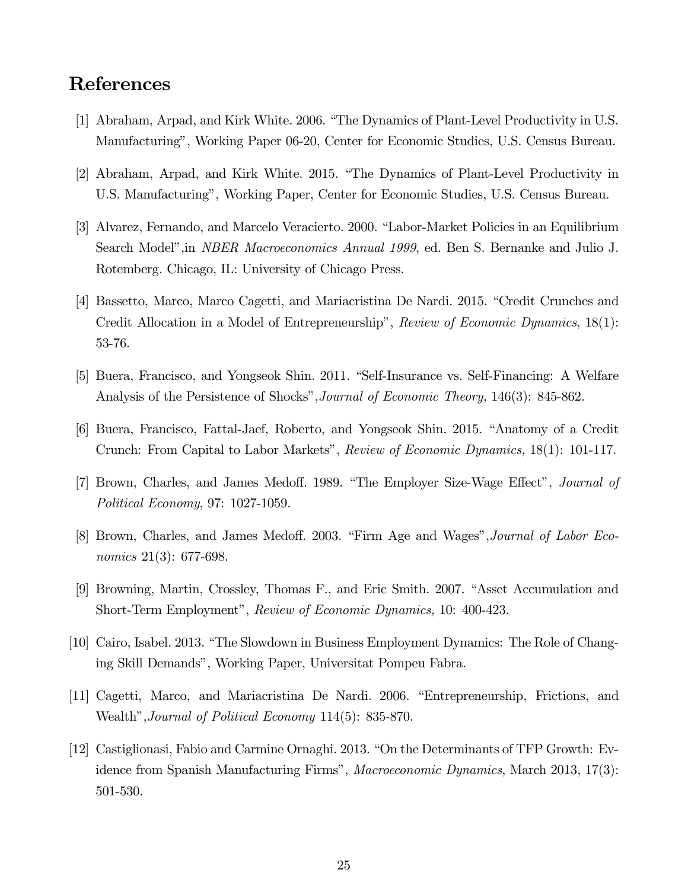# References

[1] Abraham, Arpad, and Kirk White. 2006. "The Dynamics of Plant-Level Productivity in U.S. Manufacturing", Working Paper 06-20, Center for Economic Studies, U.S. Census Bureau.

[2] Abraham, Arpad, and Kirk White. 2015. "The Dynamics of Plant-Level Productivity in U.S. Manufacturing", Working Paper, Center for Economic Studies, U.S. Census Bureau.

[3] Alvarez, Fernando, and Marcelo Veracierto. 2000. "Labor-Market Policies in an Equilibrium Search Model",in *NBER Macroeconomics Annual 1999*, ed. Ben S. Bernanke and Julio J. Rotemberg. Chicago, IL: University of Chicago Press.

[4] Bassetto, Marco, Marco Cagetti, and Mariacristina De Nardi. 2015. "Credit Crunches and Credit Allocation in a Model of Entrepreneurship", *Review of Economic Dynamics*, 18(1): 53-76.

[5] Buera, Francisco, and Yongseok Shin. 2011. "Self-Insurance vs. Self-Financing: A Welfare Analysis of the Persistence of Shocks",*Journal of Economic Theory,* 146(3): 845-862.

[6] Buera, Francisco, Fattal-Jaef, Roberto, and Yongseok Shin. 2015. "Anatomy of a Credit Crunch: From Capital to Labor Markets", *Review of Economic Dynamics,* 18(1): 101-117.

[7] Brown, Charles, and James Medoff. 1989. "The Employer Size-Wage Effect", *Journal of Political Economy*, 97: 1027-1059.

[8] Brown, Charles, and James Medoff. 2003. "Firm Age and Wages",*Journal of Labor Economics* 21(3): 677-698.

[9] Browning, Martin, Crossley, Thomas F., and Eric Smith. 2007. "Asset Accumulation and Short-Term Employment", *Review of Economic Dynamics,* 10: 400-423.

[10] Cairo, Isabel. 2013. "The Slowdown in Business Employment Dynamics: The Role of Changing Skill Demands", Working Paper, Universitat Pompeu Fabra.

[11] Cagetti, Marco, and Mariacristina De Nardi. 2006. "Entrepreneurship, Frictions, and Wealth",*Journal of Political Economy* 114(5): 835-870.

[12] Castiglionasi, Fabio and Carmine Ornaghi. 2013. "On the Determinants of TFP Growth: Evidence from Spanish Manufacturing Firms", *Macroeconomic Dynamics*, March 2013, 17(3): 501-530.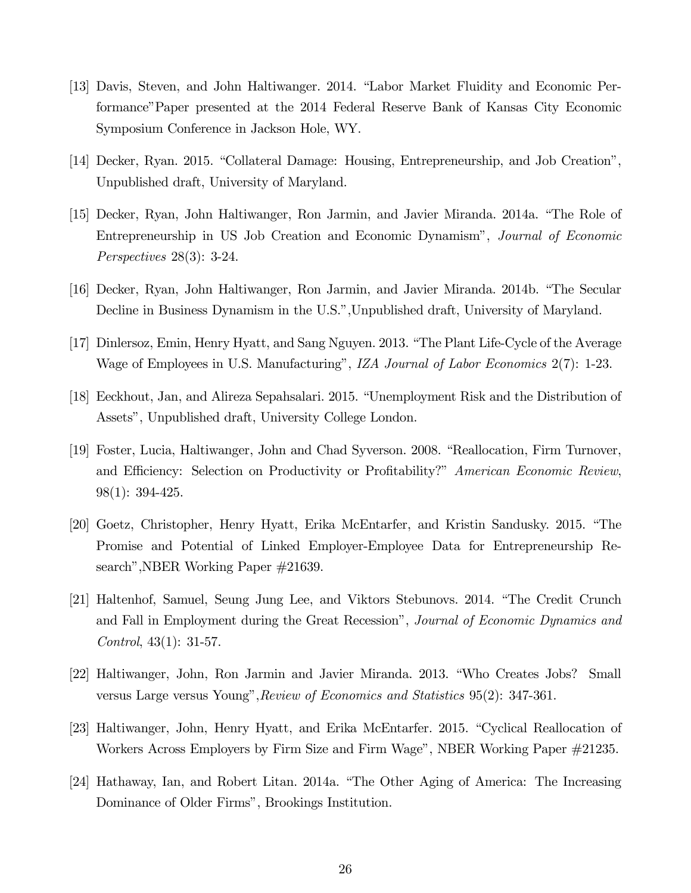[13] Davis, Steven, and John Haltiwanger. 2014. "Labor Market Fluidity and Economic Performance"Paper presented at the 2014 Federal Reserve Bank of Kansas City Economic Symposium Conference in Jackson Hole, WY.

[14] Decker, Ryan. 2015. "Collateral Damage: Housing, Entrepreneurship, and Job Creation", Unpublished draft, University of Maryland.

[15] Decker, Ryan, John Haltiwanger, Ron Jarmin, and Javier Miranda. 2014a. "The Role of Entrepreneurship in US Job Creation and Economic Dynamism", *Journal of Economic Perspectives* 28(3): 3-24.

[16] Decker, Ryan, John Haltiwanger, Ron Jarmin, and Javier Miranda. 2014b. "The Secular Decline in Business Dynamism in the U.S.",Unpublished draft, University of Maryland.

[17] Dinlersoz, Emin, Henry Hyatt, and Sang Nguyen. 2013. "The Plant Life-Cycle of the Average Wage of Employees in U.S. Manufacturing", *IZA Journal of Labor Economics* 2(7): 1-23.

[18] Eeckhout, Jan, and Alireza Sepahsalari. 2015. "Unemployment Risk and the Distribution of Assets", Unpublished draft, University College London.

[19] Foster, Lucia, Haltiwanger, John and Chad Syverson. 2008. "Reallocation, Firm Turnover, and Efficiency: Selection on Productivity or Profitability?" *American Economic Review*, 98(1): 394-425.

[20] Goetz, Christopher, Henry Hyatt, Erika McEntarfer, and Kristin Sandusky. 2015. "The Promise and Potential of Linked Employer-Employee Data for Entrepreneurship Research",NBER Working Paper #21639.

[21] Haltenhof, Samuel, Seung Jung Lee, and Viktors Stebunovs. 2014. "The Credit Crunch and Fall in Employment during the Great Recession", *Journal of Economic Dynamics and Control*, 43(1): 31-57.

[22] Haltiwanger, John, Ron Jarmin and Javier Miranda. 2013. "Who Creates Jobs? Small versus Large versus Young",*Review of Economics and Statistics* 95(2): 347-361.

[23] Haltiwanger, John, Henry Hyatt, and Erika McEntarfer. 2015. "Cyclical Reallocation of Workers Across Employers by Firm Size and Firm Wage", NBER Working Paper #21235.

[24] Hathaway, Ian, and Robert Litan. 2014a. "The Other Aging of America: The Increasing Dominance of Older Firms", Brookings Institution.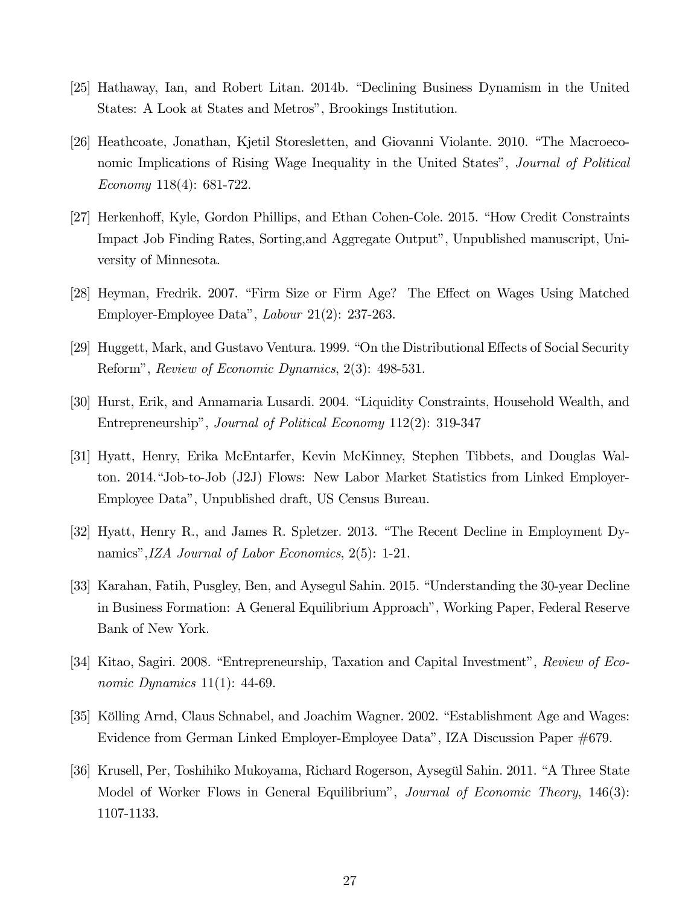[25] Hathaway, Ian, and Robert Litan. 2014b. "Declining Business Dynamism in the United States: A Look at States and Metros", Brookings Institution.

[26] Heathcoate, Jonathan, Kjetil Storesletten, and Giovanni Violante. 2010. "The Macroeconomic Implications of Rising Wage Inequality in the United States", *Journal of Political Economy* 118(4): 681-722.

[27] Herkenhoff, Kyle, Gordon Phillips, and Ethan Cohen-Cole. 2015. "How Credit Constraints Impact Job Finding Rates, Sorting,and Aggregate Output", Unpublished manuscript, University of Minnesota.

[28] Heyman, Fredrik. 2007. "Firm Size or Firm Age? The Effect on Wages Using Matched Employer-Employee Data", *Labour* 21(2): 237-263.

[29] Huggett, Mark, and Gustavo Ventura. 1999. "On the Distributional Effects of Social Security Reform", *Review of Economic Dynamics*, 2(3): 498-531.

[30] Hurst, Erik, and Annamaria Lusardi. 2004. "Liquidity Constraints, Household Wealth, and Entrepreneurship", *Journal of Political Economy* 112(2): 319-347

[31] Hyatt, Henry, Erika McEntarfer, Kevin McKinney, Stephen Tibbets, and Douglas Walton. 2014."Job-to-Job (J2J) Flows: New Labor Market Statistics from Linked Employer-Employee Data", Unpublished draft, US Census Bureau.

[32] Hyatt, Henry R., and James R. Spletzer. 2013. "The Recent Decline in Employment Dynamics",*IZA Journal of Labor Economics*, 2(5): 1-21.

[33] Karahan, Fatih, Pusgley, Ben, and Aysegul Sahin. 2015. "Understanding the 30-year Decline in Business Formation: A General Equilibrium Approach", Working Paper, Federal Reserve Bank of New York.

[34] Kitao, Sagiri. 2008. "Entrepreneurship, Taxation and Capital Investment", *Review of Economic Dynamics* 11(1): 44-69.

[35] Kölling Arnd, Claus Schnabel, and Joachim Wagner. 2002. "Establishment Age and Wages: Evidence from German Linked Employer-Employee Data", IZA Discussion Paper #679.

[36] Krusell, Per, Toshihiko Mukoyama, Richard Rogerson, Aysegül Sahin. 2011. "A Three State Model of Worker Flows in General Equilibrium", *Journal of Economic Theory*, 146(3): 1107-1133.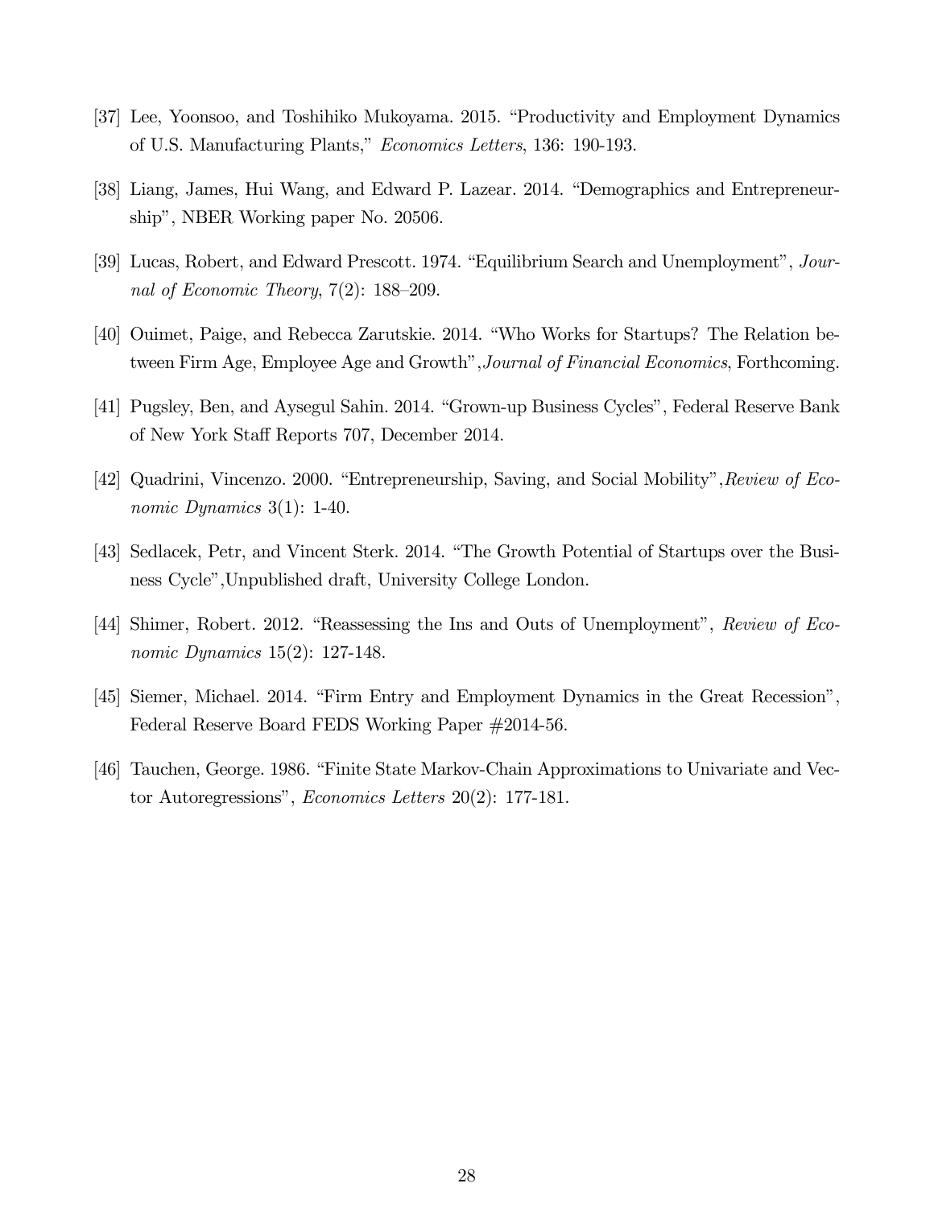[37] Lee, Yoonsoo, and Toshihiko Mukoyama. 2015. "Productivity and Employment Dynamics of U.S. Manufacturing Plants," *Economics Letters*, 136: 190-193.

[38] Liang, James, Hui Wang, and Edward P. Lazear. 2014. "Demographics and Entrepreneurship", NBER Working paper No. 20506.

[39] Lucas, Robert, and Edward Prescott. 1974. "Equilibrium Search and Unemployment", *Journal of Economic Theory*, 7(2): 188–209.

[40] Ouimet, Paige, and Rebecca Zarutskie. 2014. "Who Works for Startups? The Relation between Firm Age, Employee Age and Growth",*Journal of Financial Economics*, Forthcoming.

[41] Pugsley, Ben, and Aysegul Sahin. 2014. "Grown-up Business Cycles", Federal Reserve Bank of New York Staff Reports 707, December 2014.

[42] Quadrini, Vincenzo. 2000. "Entrepreneurship, Saving, and Social Mobility",*Review of Economic Dynamics* 3(1): 1-40.

[43] Sedlacek, Petr, and Vincent Sterk. 2014. "The Growth Potential of Startups over the Business Cycle",Unpublished draft, University College London.

[44] Shimer, Robert. 2012. "Reassessing the Ins and Outs of Unemployment", *Review of Economic Dynamics* 15(2): 127-148.

[45] Siemer, Michael. 2014. "Firm Entry and Employment Dynamics in the Great Recession", Federal Reserve Board FEDS Working Paper #2014-56.

[46] Tauchen, George. 1986. "Finite State Markov-Chain Approximations to Univariate and Vector Autoregressions", *Economics Letters* 20(2): 177-181.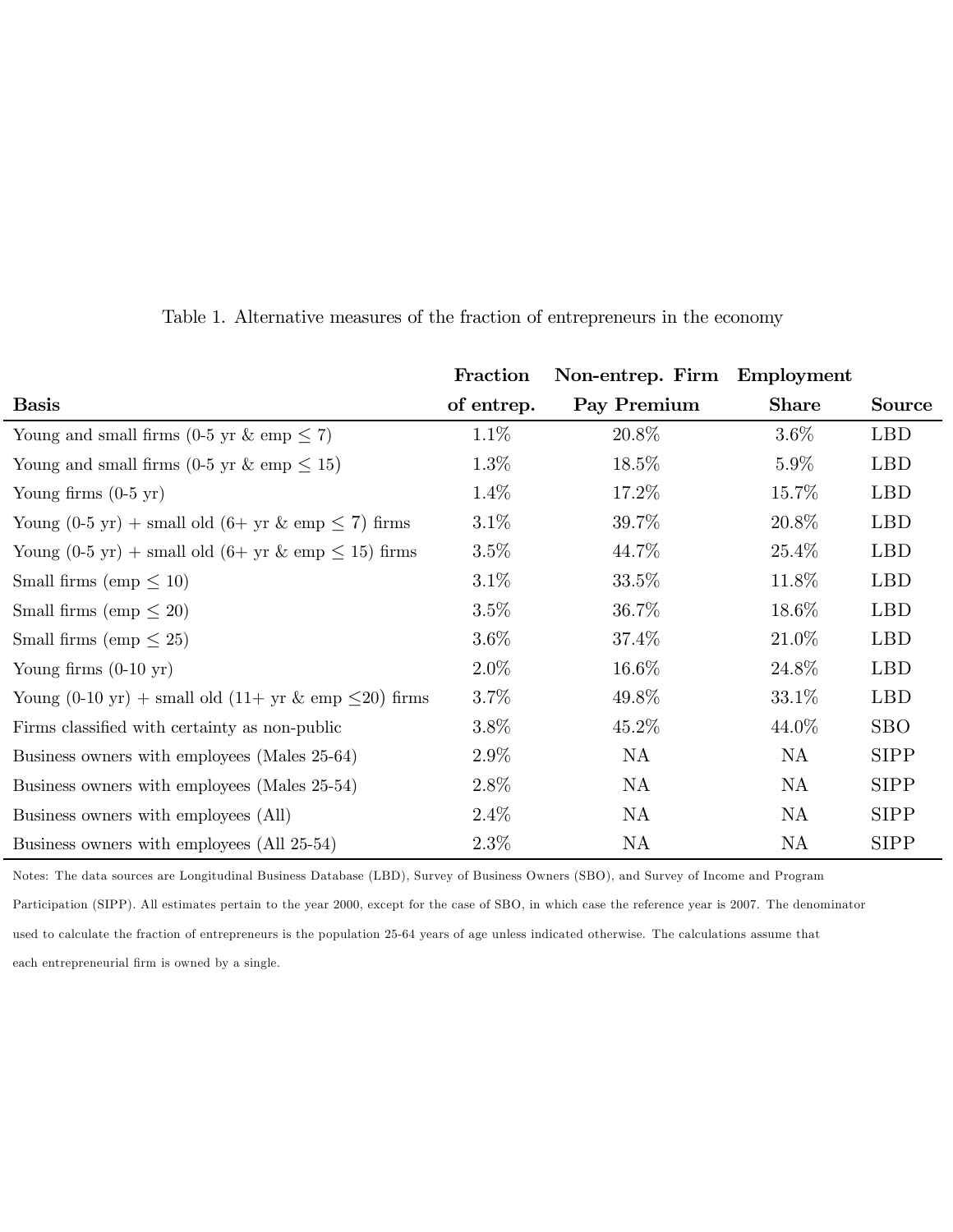Table 1. Alternative measures of the fraction of entrepreneurs in the economy

| Basis | Fraction of entrep. | Non-entrep. Firm Pay Premium | Employment Share | Source |
|---|---|---|---|---|
| Young and small firms (0-5 yr & emp $\leq$ 7) | 1.1% | 20.8% | 3.6% | LBD |
| Young and small firms (0-5 yr & emp $\leq$ 15) | 1.3% | 18.5% | 5.9% | LBD |
| Young firms (0-5 yr) | 1.4% | 17.2% | 15.7% | LBD |
| Young (0-5 yr) + small old (6+ yr & emp $\leq$ 7) firms | 3.1% | 39.7% | 20.8% | LBD |
| Young (0-5 yr) + small old (6+ yr & emp $\leq$ 15) firms | 3.5% | 44.7% | 25.4% | LBD |
| Small firms (emp $\leq$ 10) | 3.1% | 33.5% | 11.8% | LBD |
| Small firms (emp $\leq$ 20) | 3.5% | 36.7% | 18.6% | LBD |
| Small firms (emp $\leq$ 25) | 3.6% | 37.4% | 21.0% | LBD |
| Young firms (0-10 yr) | 2.0% | 16.6% | 24.8% | LBD |
| Young (0-10 yr) + small old (11+ yr & emp $\leq$20) firms | 3.7% | 49.8% | 33.1% | LBD |
| Firms classified with certainty as non-public | 3.8% | 45.2% | 44.0% | SBO |
| Business owners with employees (Males 25-64) | 2.9% | NA | NA | SIPP |
| Business owners with employees (Males 25-54) | 2.8% | NA | NA | SIPP |
| Business owners with employees (All) | 2.4% | NA | NA | SIPP |
| Business owners with employees (All 25-54) | 2.3% | NA | NA | SIPP |

Notes: The data sources are Longitudinal Business Database (LBD), Survey of Business Owners (SBO), and Survey of Income and Program Participation (SIPP). All estimates pertain to the year 2000, except for the case of SBO, in which case the reference year is 2007. The denominator used to calculate the fraction of entrepreneurs is the population 25-64 years of age unless indicated otherwise. The calculations assume that each entrepreneurial firm is owned by a single.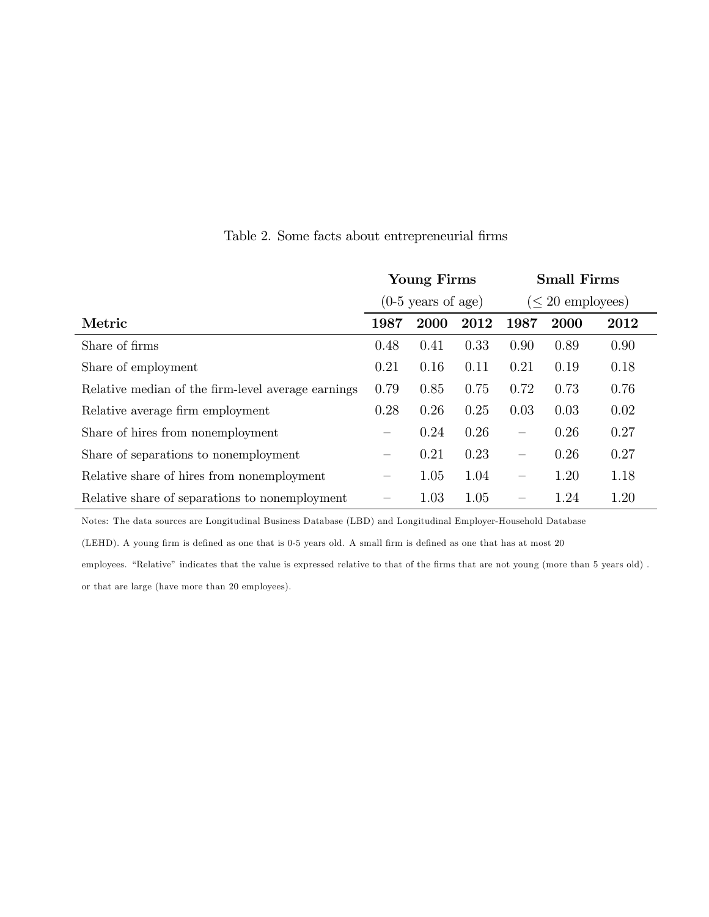Table 2. Some facts about entrepreneurial firms

| | Young Firms (0-5 years of age) | | | Small Firms ($\leq$ 20 employees) | | |
|---|---|---|---|---|---|---|
| **Metric** | **1987** | **2000** | **2012** | **1987** | **2000** | **2012** |
| Share of firms | 0.48 | 0.41 | 0.33 | 0.90 | 0.89 | 0.90 |
| Share of employment | 0.21 | 0.16 | 0.11 | 0.21 | 0.19 | 0.18 |
| Relative median of the firm-level average earnings | 0.79 | 0.85 | 0.75 | 0.72 | 0.73 | 0.76 |
| Relative average firm employment | 0.28 | 0.26 | 0.25 | 0.03 | 0.03 | 0.02 |
| Share of hires from nonemployment | – | 0.24 | 0.26 | – | 0.26 | 0.27 |
| Share of separations to nonemployment | – | 0.21 | 0.23 | – | 0.26 | 0.27 |
| Relative share of hires from nonemployment | – | 1.05 | 1.04 | – | 1.20 | 1.18 |
| Relative share of separations to nonemployment | – | 1.03 | 1.05 | – | 1.24 | 1.20 |

Notes: The data sources are Longitudinal Business Database (LBD) and Longitudinal Employer-Household Database (LEHD). A young firm is defined as one that is 0-5 years old. A small firm is defined as one that has at most 20 employees. "Relative" indicates that the value is expressed relative to that of the firms that are not young (more than 5 years old) . or that are large (have more than 20 employees).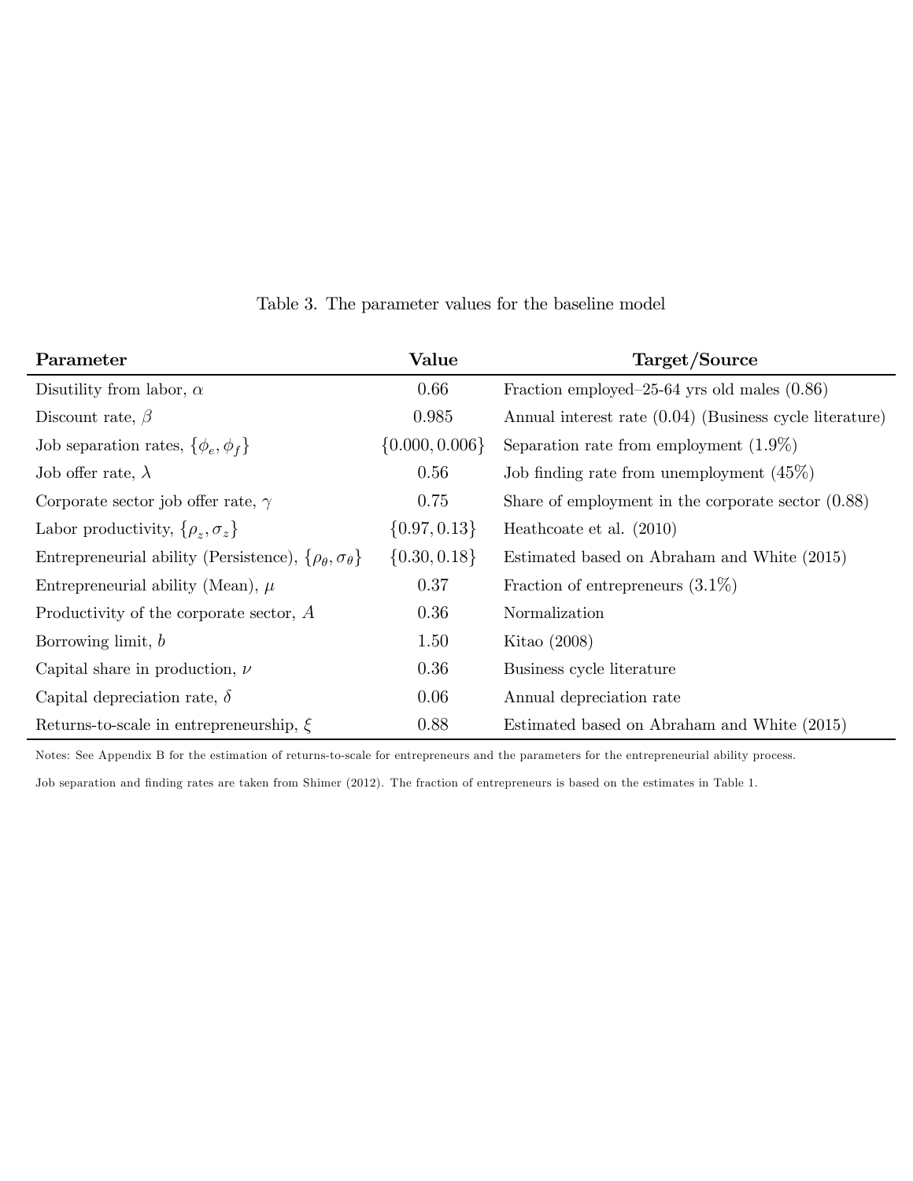Table 3. The parameter values for the baseline model

| Parameter | Value | Target/Source |
|---|---|---|
| Disutility from labor, $\alpha$ | 0.66 | Fraction employed–25-64 yrs old males (0.86) |
| Discount rate, $\beta$ | 0.985 | Annual interest rate (0.04) (Business cycle literature) |
| Job separation rates, $\{\phi_e, \phi_f\}$ | $\{0.000, 0.006\}$ | Separation rate from employment (1.9%) |
| Job offer rate, $\lambda$ | 0.56 | Job finding rate from unemployment (45%) |
| Corporate sector job offer rate, $\gamma$ | 0.75 | Share of employment in the corporate sector (0.88) |
| Labor productivity, $\{\rho_z, \sigma_z\}$ | $\{0.97, 0.13\}$ | Heathcoate et al. (2010) |
| Entrepreneurial ability (Persistence), $\{\rho_\theta, \sigma_\theta\}$ | $\{0.30, 0.18\}$ | Estimated based on Abraham and White (2015) |
| Entrepreneurial ability (Mean), $\mu$ | 0.37 | Fraction of entrepreneurs (3.1%) |
| Productivity of the corporate sector, $A$ | 0.36 | Normalization |
| Borrowing limit, $b$ | 1.50 | Kitao (2008) |
| Capital share in production, $\nu$ | 0.36 | Business cycle literature |
| Capital depreciation rate, $\delta$ | 0.06 | Annual depreciation rate |
| Returns-to-scale in entrepreneurship, $\xi$ | 0.88 | Estimated based on Abraham and White (2015) |

Notes: See Appendix B for the estimation of returns-to-scale for entrepreneurs and the parameters for the entrepreneurial ability process.

Job separation and finding rates are taken from Shimer (2012). The fraction of entrepreneurs is based on the estimates in Table 1.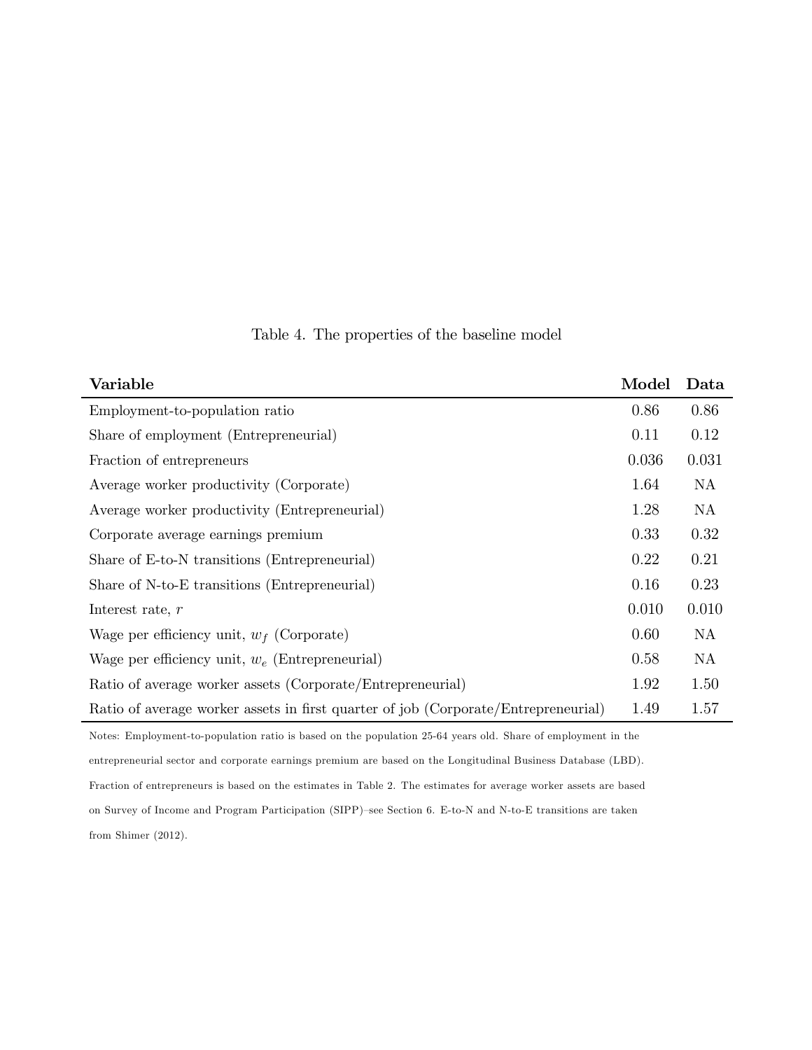Table 4. The properties of the baseline model

| **Variable** | **Model** | **Data** |
|---|---|---|
| Employment-to-population ratio | 0.86 | 0.86 |
| Share of employment (Entrepreneurial) | 0.11 | 0.12 |
| Fraction of entrepreneurs | 0.036 | 0.031 |
| Average worker productivity (Corporate) | 1.64 | NA |
| Average worker productivity (Entrepreneurial) | 1.28 | NA |
| Corporate average earnings premium | 0.33 | 0.32 |
| Share of E-to-N transitions (Entrepreneurial) | 0.22 | 0.21 |
| Share of N-to-E transitions (Entrepreneurial) | 0.16 | 0.23 |
| Interest rate, $r$ | 0.010 | 0.010 |
| Wage per efficiency unit, $w_f$ (Corporate) | 0.60 | NA |
| Wage per efficiency unit, $w_e$ (Entrepreneurial) | 0.58 | NA |
| Ratio of average worker assets (Corporate/Entrepreneurial) | 1.92 | 1.50 |
| Ratio of average worker assets in first quarter of job (Corporate/Entrepreneurial) | 1.49 | 1.57 |

Notes: Employment-to-population ratio is based on the population 25-64 years old. Share of employment in the entrepreneurial sector and corporate earnings premium are based on the Longitudinal Business Database (LBD). Fraction of entrepreneurs is based on the estimates in Table 2. The estimates for average worker assets are based on Survey of Income and Program Participation (SIPP)–see Section 6. E-to-N and N-to-E transitions are taken from Shimer (2012).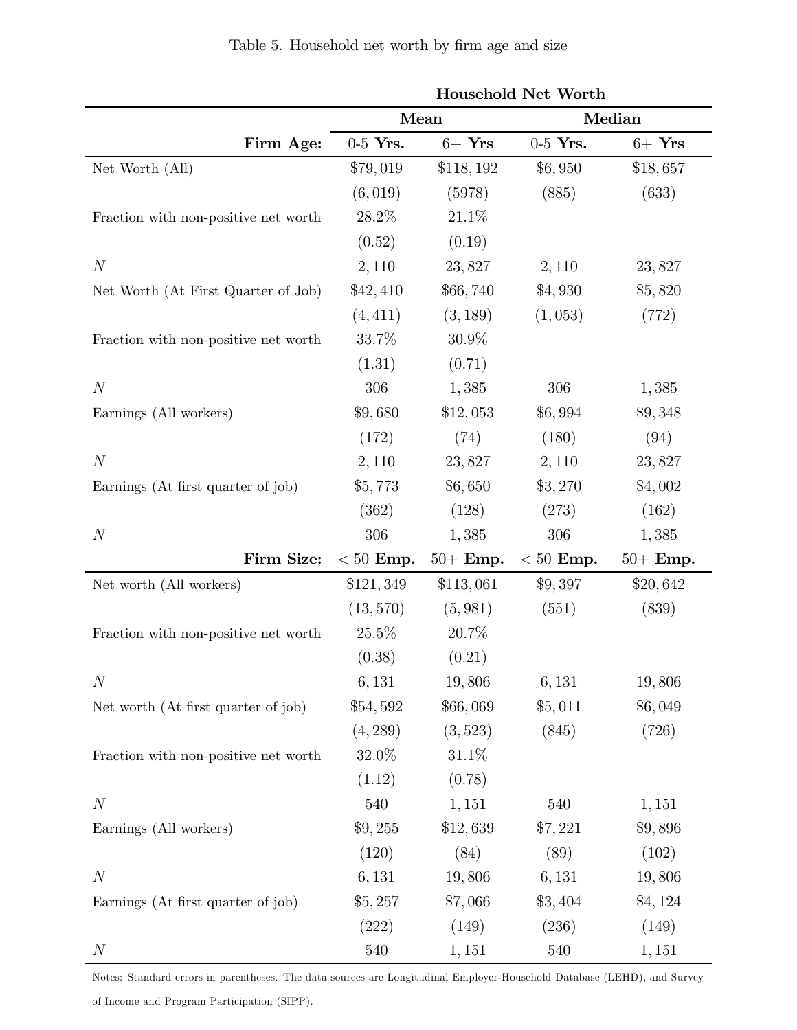Table 5. Household net worth by firm age and size

| | Household Net Worth | | | |
|---|---|---|---|---|
| | **Mean** | | **Median** | |
| **Firm Age:** | 0-5 **Yrs.** | 6+ **Yrs** | 0-5 **Yrs.** | 6+ **Yrs** |
| Net Worth (All) | \$79,019 | \$118,192 | \$6,950 | \$18,657 |
| | (6,019) | (5978) | (885) | (633) |
| Fraction with non-positive net worth | 28.2% | 21.1% | | |
| | (0.52) | (0.19) | | |
| $N$ | 2,110 | 23,827 | 2,110 | 23,827 |
| Net Worth (At First Quarter of Job) | \$42,410 | \$66,740 | \$4,930 | \$5,820 |
| | (4,411) | (3,189) | (1,053) | (772) |
| Fraction with non-positive net worth | 33.7% | 30.9% | | |
| | (1.31) | (0.71) | | |
| $N$ | 306 | 1,385 | 306 | 1,385 |
| Earnings (All workers) | \$9,680 | \$12,053 | \$6,994 | \$9,348 |
| | (172) | (74) | (180) | (94) |
| $N$ | 2,110 | 23,827 | 2,110 | 23,827 |
| Earnings (At first quarter of job) | \$5,773 | \$6,650 | \$3,270 | \$4,002 |
| | (362) | (128) | (273) | (162) |
| $N$ | 306 | 1,385 | 306 | 1,385 |
| **Firm Size:** | < 50 **Emp.** | 50+ **Emp.** | < 50 **Emp.** | 50+ **Emp.** |
| Net worth (All workers) | \$121,349 | \$113,061 | \$9,397 | \$20,642 |
| | (13,570) | (5,981) | (551) | (839) |
| Fraction with non-positive net worth | 25.5% | 20.7% | | |
| | (0.38) | (0.21) | | |
| $N$ | 6,131 | 19,806 | 6,131 | 19,806 |
| Net worth (At first quarter of job) | \$54,592 | \$66,069 | \$5,011 | \$6,049 |
| | (4,289) | (3,523) | (845) | (726) |
| Fraction with non-positive net worth | 32.0% | 31.1% | | |
| | (1.12) | (0.78) | | |
| $N$ | 540 | 1,151 | 540 | 1,151 |
| Earnings (All workers) | \$9,255 | \$12,639 | \$7,221 | \$9,896 |
| | (120) | (84) | (89) | (102) |
| $N$ | 6,131 | 19,806 | 6,131 | 19,806 |
| Earnings (At first quarter of job) | \$5,257 | \$7,066 | \$3,404 | \$4,124 |
| | (222) | (149) | (236) | (149) |
| $N$ | 540 | 1,151 | 540 | 1,151 |

Notes: Standard errors in parentheses. The data sources are Longitudinal Employer-Household Database (LEHD), and Survey of Income and Program Participation (SIPP).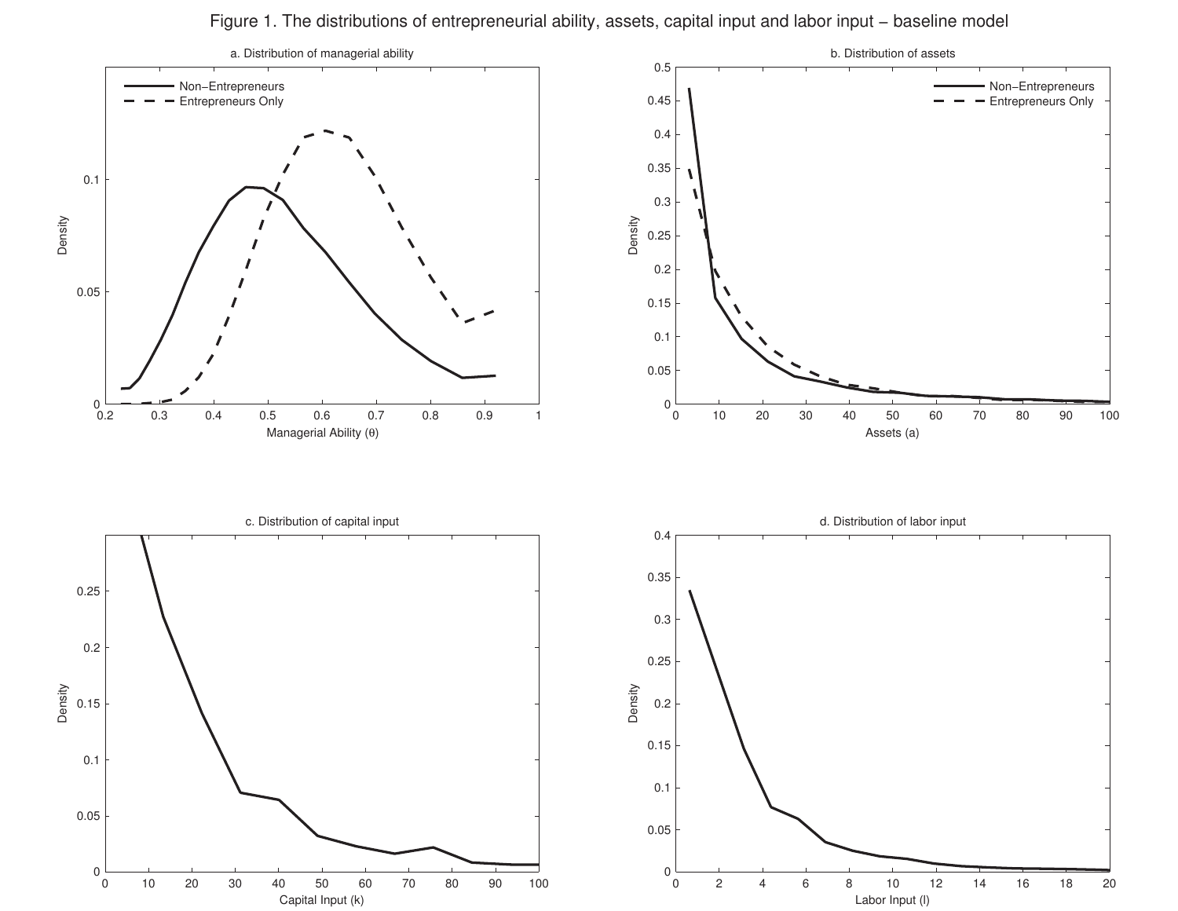Figure 1. The distributions of entrepreneurial ability, assets, capital input and labor input − baseline model

a. Distribution of managerial ability

b. Distribution of assets

c. Distribution of capital input

d. Distribution of labor input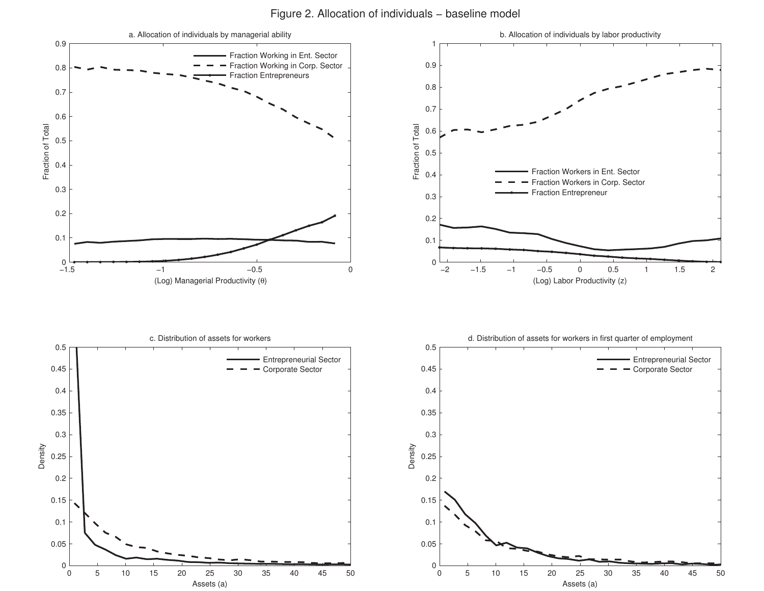Figure 2. Allocation of individuals – baseline model

a. Allocation of individuals by managerial ability

b. Allocation of individuals by labor productivity

c. Distribution of assets for workers

d. Distribution of assets for workers in first quarter of employment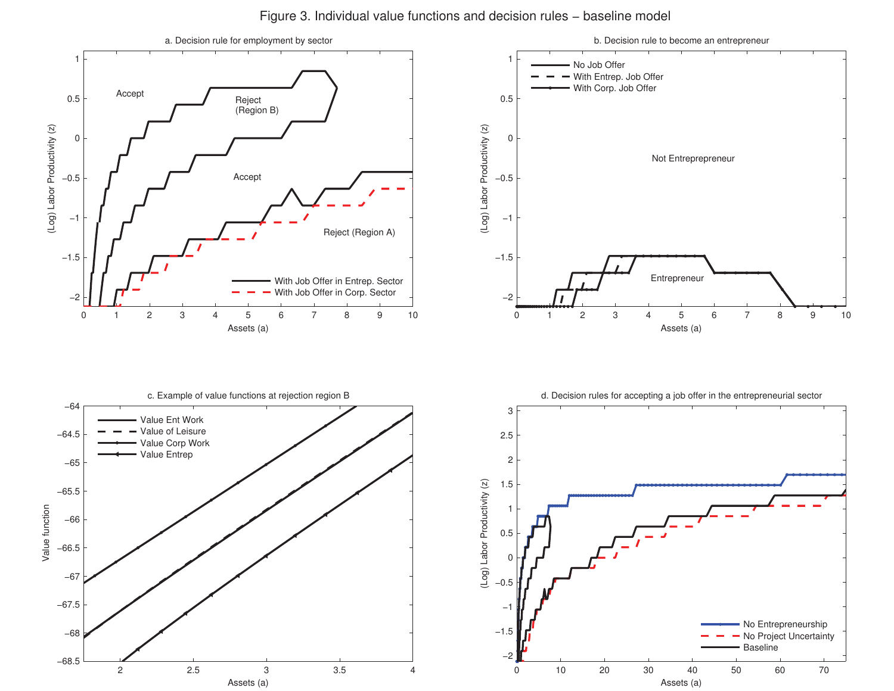Figure 3. Individual value functions and decision rules – baseline model

a. Decision rule for employment by sector

b. Decision rule to become an entrepreneur

c. Example of value functions at rejection region B

d. Decision rules for accepting a job offer in the entrepreneurial sector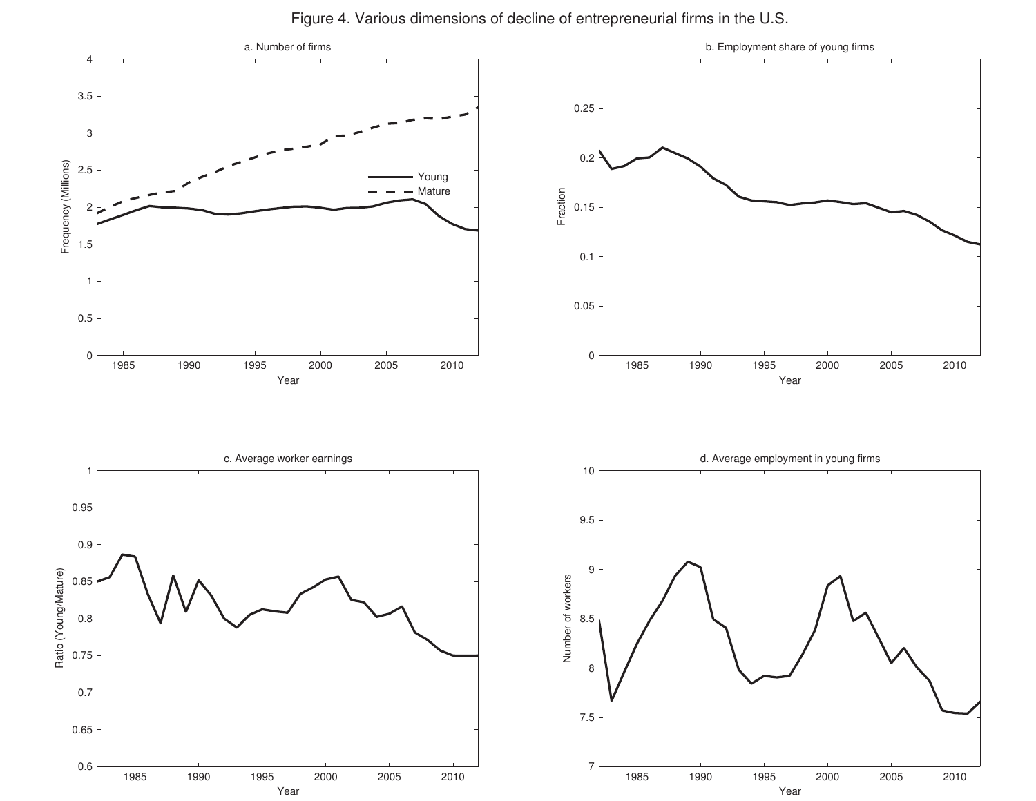Figure 4. Various dimensions of decline of entrepreneurial firms in the U.S.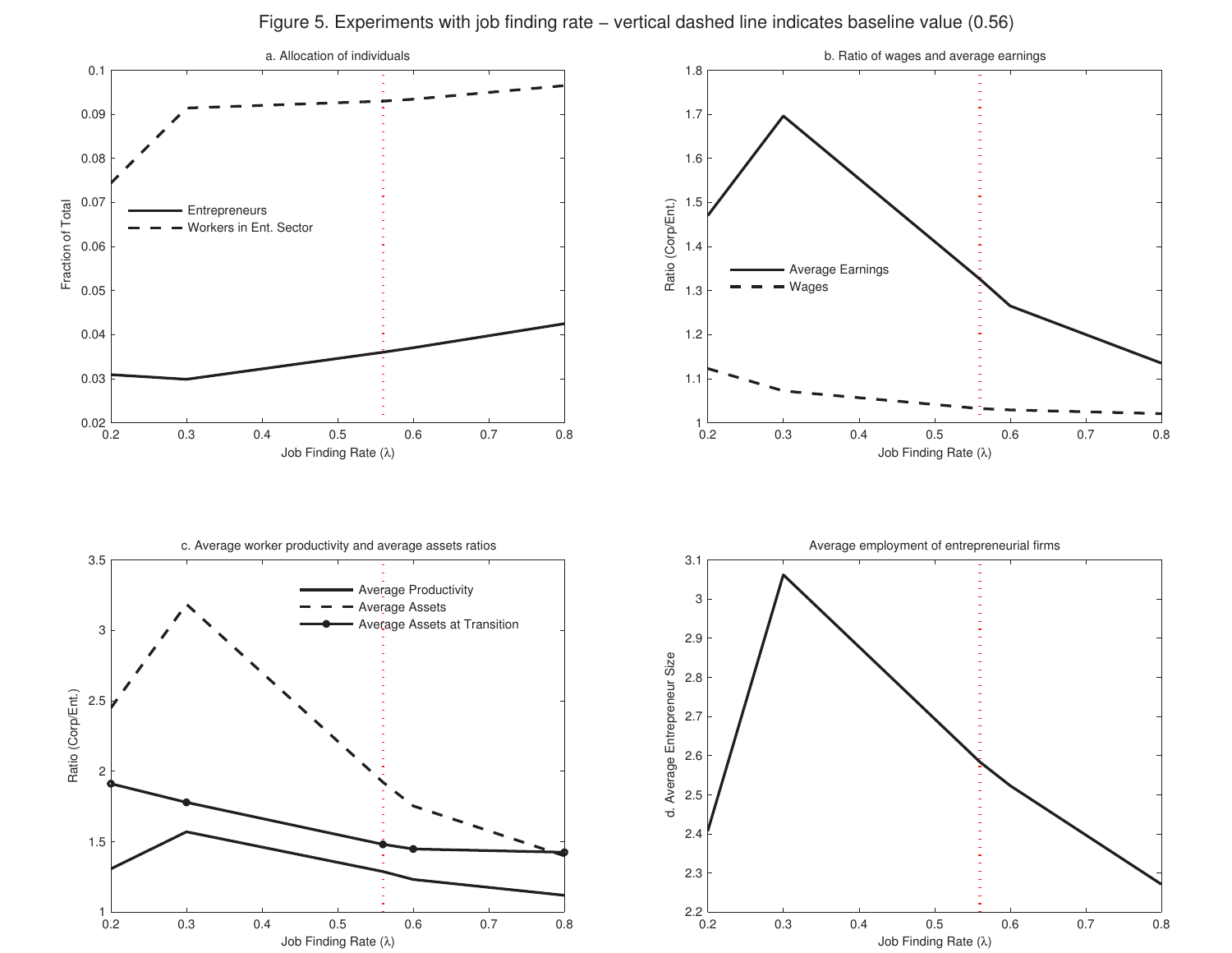Figure 5. Experiments with job finding rate – vertical dashed line indicates baseline value (0.56)

a. Allocation of individuals

b. Ratio of wages and average earnings

c. Average worker productivity and average assets ratios

d. Average employment of entrepreneurial firms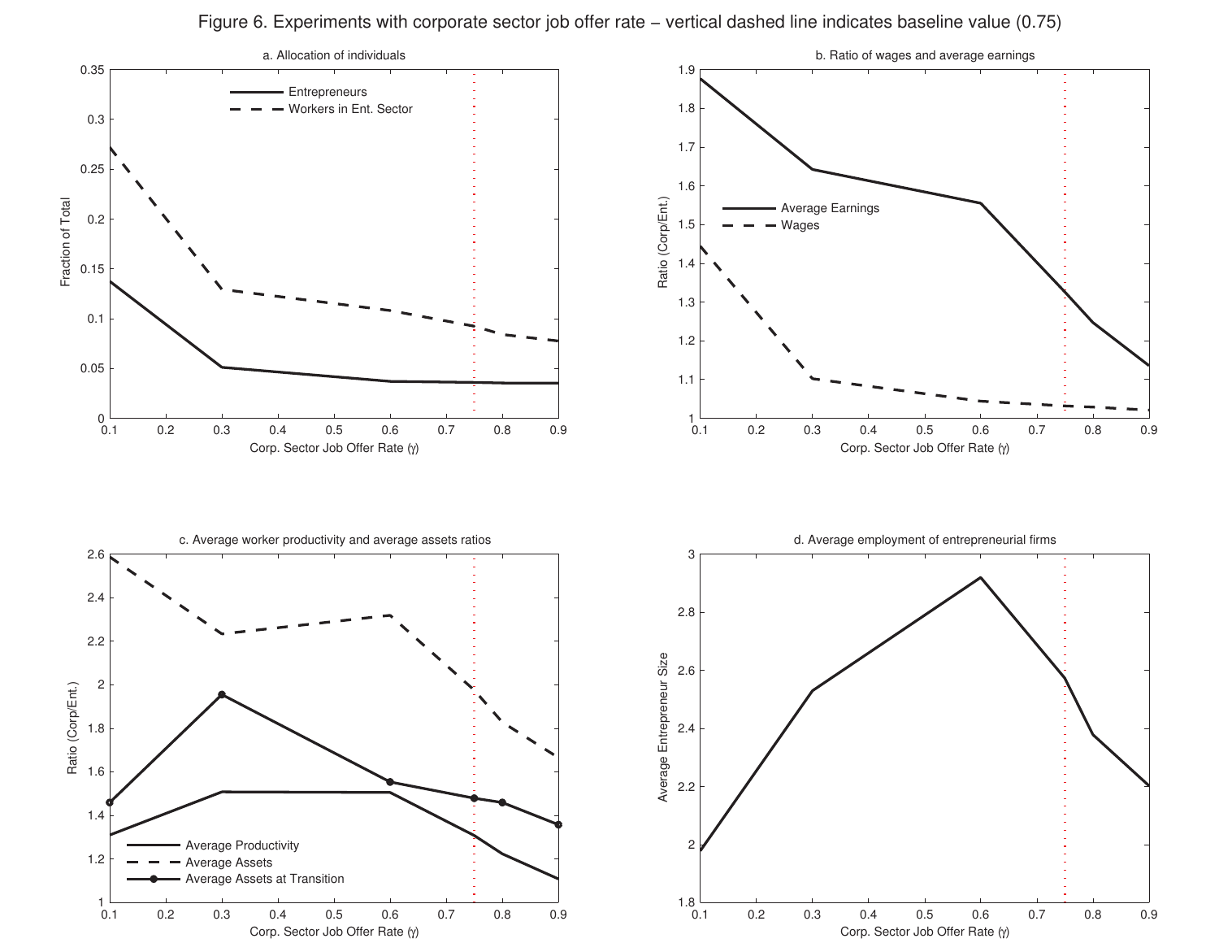Figure 6. Experiments with corporate sector job offer rate – vertical dashed line indicates baseline value (0.75)

a. Allocation of individuals

b. Ratio of wages and average earnings

c. Average worker productivity and average assets ratios

d. Average employment of entrepreneurial firms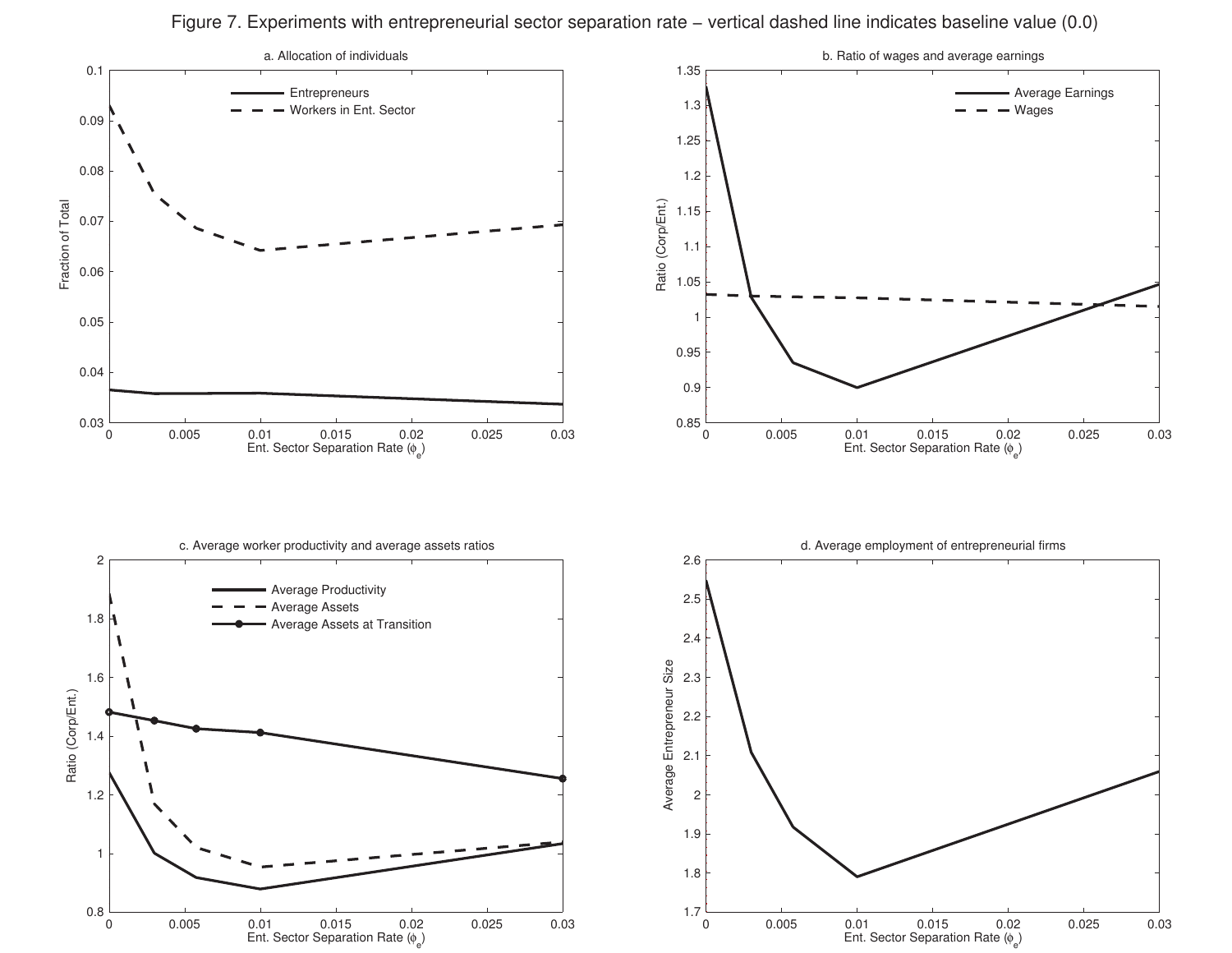Figure 7. Experiments with entrepreneurial sector separation rate – vertical dashed line indicates baseline value (0.0)

a. Allocation of individuals

b. Ratio of wages and average earnings

c. Average worker productivity and average assets ratios

d. Average employment of entrepreneurial firms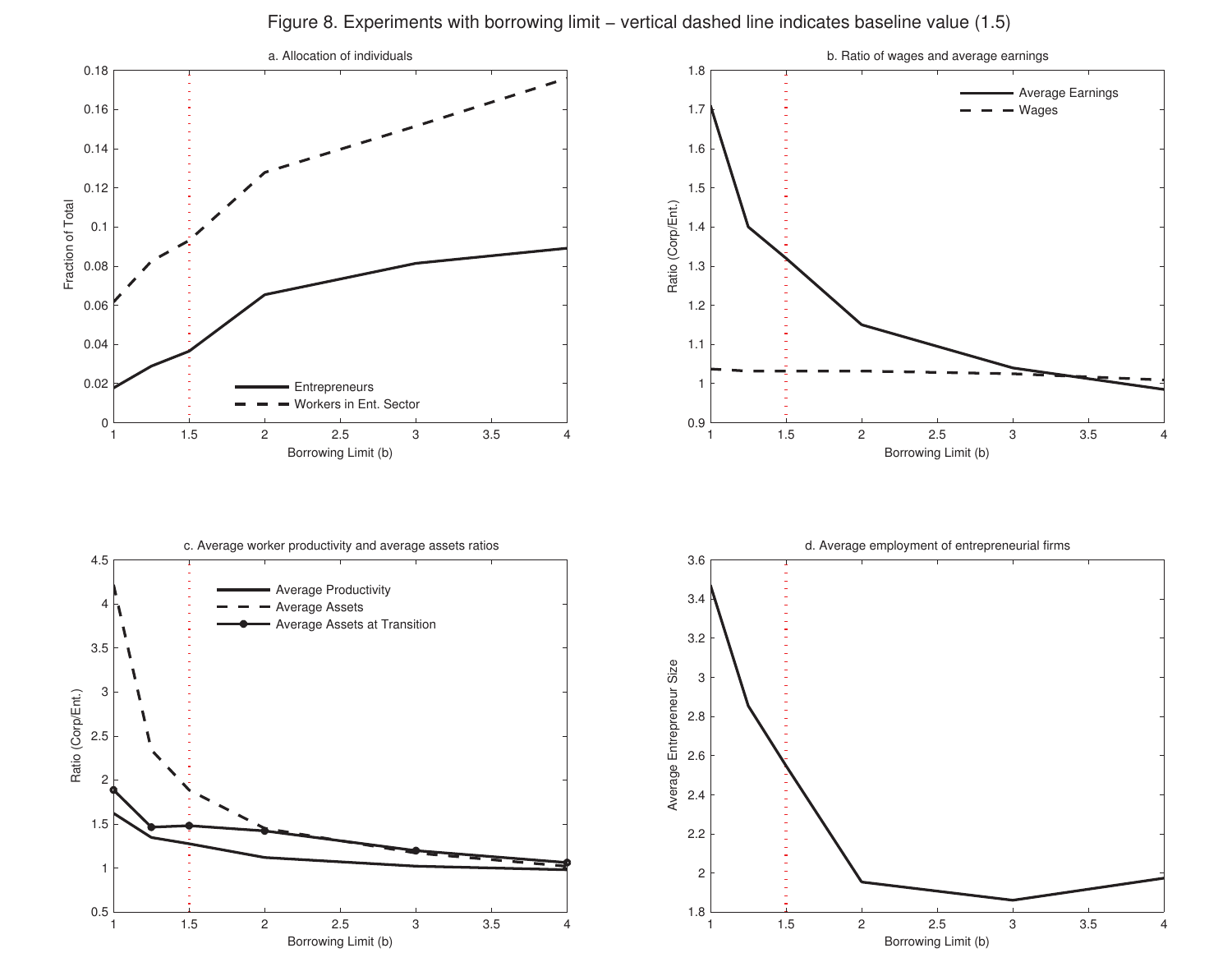Figure 8. Experiments with borrowing limit – vertical dashed line indicates baseline value (1.5)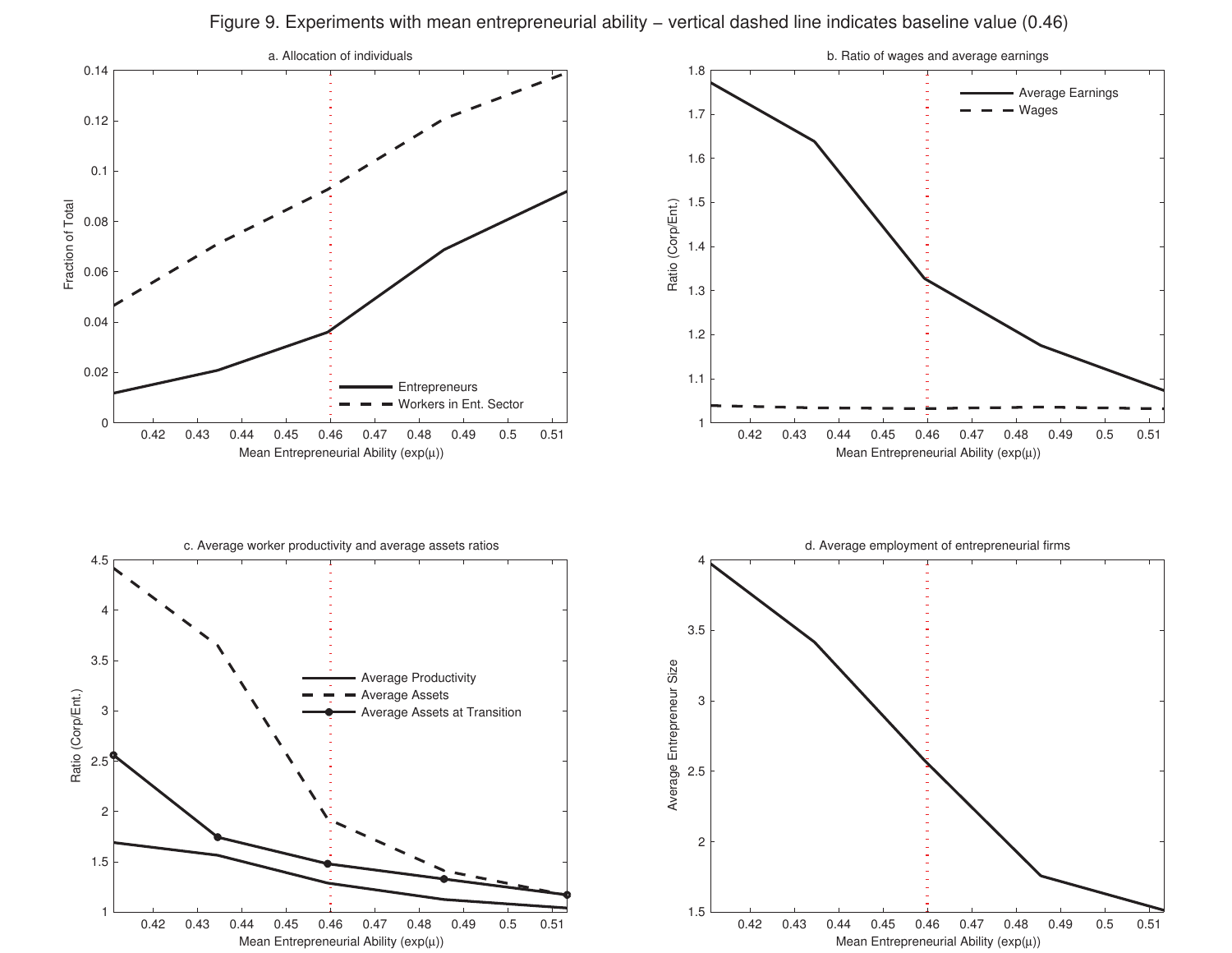Figure 9. Experiments with mean entrepreneurial ability – vertical dashed line indicates baseline value (0.46)

a. Allocation of individuals

Fraction of Total

Entrepreneurs

Workers in Ent. Sector

Mean Entrepreneurial Ability (exp(μ))

b. Ratio of wages and average earnings

Ratio (Corp/Ent.)

Average Earnings

Wages

Mean Entrepreneurial Ability (exp(μ))

c. Average worker productivity and average assets ratios

Ratio (Corp/Ent.)

Average Productivity

Average Assets

Average Assets at Transition

Mean Entrepreneurial Ability (exp(μ))

d. Average employment of entrepreneurial firms

Average Entrepreneur Size

Mean Entrepreneurial Ability (exp(μ))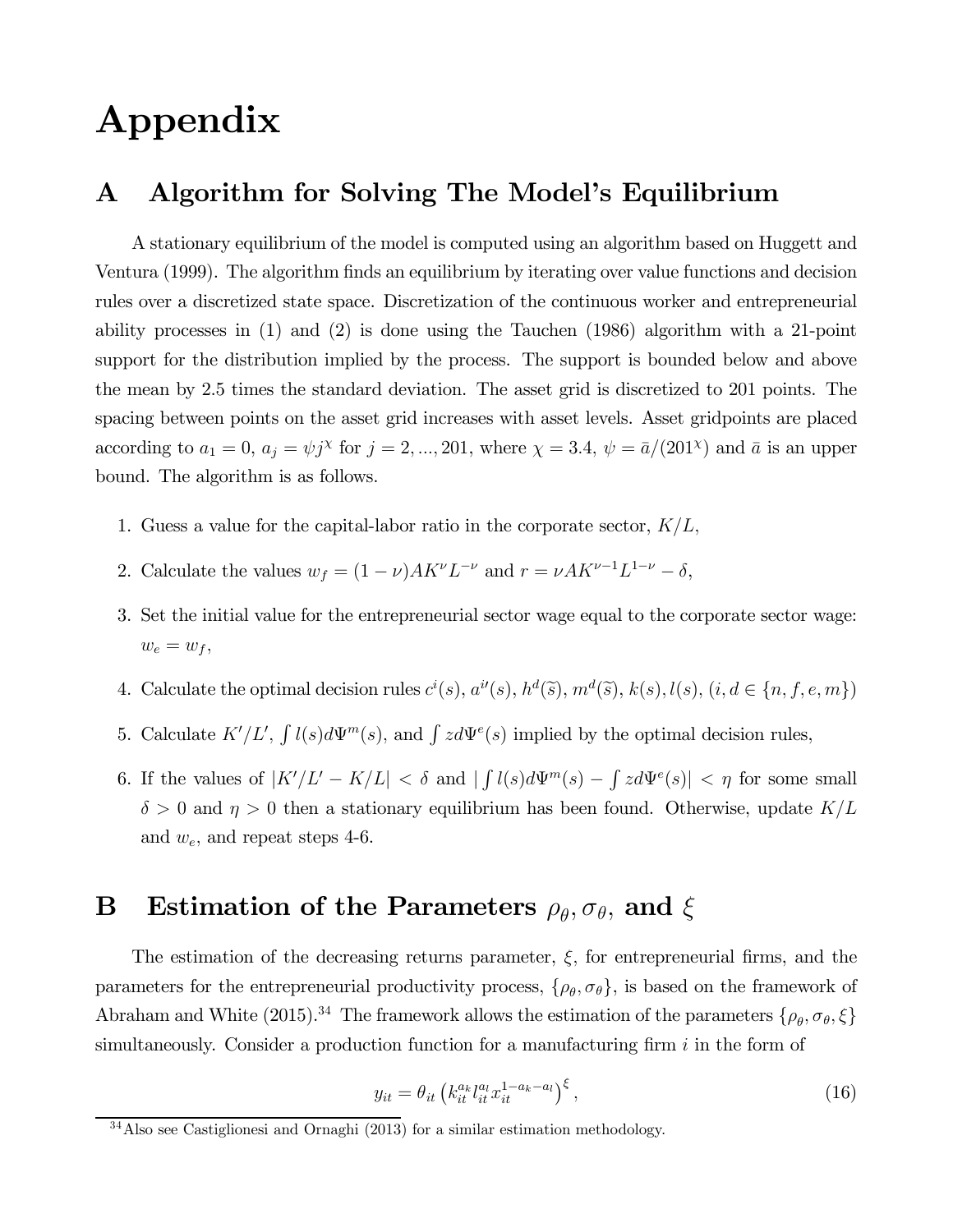# Appendix

## A Algorithm for Solving The Model's Equilibrium

A stationary equilibrium of the model is computed using an algorithm based on Huggett and Ventura (1999). The algorithm finds an equilibrium by iterating over value functions and decision rules over a discretized state space. Discretization of the continuous worker and entrepreneurial ability processes in (1) and (2) is done using the Tauchen (1986) algorithm with a 21-point support for the distribution implied by the process. The support is bounded below and above the mean by 2.5 times the standard deviation. The asset grid is discretized to 201 points. The spacing between points on the asset grid increases with asset levels. Asset gridpoints are placed according to $a_1 = 0$, $a_j = \psi j^{\chi}$ for $j = 2, ..., 201$, where $\chi = 3.4$, $\psi = \bar{a}/(201^{\chi})$ and $\bar{a}$ is an upper bound. The algorithm is as follows.

1. Guess a value for the capital-labor ratio in the corporate sector, $K/L$,
2. Calculate the values $w_f = (1-\nu)AK^{\nu}L^{-\nu}$ and $r = \nu AK^{\nu-1}L^{1-\nu} - \delta$,
3. Set the initial value for the entrepreneurial sector wage equal to the corporate sector wage: $w_e = w_f$,
4. Calculate the optimal decision rules $c^i(s)$, $a^{i\prime}(s)$, $h^d(\widetilde{s})$, $m^d(\widetilde{s})$, $k(s)$, $l(s)$, $(i, d \in \{n, f, e, m\})$
5. Calculate $K'/L'$, $\int l(s)d\Psi^m(s)$, and $\int zd\Psi^e(s)$ implied by the optimal decision rules,
6. If the values of $|K'/L' - K/L| < \delta$ and $|\int l(s)d\Psi^m(s) - \int zd\Psi^e(s)| < \eta$ for some small $\delta > 0$ and $\eta > 0$ then a stationary equilibrium has been found. Otherwise, update $K/L$ and $w_e$, and repeat steps 4-6.

## B Estimation of the Parameters $\rho_\theta, \sigma_\theta$, and $\xi$

The estimation of the decreasing returns parameter, $\xi$, for entrepreneurial firms, and the parameters for the entrepreneurial productivity process, $\{\rho_\theta, \sigma_\theta\}$, is based on the framework of Abraham and White (2015).[34] The framework allows the estimation of the parameters $\{\rho_\theta, \sigma_\theta, \xi\}$ simultaneously. Consider a production function for a manufacturing firm $i$ in the form of

$$y_{it} = \theta_{it}\left(k_{it}^{a_k} l_{it}^{a_l} x_{it}^{1-a_k-a_l}\right)^{\xi}, \tag{16}$$

[34] Also see Castiglionesi and Ornaghi (2013) for a similar estimation methodology.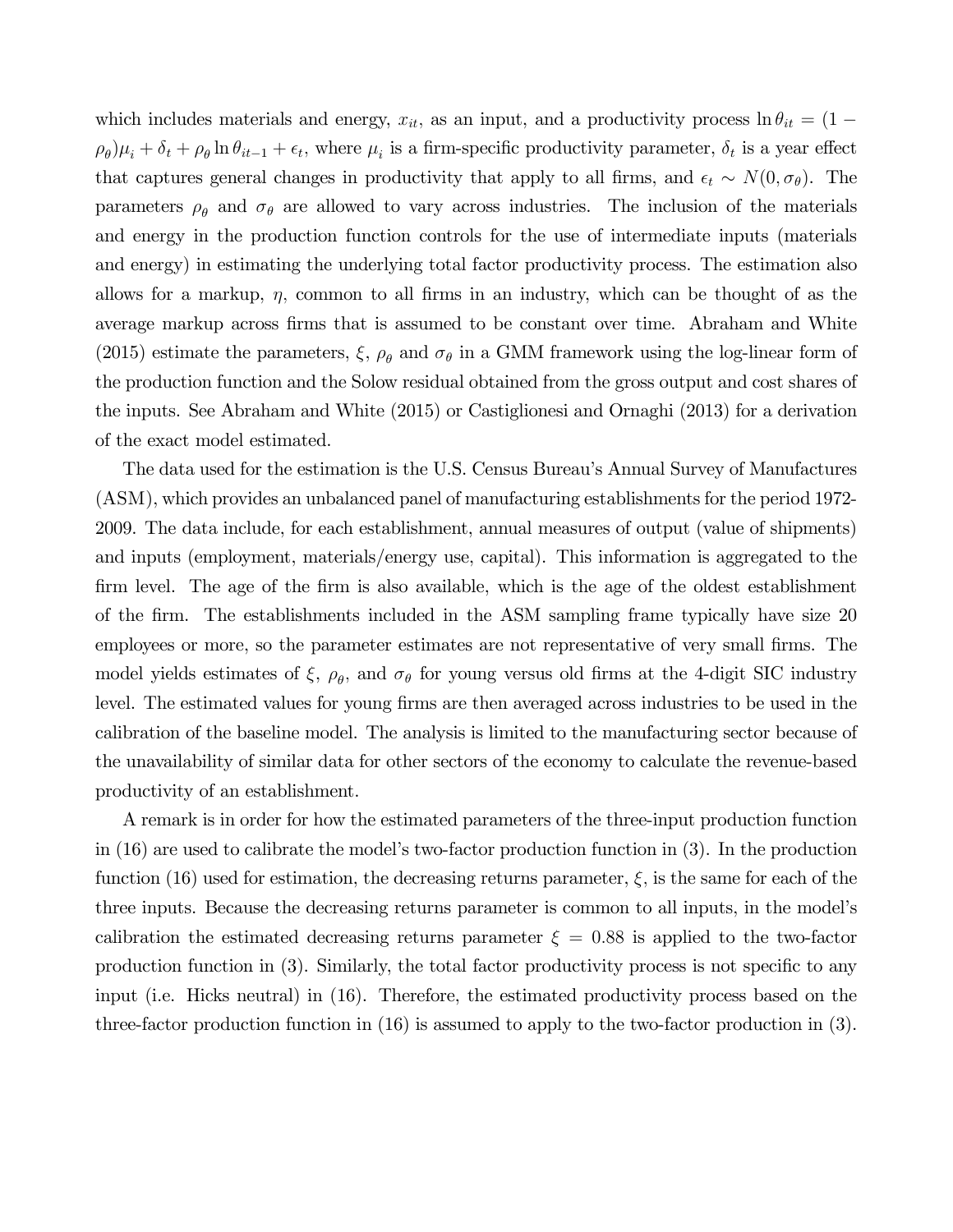which includes materials and energy, $x_{it}$, as an input, and a productivity process $\ln \theta_{it} = (1 - \rho_\theta)\mu_i + \delta_t + \rho_\theta \ln \theta_{it-1} + \epsilon_t$, where $\mu_i$ is a firm-specific productivity parameter, $\delta_t$ is a year effect that captures general changes in productivity that apply to all firms, and $\epsilon_t \sim N(0, \sigma_\theta)$. The parameters $\rho_\theta$ and $\sigma_\theta$ are allowed to vary across industries. The inclusion of the materials and energy in the production function controls for the use of intermediate inputs (materials and energy) in estimating the underlying total factor productivity process. The estimation also allows for a markup, $\eta$, common to all firms in an industry, which can be thought of as the average markup across firms that is assumed to be constant over time. Abraham and White (2015) estimate the parameters, $\xi$, $\rho_\theta$ and $\sigma_\theta$ in a GMM framework using the log-linear form of the production function and the Solow residual obtained from the gross output and cost shares of the inputs. See Abraham and White (2015) or Castiglionesi and Ornaghi (2013) for a derivation of the exact model estimated.

The data used for the estimation is the U.S. Census Bureau's Annual Survey of Manufactures (ASM), which provides an unbalanced panel of manufacturing establishments for the period 1972-2009. The data include, for each establishment, annual measures of output (value of shipments) and inputs (employment, materials/energy use, capital). This information is aggregated to the firm level. The age of the firm is also available, which is the age of the oldest establishment of the firm. The establishments included in the ASM sampling frame typically have size 20 employees or more, so the parameter estimates are not representative of very small firms. The model yields estimates of $\xi$, $\rho_\theta$, and $\sigma_\theta$ for young versus old firms at the 4-digit SIC industry level. The estimated values for young firms are then averaged across industries to be used in the calibration of the baseline model. The analysis is limited to the manufacturing sector because of the unavailability of similar data for other sectors of the economy to calculate the revenue-based productivity of an establishment.

A remark is in order for how the estimated parameters of the three-input production function in (16) are used to calibrate the model's two-factor production function in (3). In the production function (16) used for estimation, the decreasing returns parameter, $\xi$, is the same for each of the three inputs. Because the decreasing returns parameter is common to all inputs, in the model's calibration the estimated decreasing returns parameter $\xi = 0.88$ is applied to the two-factor production function in (3). Similarly, the total factor productivity process is not specific to any input (i.e. Hicks neutral) in (16). Therefore, the estimated productivity process based on the three-factor production function in (16) is assumed to apply to the two-factor production in (3).